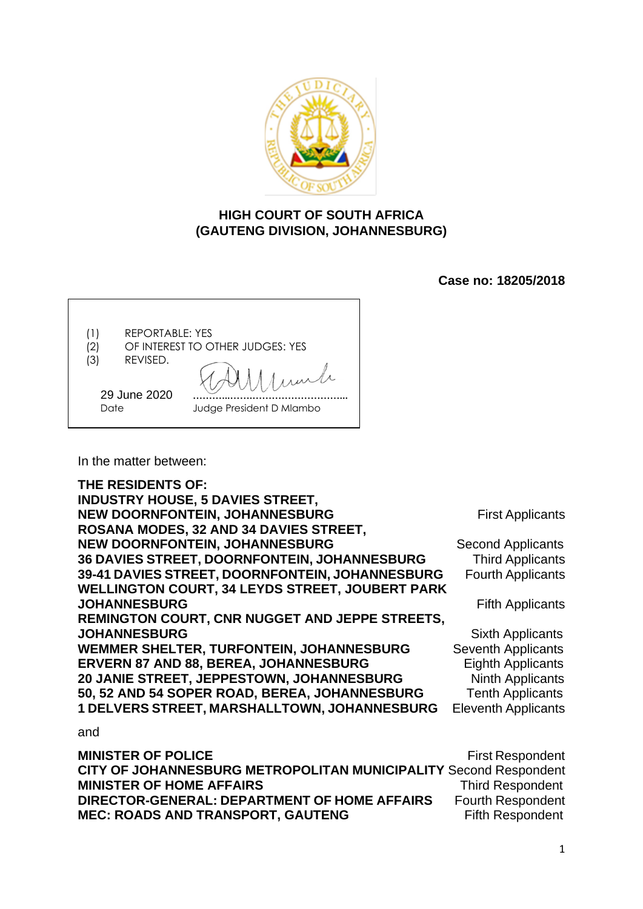**HIGH COURT OF SOUTH AFRICA**
**(GAUTENG DIVISION, JOHANNESBURG)**

**Case no: 18205/2018**

(1) REPORTABLE: YES
(2) OF INTEREST TO OTHER JUDGES: YES
(3) REVISED.

29 June 2020 ……………………………………..
Date Judge President D Mlambo

In the matter between:

| | |
|---|---|
| **THE RESIDENTS OF:** | |
| **INDUSTRY HOUSE, 5 DAVIES STREET, NEW DOORNFONTEIN, JOHANNESBURG** | First Applicants |
| **ROSANA MODES, 32 AND 34 DAVIES STREET, NEW DOORNFONTEIN, JOHANNESBURG** | Second Applicants |
| **36 DAVIES STREET, DOORNFONTEIN, JOHANNESBURG** | Third Applicants |
| **39-41 DAVIES STREET, DOORNFONTEIN, JOHANNESBURG** | Fourth Applicants |
| **WELLINGTON COURT, 34 LEYDS STREET, JOUBERT PARK JOHANNESBURG** | Fifth Applicants |
| **REMINGTON COURT, CNR NUGGET AND JEPPE STREETS, JOHANNESBURG** | Sixth Applicants |
| **WEMMER SHELTER, TURFONTEIN, JOHANNESBURG** | Seventh Applicants |
| **ERVERN 87 AND 88, BEREA, JOHANNESBURG** | Eighth Applicants |
| **20 JANIE STREET, JEPPESTOWN, JOHANNESBURG** | Ninth Applicants |
| **50, 52 AND 54 SOPER ROAD, BEREA, JOHANNESBURG** | Tenth Applicants |
| **1 DELVERS STREET, MARSHALLTOWN, JOHANNESBURG** | Eleventh Applicants |

and

| | |
|---|---|
| **MINISTER OF POLICE** | First Respondent |
| **CITY OF JOHANNESBURG METROPOLITAN MUNICIPALITY** | Second Respondent |
| **MINISTER OF HOME AFFAIRS** | Third Respondent |
| **DIRECTOR-GENERAL: DEPARTMENT OF HOME AFFAIRS** | Fourth Respondent |
| **MEC: ROADS AND TRANSPORT, GAUTENG** | Fifth Respondent |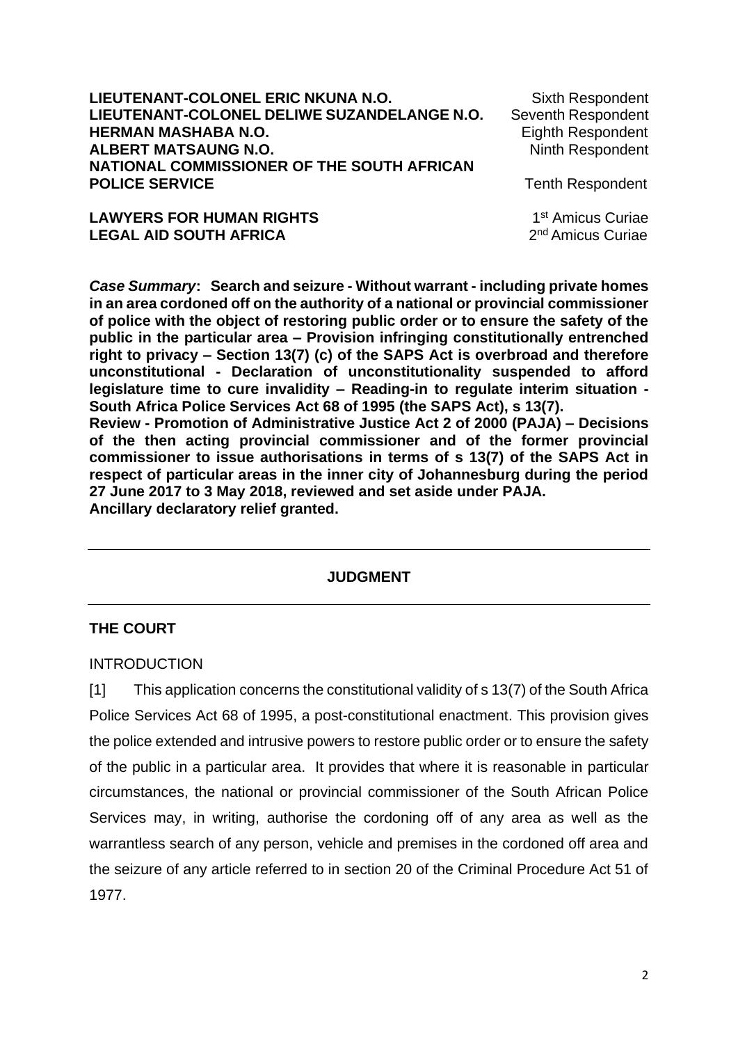| | |
|---|---|
| **LIEUTENANT-COLONEL ERIC NKUNA N.O.** | Sixth Respondent |
| **LIEUTENANT-COLONEL DELIWE SUZANDELANGE N.O.** | Seventh Respondent |
| **HERMAN MASHABA N.O.** | Eighth Respondent |
| **ALBERT MATSAUNG N.O.** | Ninth Respondent |
| **NATIONAL COMMISSIONER OF THE SOUTH AFRICAN POLICE SERVICE** | Tenth Respondent |
| | |
| **LAWYERS FOR HUMAN RIGHTS** | 1st Amicus Curiae |
| **LEGAL AID SOUTH AFRICA** | 2nd Amicus Curiae |

***Case Summary*: Search and seizure - Without warrant - including private homes in an area cordoned off on the authority of a national or provincial commissioner of police with the object of restoring public order or to ensure the safety of the public in the particular area – Provision infringing constitutionally entrenched right to privacy – Section 13(7) (c) of the SAPS Act is overbroad and therefore unconstitutional - Declaration of unconstitutionality suspended to afford legislature time to cure invalidity – Reading-in to regulate interim situation - South Africa Police Services Act 68 of 1995 (the SAPS Act), s 13(7).**
**Review - Promotion of Administrative Justice Act 2 of 2000 (PAJA) – Decisions of the then acting provincial commissioner and of the former provincial commissioner to issue authorisations in terms of s 13(7) of the SAPS Act in respect of particular areas in the inner city of Johannesburg during the period 27 June 2017 to 3 May 2018, reviewed and set aside under PAJA.**
**Ancillary declaratory relief granted.**

---

**JUDGMENT**

---

**THE COURT**

INTRODUCTION

[1] This application concerns the constitutional validity of s 13(7) of the South Africa Police Services Act 68 of 1995, a post-constitutional enactment. This provision gives the police extended and intrusive powers to restore public order or to ensure the safety of the public in a particular area. It provides that where it is reasonable in particular circumstances, the national or provincial commissioner of the South African Police Services may, in writing, authorise the cordoning off of any area as well as the warrantless search of any person, vehicle and premises in the cordoned off area and the seizure of any article referred to in section 20 of the Criminal Procedure Act 51 of 1977.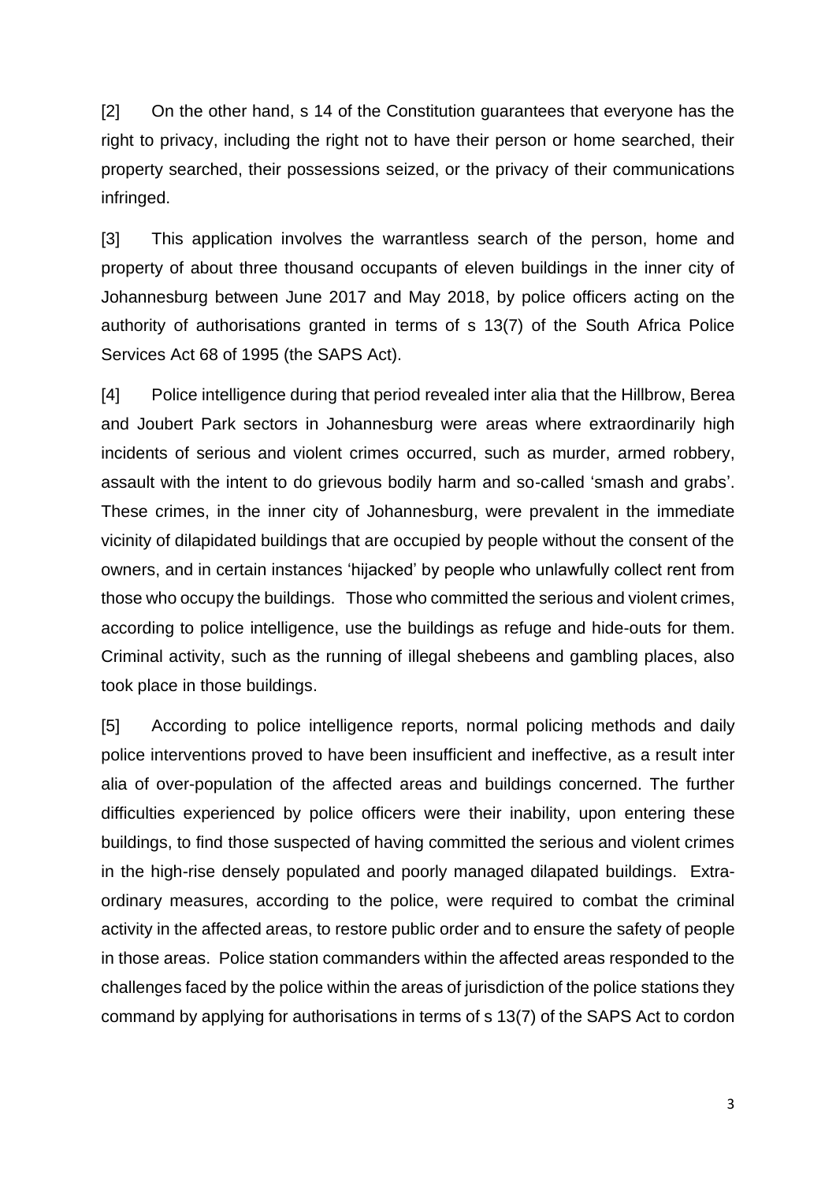[2] On the other hand, s 14 of the Constitution guarantees that everyone has the right to privacy, including the right not to have their person or home searched, their property searched, their possessions seized, or the privacy of their communications infringed.

[3] This application involves the warrantless search of the person, home and property of about three thousand occupants of eleven buildings in the inner city of Johannesburg between June 2017 and May 2018, by police officers acting on the authority of authorisations granted in terms of s 13(7) of the South Africa Police Services Act 68 of 1995 (the SAPS Act).

[4] Police intelligence during that period revealed inter alia that the Hillbrow, Berea and Joubert Park sectors in Johannesburg were areas where extraordinarily high incidents of serious and violent crimes occurred, such as murder, armed robbery, assault with the intent to do grievous bodily harm and so-called 'smash and grabs'. These crimes, in the inner city of Johannesburg, were prevalent in the immediate vicinity of dilapidated buildings that are occupied by people without the consent of the owners, and in certain instances 'hijacked' by people who unlawfully collect rent from those who occupy the buildings. Those who committed the serious and violent crimes, according to police intelligence, use the buildings as refuge and hide-outs for them. Criminal activity, such as the running of illegal shebeens and gambling places, also took place in those buildings.

[5] According to police intelligence reports, normal policing methods and daily police interventions proved to have been insufficient and ineffective, as a result inter alia of over-population of the affected areas and buildings concerned. The further difficulties experienced by police officers were their inability, upon entering these buildings, to find those suspected of having committed the serious and violent crimes in the high-rise densely populated and poorly managed dilapated buildings. Extra-ordinary measures, according to the police, were required to combat the criminal activity in the affected areas, to restore public order and to ensure the safety of people in those areas. Police station commanders within the affected areas responded to the challenges faced by the police within the areas of jurisdiction of the police stations they command by applying for authorisations in terms of s 13(7) of the SAPS Act to cordon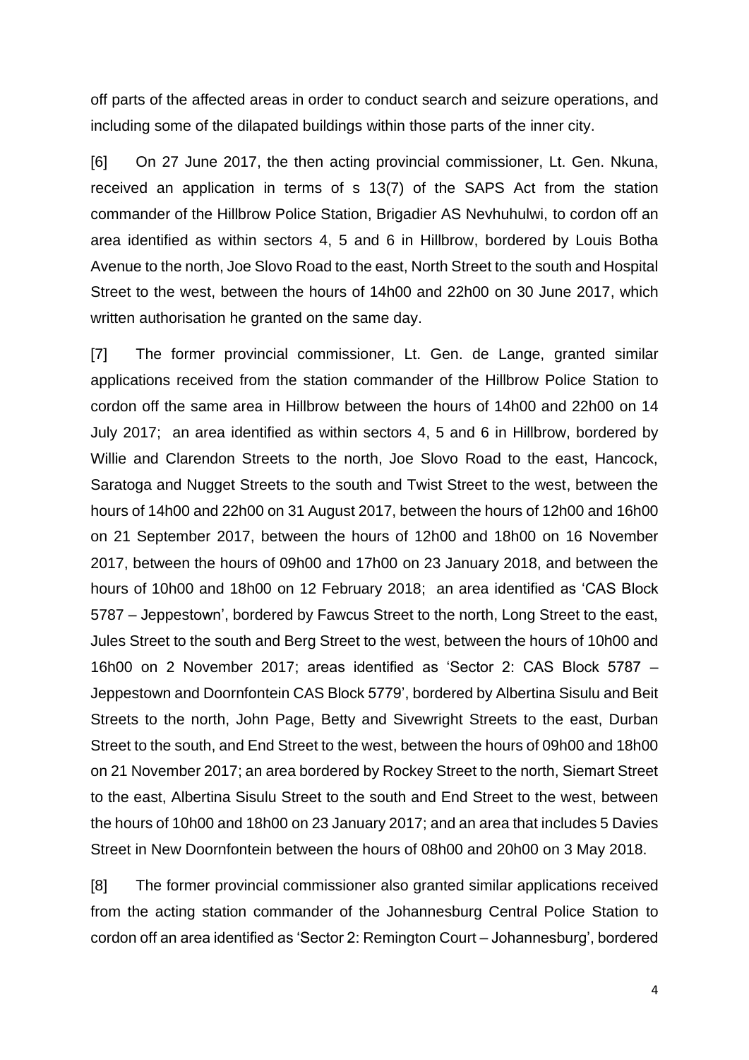off parts of the affected areas in order to conduct search and seizure operations, and including some of the dilapated buildings within those parts of the inner city.

[6] On 27 June 2017, the then acting provincial commissioner, Lt. Gen. Nkuna, received an application in terms of s 13(7) of the SAPS Act from the station commander of the Hillbrow Police Station, Brigadier AS Nevhuhulwi, to cordon off an area identified as within sectors 4, 5 and 6 in Hillbrow, bordered by Louis Botha Avenue to the north, Joe Slovo Road to the east, North Street to the south and Hospital Street to the west, between the hours of 14h00 and 22h00 on 30 June 2017, which written authorisation he granted on the same day.

[7] The former provincial commissioner, Lt. Gen. de Lange, granted similar applications received from the station commander of the Hillbrow Police Station to cordon off the same area in Hillbrow between the hours of 14h00 and 22h00 on 14 July 2017; an area identified as within sectors 4, 5 and 6 in Hillbrow, bordered by Willie and Clarendon Streets to the north, Joe Slovo Road to the east, Hancock, Saratoga and Nugget Streets to the south and Twist Street to the west, between the hours of 14h00 and 22h00 on 31 August 2017, between the hours of 12h00 and 16h00 on 21 September 2017, between the hours of 12h00 and 18h00 on 16 November 2017, between the hours of 09h00 and 17h00 on 23 January 2018, and between the hours of 10h00 and 18h00 on 12 February 2018; an area identified as 'CAS Block 5787 – Jeppestown', bordered by Fawcus Street to the north, Long Street to the east, Jules Street to the south and Berg Street to the west, between the hours of 10h00 and 16h00 on 2 November 2017; areas identified as 'Sector 2: CAS Block 5787 – Jeppestown and Doornfontein CAS Block 5779', bordered by Albertina Sisulu and Beit Streets to the north, John Page, Betty and Sivewright Streets to the east, Durban Street to the south, and End Street to the west, between the hours of 09h00 and 18h00 on 21 November 2017; an area bordered by Rockey Street to the north, Siemart Street to the east, Albertina Sisulu Street to the south and End Street to the west, between the hours of 10h00 and 18h00 on 23 January 2017; and an area that includes 5 Davies Street in New Doornfontein between the hours of 08h00 and 20h00 on 3 May 2018.

[8] The former provincial commissioner also granted similar applications received from the acting station commander of the Johannesburg Central Police Station to cordon off an area identified as 'Sector 2: Remington Court – Johannesburg', bordered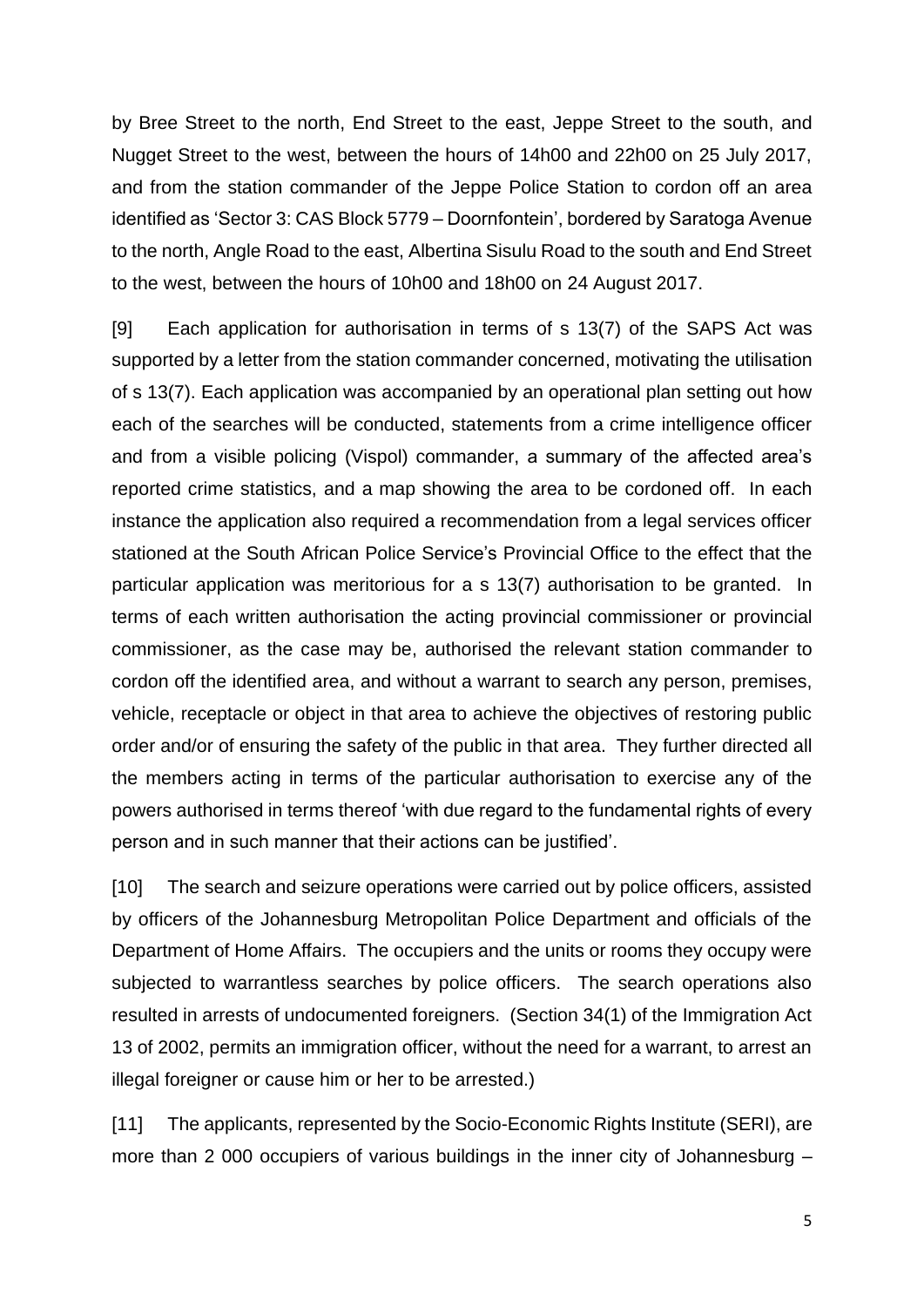by Bree Street to the north, End Street to the east, Jeppe Street to the south, and Nugget Street to the west, between the hours of 14h00 and 22h00 on 25 July 2017, and from the station commander of the Jeppe Police Station to cordon off an area identified as 'Sector 3: CAS Block 5779 – Doornfontein', bordered by Saratoga Avenue to the north, Angle Road to the east, Albertina Sisulu Road to the south and End Street to the west, between the hours of 10h00 and 18h00 on 24 August 2017.

[9] Each application for authorisation in terms of s 13(7) of the SAPS Act was supported by a letter from the station commander concerned, motivating the utilisation of s 13(7). Each application was accompanied by an operational plan setting out how each of the searches will be conducted, statements from a crime intelligence officer and from a visible policing (Vispol) commander, a summary of the affected area's reported crime statistics, and a map showing the area to be cordoned off. In each instance the application also required a recommendation from a legal services officer stationed at the South African Police Service's Provincial Office to the effect that the particular application was meritorious for a s 13(7) authorisation to be granted. In terms of each written authorisation the acting provincial commissioner or provincial commissioner, as the case may be, authorised the relevant station commander to cordon off the identified area, and without a warrant to search any person, premises, vehicle, receptacle or object in that area to achieve the objectives of restoring public order and/or of ensuring the safety of the public in that area. They further directed all the members acting in terms of the particular authorisation to exercise any of the powers authorised in terms thereof 'with due regard to the fundamental rights of every person and in such manner that their actions can be justified'.

[10] The search and seizure operations were carried out by police officers, assisted by officers of the Johannesburg Metropolitan Police Department and officials of the Department of Home Affairs. The occupiers and the units or rooms they occupy were subjected to warrantless searches by police officers. The search operations also resulted in arrests of undocumented foreigners. (Section 34(1) of the Immigration Act 13 of 2002, permits an immigration officer, without the need for a warrant, to arrest an illegal foreigner or cause him or her to be arrested.)

[11] The applicants, represented by the Socio-Economic Rights Institute (SERI), are more than 2 000 occupiers of various buildings in the inner city of Johannesburg –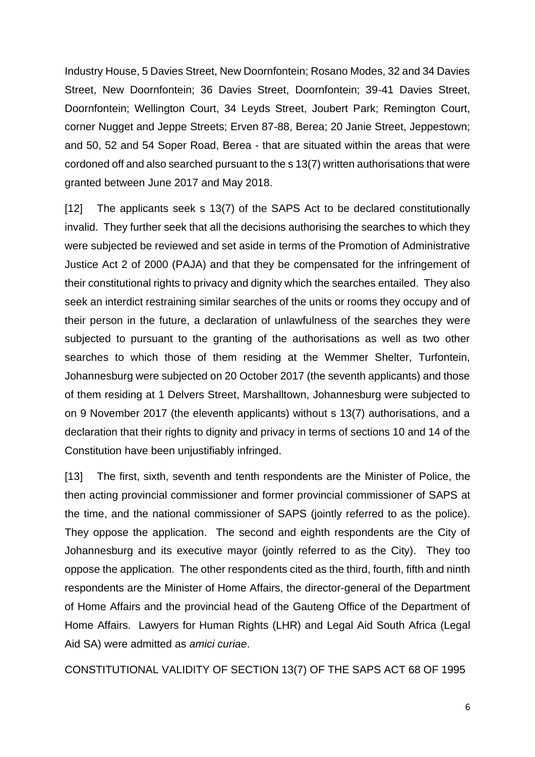Industry House, 5 Davies Street, New Doornfontein; Rosano Modes, 32 and 34 Davies Street, New Doornfontein; 36 Davies Street, Doornfontein; 39-41 Davies Street, Doornfontein; Wellington Court, 34 Leyds Street, Joubert Park; Remington Court, corner Nugget and Jeppe Streets; Erven 87-88, Berea; 20 Janie Street, Jeppestown; and 50, 52 and 54 Soper Road, Berea - that are situated within the areas that were cordoned off and also searched pursuant to the s 13(7) written authorisations that were granted between June 2017 and May 2018.

[12] The applicants seek s 13(7) of the SAPS Act to be declared constitutionally invalid. They further seek that all the decisions authorising the searches to which they were subjected be reviewed and set aside in terms of the Promotion of Administrative Justice Act 2 of 2000 (PAJA) and that they be compensated for the infringement of their constitutional rights to privacy and dignity which the searches entailed. They also seek an interdict restraining similar searches of the units or rooms they occupy and of their person in the future, a declaration of unlawfulness of the searches they were subjected to pursuant to the granting of the authorisations as well as two other searches to which those of them residing at the Wemmer Shelter, Turfontein, Johannesburg were subjected on 20 October 2017 (the seventh applicants) and those of them residing at 1 Delvers Street, Marshalltown, Johannesburg were subjected to on 9 November 2017 (the eleventh applicants) without s 13(7) authorisations, and a declaration that their rights to dignity and privacy in terms of sections 10 and 14 of the Constitution have been unjustifiably infringed.

[13] The first, sixth, seventh and tenth respondents are the Minister of Police, the then acting provincial commissioner and former provincial commissioner of SAPS at the time, and the national commissioner of SAPS (jointly referred to as the police). They oppose the application. The second and eighth respondents are the City of Johannesburg and its executive mayor (jointly referred to as the City). They too oppose the application. The other respondents cited as the third, fourth, fifth and ninth respondents are the Minister of Home Affairs, the director-general of the Department of Home Affairs and the provincial head of the Gauteng Office of the Department of Home Affairs. Lawyers for Human Rights (LHR) and Legal Aid South Africa (Legal Aid SA) were admitted as *amici curiae*.

CONSTITUTIONAL VALIDITY OF SECTION 13(7) OF THE SAPS ACT 68 OF 1995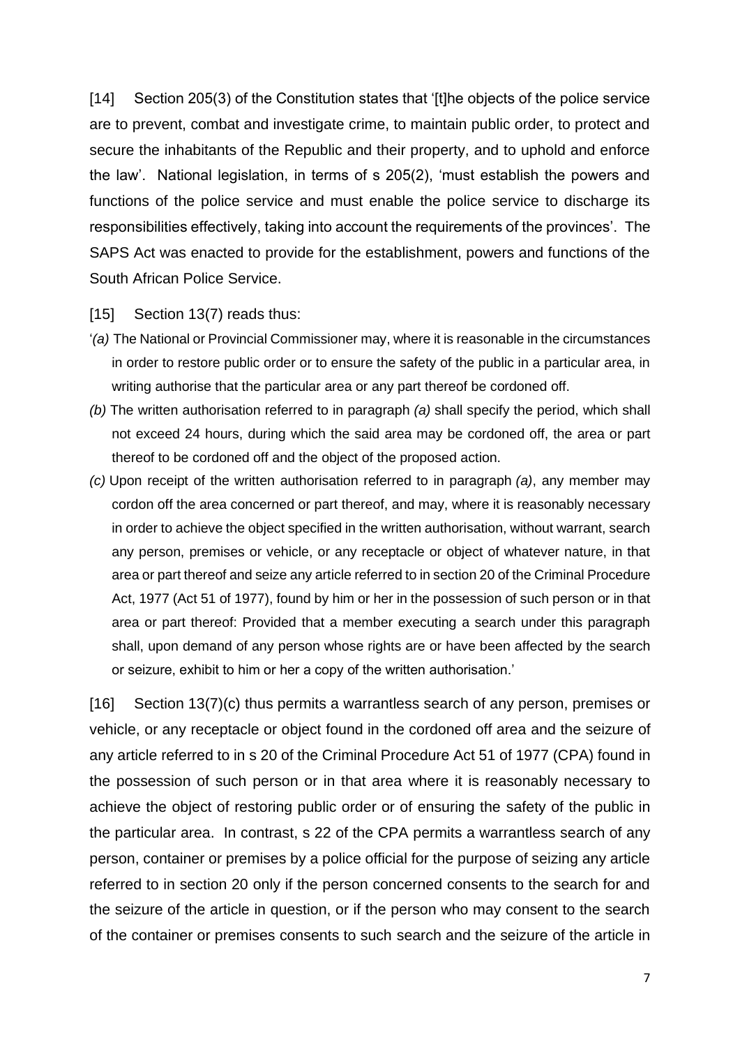[14] Section 205(3) of the Constitution states that '[t]he objects of the police service are to prevent, combat and investigate crime, to maintain public order, to protect and secure the inhabitants of the Republic and their property, and to uphold and enforce the law'. National legislation, in terms of s 205(2), 'must establish the powers and functions of the police service and must enable the police service to discharge its responsibilities effectively, taking into account the requirements of the provinces'. The SAPS Act was enacted to provide for the establishment, powers and functions of the South African Police Service.

[15] Section 13(7) reads thus:

'*(a)* The National or Provincial Commissioner may, where it is reasonable in the circumstances in order to restore public order or to ensure the safety of the public in a particular area, in writing authorise that the particular area or any part thereof be cordoned off.

*(b)* The written authorisation referred to in paragraph *(a)* shall specify the period, which shall not exceed 24 hours, during which the said area may be cordoned off, the area or part thereof to be cordoned off and the object of the proposed action.

*(c)* Upon receipt of the written authorisation referred to in paragraph *(a)*, any member may cordon off the area concerned or part thereof, and may, where it is reasonably necessary in order to achieve the object specified in the written authorisation, without warrant, search any person, premises or vehicle, or any receptacle or object of whatever nature, in that area or part thereof and seize any article referred to in section 20 of the Criminal Procedure Act, 1977 (Act 51 of 1977), found by him or her in the possession of such person or in that area or part thereof: Provided that a member executing a search under this paragraph shall, upon demand of any person whose rights are or have been affected by the search or seizure, exhibit to him or her a copy of the written authorisation.'

[16] Section 13(7)(c) thus permits a warrantless search of any person, premises or vehicle, or any receptacle or object found in the cordoned off area and the seizure of any article referred to in s 20 of the Criminal Procedure Act 51 of 1977 (CPA) found in the possession of such person or in that area where it is reasonably necessary to achieve the object of restoring public order or of ensuring the safety of the public in the particular area. In contrast, s 22 of the CPA permits a warrantless search of any person, container or premises by a police official for the purpose of seizing any article referred to in section 20 only if the person concerned consents to the search for and the seizure of the article in question, or if the person who may consent to the search of the container or premises consents to such search and the seizure of the article in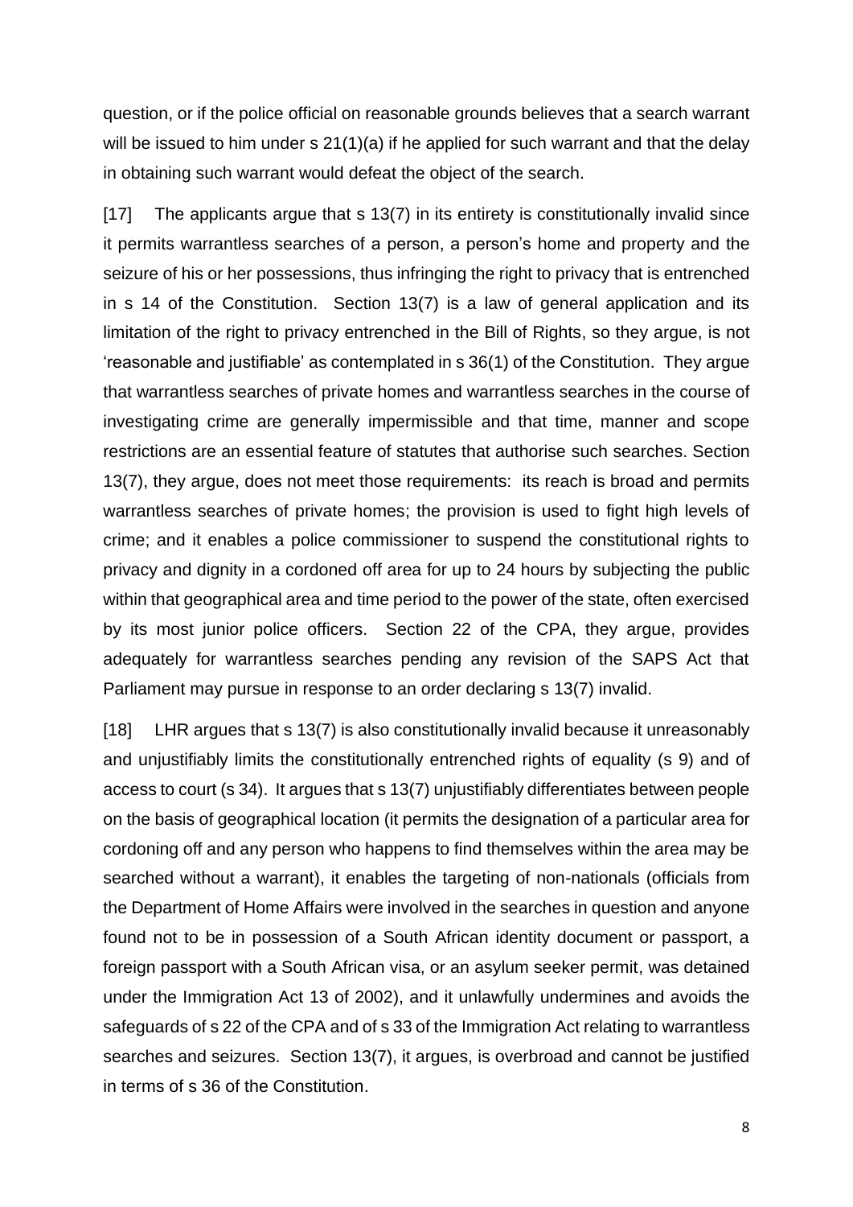question, or if the police official on reasonable grounds believes that a search warrant will be issued to him under s 21(1)(a) if he applied for such warrant and that the delay in obtaining such warrant would defeat the object of the search.

[17] The applicants argue that s 13(7) in its entirety is constitutionally invalid since it permits warrantless searches of a person, a person's home and property and the seizure of his or her possessions, thus infringing the right to privacy that is entrenched in s 14 of the Constitution. Section 13(7) is a law of general application and its limitation of the right to privacy entrenched in the Bill of Rights, so they argue, is not 'reasonable and justifiable' as contemplated in s 36(1) of the Constitution. They argue that warrantless searches of private homes and warrantless searches in the course of investigating crime are generally impermissible and that time, manner and scope restrictions are an essential feature of statutes that authorise such searches. Section 13(7), they argue, does not meet those requirements: its reach is broad and permits warrantless searches of private homes; the provision is used to fight high levels of crime; and it enables a police commissioner to suspend the constitutional rights to privacy and dignity in a cordoned off area for up to 24 hours by subjecting the public within that geographical area and time period to the power of the state, often exercised by its most junior police officers. Section 22 of the CPA, they argue, provides adequately for warrantless searches pending any revision of the SAPS Act that Parliament may pursue in response to an order declaring s 13(7) invalid.

[18] LHR argues that s 13(7) is also constitutionally invalid because it unreasonably and unjustifiably limits the constitutionally entrenched rights of equality (s 9) and of access to court (s 34). It argues that s 13(7) unjustifiably differentiates between people on the basis of geographical location (it permits the designation of a particular area for cordoning off and any person who happens to find themselves within the area may be searched without a warrant), it enables the targeting of non-nationals (officials from the Department of Home Affairs were involved in the searches in question and anyone found not to be in possession of a South African identity document or passport, a foreign passport with a South African visa, or an asylum seeker permit, was detained under the Immigration Act 13 of 2002), and it unlawfully undermines and avoids the safeguards of s 22 of the CPA and of s 33 of the Immigration Act relating to warrantless searches and seizures. Section 13(7), it argues, is overbroad and cannot be justified in terms of s 36 of the Constitution.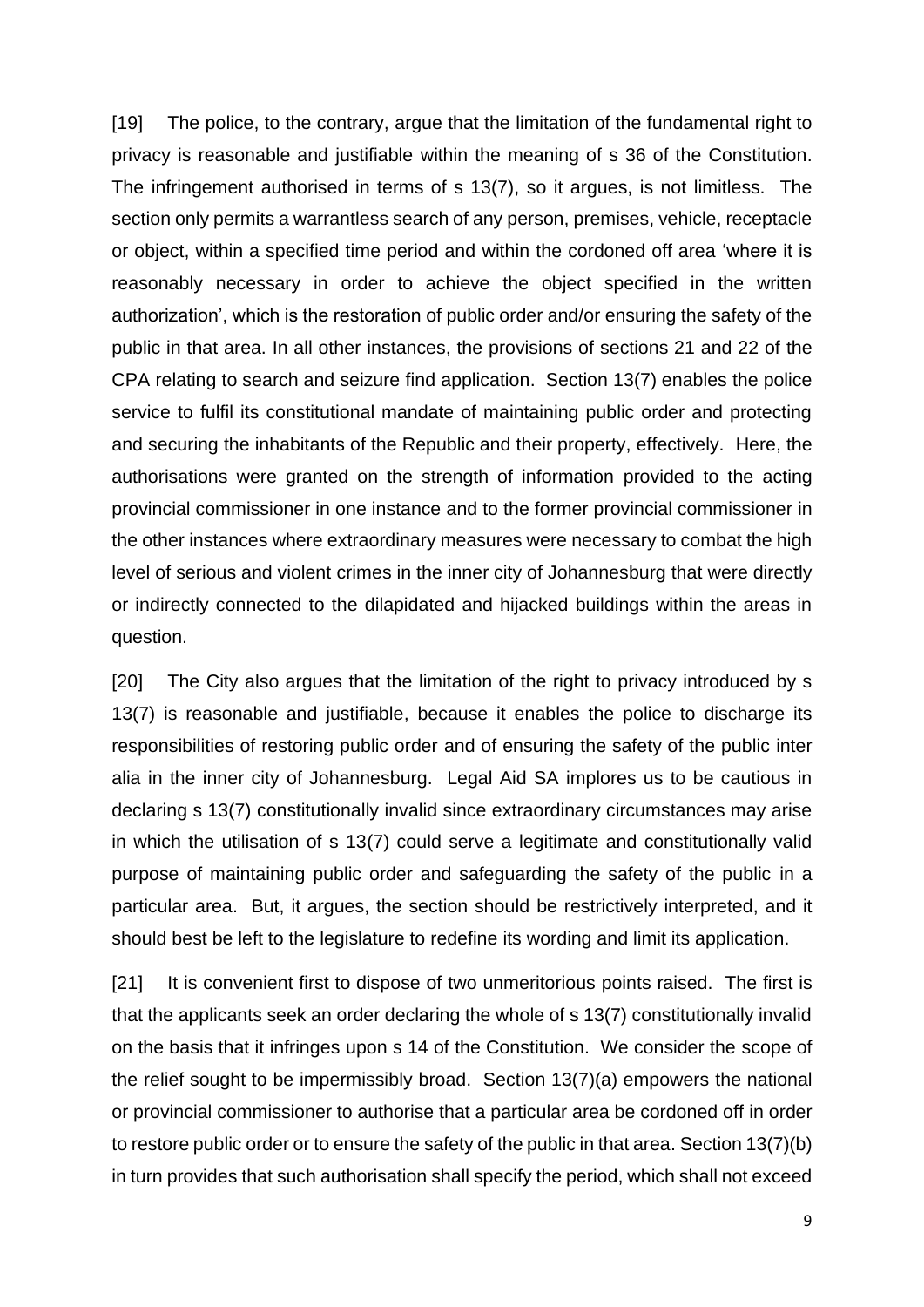[19] The police, to the contrary, argue that the limitation of the fundamental right to privacy is reasonable and justifiable within the meaning of s 36 of the Constitution. The infringement authorised in terms of s 13(7), so it argues, is not limitless. The section only permits a warrantless search of any person, premises, vehicle, receptacle or object, within a specified time period and within the cordoned off area 'where it is reasonably necessary in order to achieve the object specified in the written authorization', which is the restoration of public order and/or ensuring the safety of the public in that area. In all other instances, the provisions of sections 21 and 22 of the CPA relating to search and seizure find application. Section 13(7) enables the police service to fulfil its constitutional mandate of maintaining public order and protecting and securing the inhabitants of the Republic and their property, effectively. Here, the authorisations were granted on the strength of information provided to the acting provincial commissioner in one instance and to the former provincial commissioner in the other instances where extraordinary measures were necessary to combat the high level of serious and violent crimes in the inner city of Johannesburg that were directly or indirectly connected to the dilapidated and hijacked buildings within the areas in question.

[20] The City also argues that the limitation of the right to privacy introduced by s 13(7) is reasonable and justifiable, because it enables the police to discharge its responsibilities of restoring public order and of ensuring the safety of the public inter alia in the inner city of Johannesburg. Legal Aid SA implores us to be cautious in declaring s 13(7) constitutionally invalid since extraordinary circumstances may arise in which the utilisation of s 13(7) could serve a legitimate and constitutionally valid purpose of maintaining public order and safeguarding the safety of the public in a particular area. But, it argues, the section should be restrictively interpreted, and it should best be left to the legislature to redefine its wording and limit its application.

[21] It is convenient first to dispose of two unmeritorious points raised. The first is that the applicants seek an order declaring the whole of s 13(7) constitutionally invalid on the basis that it infringes upon s 14 of the Constitution. We consider the scope of the relief sought to be impermissibly broad. Section 13(7)(a) empowers the national or provincial commissioner to authorise that a particular area be cordoned off in order to restore public order or to ensure the safety of the public in that area. Section 13(7)(b) in turn provides that such authorisation shall specify the period, which shall not exceed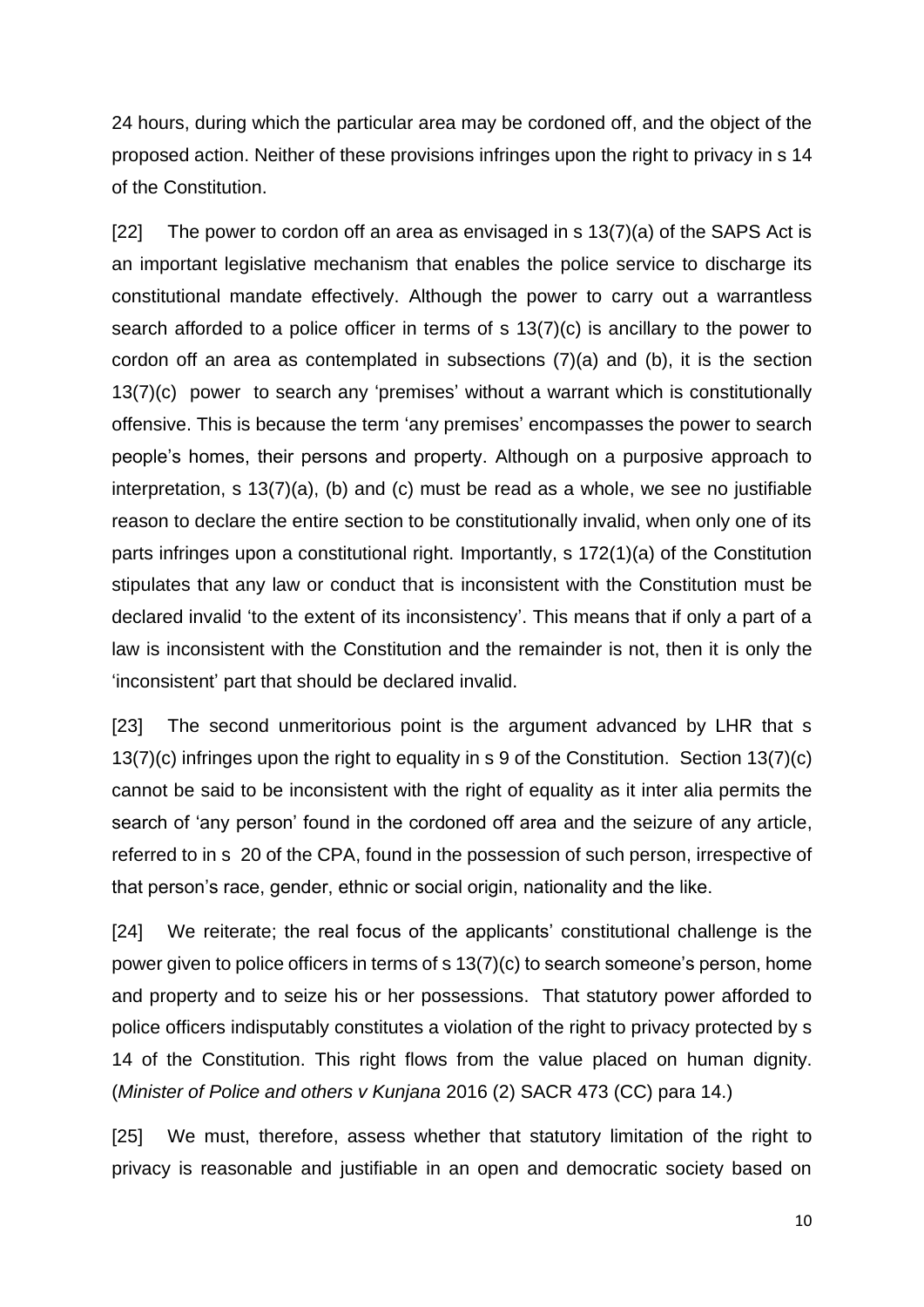24 hours, during which the particular area may be cordoned off, and the object of the proposed action. Neither of these provisions infringes upon the right to privacy in s 14 of the Constitution.

[22] The power to cordon off an area as envisaged in s 13(7)(a) of the SAPS Act is an important legislative mechanism that enables the police service to discharge its constitutional mandate effectively. Although the power to carry out a warrantless search afforded to a police officer in terms of s 13(7)(c) is ancillary to the power to cordon off an area as contemplated in subsections (7)(a) and (b), it is the section 13(7)(c) power to search any 'premises' without a warrant which is constitutionally offensive. This is because the term 'any premises' encompasses the power to search people's homes, their persons and property. Although on a purposive approach to interpretation, s 13(7)(a), (b) and (c) must be read as a whole, we see no justifiable reason to declare the entire section to be constitutionally invalid, when only one of its parts infringes upon a constitutional right. Importantly, s 172(1)(a) of the Constitution stipulates that any law or conduct that is inconsistent with the Constitution must be declared invalid 'to the extent of its inconsistency'. This means that if only a part of a law is inconsistent with the Constitution and the remainder is not, then it is only the 'inconsistent' part that should be declared invalid.

[23] The second unmeritorious point is the argument advanced by LHR that s 13(7)(c) infringes upon the right to equality in s 9 of the Constitution. Section 13(7)(c) cannot be said to be inconsistent with the right of equality as it inter alia permits the search of 'any person' found in the cordoned off area and the seizure of any article, referred to in s 20 of the CPA, found in the possession of such person, irrespective of that person's race, gender, ethnic or social origin, nationality and the like.

[24] We reiterate; the real focus of the applicants' constitutional challenge is the power given to police officers in terms of s 13(7)(c) to search someone's person, home and property and to seize his or her possessions. That statutory power afforded to police officers indisputably constitutes a violation of the right to privacy protected by s 14 of the Constitution. This right flows from the value placed on human dignity. (*Minister of Police and others v Kunjana* 2016 (2) SACR 473 (CC) para 14.)

[25] We must, therefore, assess whether that statutory limitation of the right to privacy is reasonable and justifiable in an open and democratic society based on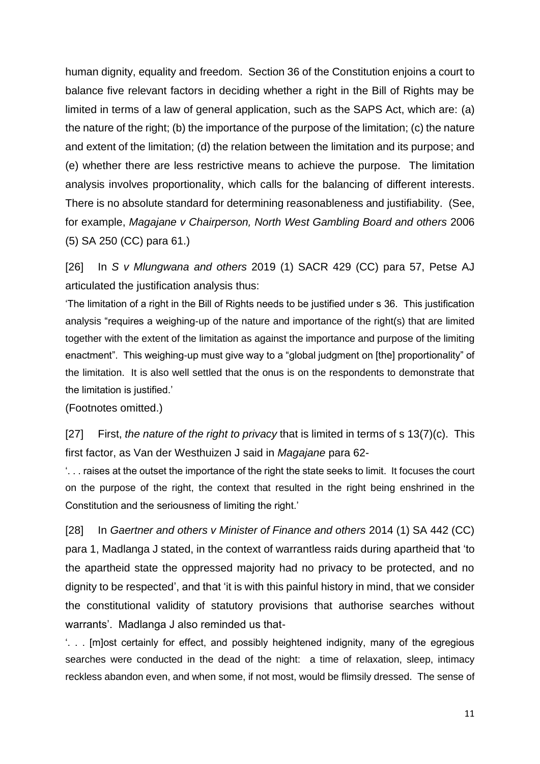human dignity, equality and freedom. Section 36 of the Constitution enjoins a court to balance five relevant factors in deciding whether a right in the Bill of Rights may be limited in terms of a law of general application, such as the SAPS Act, which are: (a) the nature of the right; (b) the importance of the purpose of the limitation; (c) the nature and extent of the limitation; (d) the relation between the limitation and its purpose; and (e) whether there are less restrictive means to achieve the purpose. The limitation analysis involves proportionality, which calls for the balancing of different interests. There is no absolute standard for determining reasonableness and justifiability. (See, for example, *Magajane v Chairperson, North West Gambling Board and others* 2006 (5) SA 250 (CC) para 61.)

[26] In *S v Mlungwana and others* 2019 (1) SACR 429 (CC) para 57, Petse AJ articulated the justification analysis thus:

'The limitation of a right in the Bill of Rights needs to be justified under s 36. This justification analysis "requires a weighing-up of the nature and importance of the right(s) that are limited together with the extent of the limitation as against the importance and purpose of the limiting enactment". This weighing-up must give way to a "global judgment on [the] proportionality" of the limitation. It is also well settled that the onus is on the respondents to demonstrate that the limitation is justified.'

(Footnotes omitted.)

[27] First, *the nature of the right to privacy* that is limited in terms of s 13(7)(c). This first factor, as Van der Westhuizen J said in *Magajane* para 62-

'. . . raises at the outset the importance of the right the state seeks to limit. It focuses the court on the purpose of the right, the context that resulted in the right being enshrined in the Constitution and the seriousness of limiting the right.'

[28] In *Gaertner and others v Minister of Finance and others* 2014 (1) SA 442 (CC) para 1, Madlanga J stated, in the context of warrantless raids during apartheid that 'to the apartheid state the oppressed majority had no privacy to be protected, and no dignity to be respected', and that 'it is with this painful history in mind, that we consider the constitutional validity of statutory provisions that authorise searches without warrants'. Madlanga J also reminded us that-

'. . . [m]ost certainly for effect, and possibly heightened indignity, many of the egregious searches were conducted in the dead of the night: a time of relaxation, sleep, intimacy reckless abandon even, and when some, if not most, would be flimsily dressed. The sense of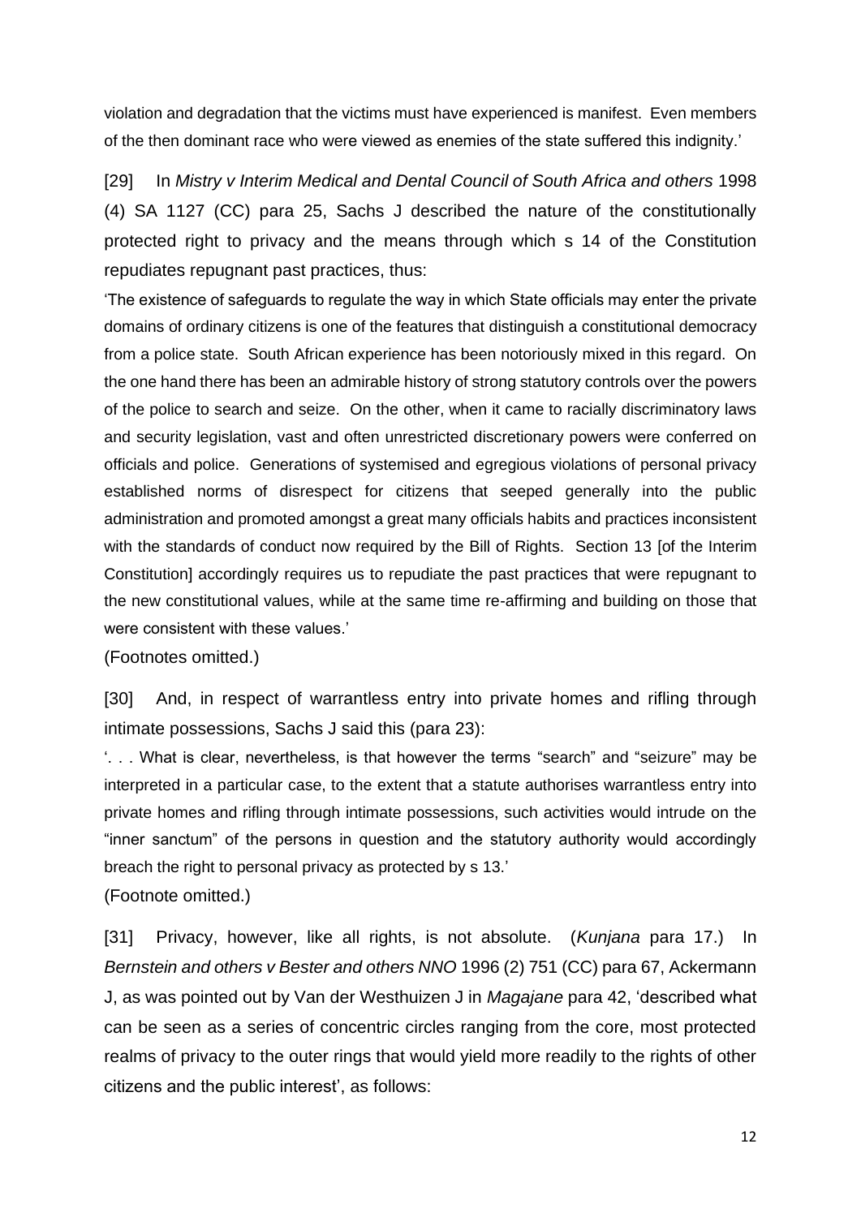violation and degradation that the victims must have experienced is manifest. Even members of the then dominant race who were viewed as enemies of the state suffered this indignity.'

[29] In *Mistry v Interim Medical and Dental Council of South Africa and others* 1998 (4) SA 1127 (CC) para 25, Sachs J described the nature of the constitutionally protected right to privacy and the means through which s 14 of the Constitution repudiates repugnant past practices, thus:

'The existence of safeguards to regulate the way in which State officials may enter the private domains of ordinary citizens is one of the features that distinguish a constitutional democracy from a police state. South African experience has been notoriously mixed in this regard. On the one hand there has been an admirable history of strong statutory controls over the powers of the police to search and seize. On the other, when it came to racially discriminatory laws and security legislation, vast and often unrestricted discretionary powers were conferred on officials and police. Generations of systemised and egregious violations of personal privacy established norms of disrespect for citizens that seeped generally into the public administration and promoted amongst a great many officials habits and practices inconsistent with the standards of conduct now required by the Bill of Rights. Section 13 [of the Interim Constitution] accordingly requires us to repudiate the past practices that were repugnant to the new constitutional values, while at the same time re-affirming and building on those that were consistent with these values.'

(Footnotes omitted.)

[30] And, in respect of warrantless entry into private homes and rifling through intimate possessions, Sachs J said this (para 23):

'. . . What is clear, nevertheless, is that however the terms "search" and "seizure" may be interpreted in a particular case, to the extent that a statute authorises warrantless entry into private homes and rifling through intimate possessions, such activities would intrude on the "inner sanctum" of the persons in question and the statutory authority would accordingly breach the right to personal privacy as protected by s 13.'

(Footnote omitted.)

[31] Privacy, however, like all rights, is not absolute. (*Kunjana* para 17.) In *Bernstein and others v Bester and others NNO* 1996 (2) 751 (CC) para 67, Ackermann J, as was pointed out by Van der Westhuizen J in *Magajane* para 42, 'described what can be seen as a series of concentric circles ranging from the core, most protected realms of privacy to the outer rings that would yield more readily to the rights of other citizens and the public interest', as follows: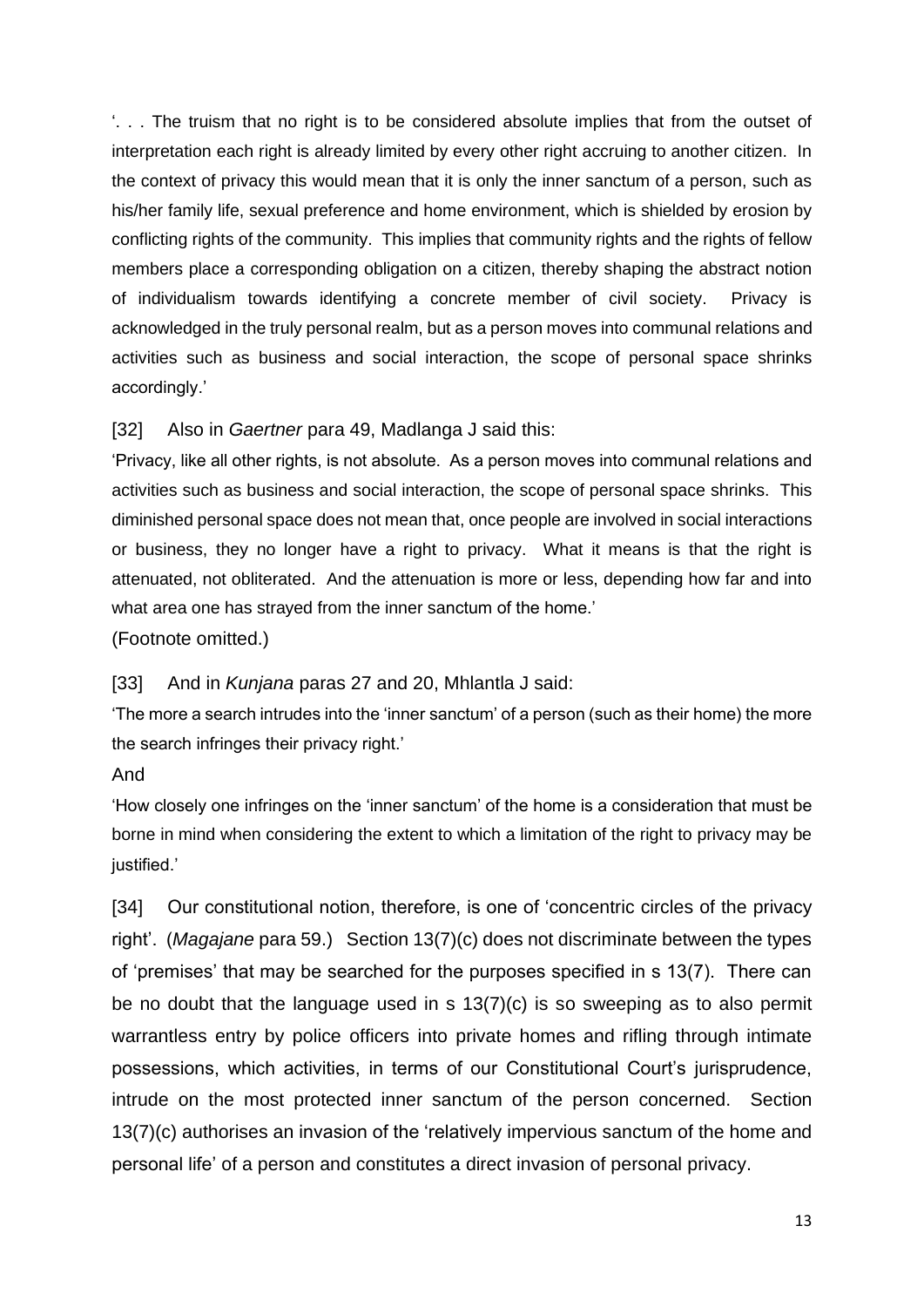'. . . The truism that no right is to be considered absolute implies that from the outset of interpretation each right is already limited by every other right accruing to another citizen. In the context of privacy this would mean that it is only the inner sanctum of a person, such as his/her family life, sexual preference and home environment, which is shielded by erosion by conflicting rights of the community. This implies that community rights and the rights of fellow members place a corresponding obligation on a citizen, thereby shaping the abstract notion of individualism towards identifying a concrete member of civil society. Privacy is acknowledged in the truly personal realm, but as a person moves into communal relations and activities such as business and social interaction, the scope of personal space shrinks accordingly.'

[32] Also in *Gaertner* para 49, Madlanga J said this:

'Privacy, like all other rights, is not absolute. As a person moves into communal relations and activities such as business and social interaction, the scope of personal space shrinks. This diminished personal space does not mean that, once people are involved in social interactions or business, they no longer have a right to privacy. What it means is that the right is attenuated, not obliterated. And the attenuation is more or less, depending how far and into what area one has strayed from the inner sanctum of the home.'

(Footnote omitted.)

[33] And in *Kunjana* paras 27 and 20, Mhlantla J said:

'The more a search intrudes into the 'inner sanctum' of a person (such as their home) the more the search infringes their privacy right.'

And

'How closely one infringes on the 'inner sanctum' of the home is a consideration that must be borne in mind when considering the extent to which a limitation of the right to privacy may be justified.'

[34] Our constitutional notion, therefore, is one of 'concentric circles of the privacy right'. (*Magajane* para 59.) Section 13(7)(c) does not discriminate between the types of 'premises' that may be searched for the purposes specified in s 13(7). There can be no doubt that the language used in s 13(7)(c) is so sweeping as to also permit warrantless entry by police officers into private homes and rifling through intimate possessions, which activities, in terms of our Constitutional Court's jurisprudence, intrude on the most protected inner sanctum of the person concerned. Section 13(7)(c) authorises an invasion of the 'relatively impervious sanctum of the home and personal life' of a person and constitutes a direct invasion of personal privacy.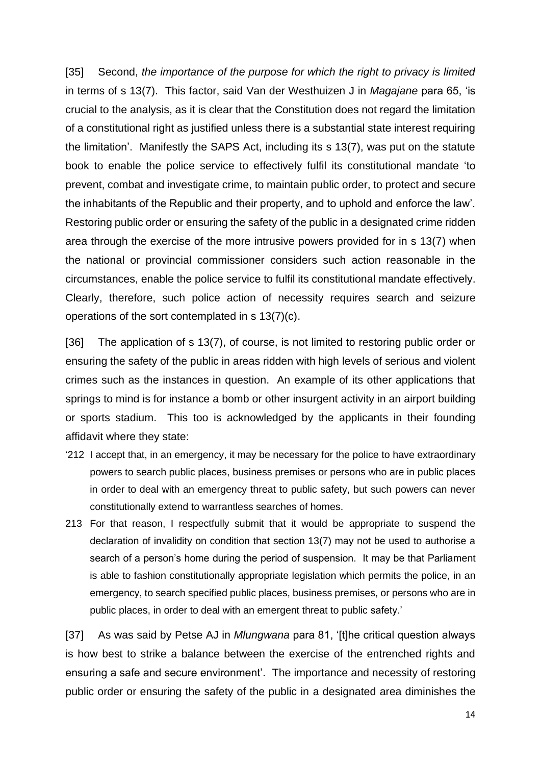[35] Second, *the importance of the purpose for which the right to privacy is limited* in terms of s 13(7). This factor, said Van der Westhuizen J in *Magajane* para 65, 'is crucial to the analysis, as it is clear that the Constitution does not regard the limitation of a constitutional right as justified unless there is a substantial state interest requiring the limitation'. Manifestly the SAPS Act, including its s 13(7), was put on the statute book to enable the police service to effectively fulfil its constitutional mandate 'to prevent, combat and investigate crime, to maintain public order, to protect and secure the inhabitants of the Republic and their property, and to uphold and enforce the law'. Restoring public order or ensuring the safety of the public in a designated crime ridden area through the exercise of the more intrusive powers provided for in s 13(7) when the national or provincial commissioner considers such action reasonable in the circumstances, enable the police service to fulfil its constitutional mandate effectively. Clearly, therefore, such police action of necessity requires search and seizure operations of the sort contemplated in s 13(7)(c).

[36] The application of s 13(7), of course, is not limited to restoring public order or ensuring the safety of the public in areas ridden with high levels of serious and violent crimes such as the instances in question. An example of its other applications that springs to mind is for instance a bomb or other insurgent activity in an airport building or sports stadium. This too is acknowledged by the applicants in their founding affidavit where they state:

> '212 I accept that, in an emergency, it may be necessary for the police to have extraordinary powers to search public places, business premises or persons who are in public places in order to deal with an emergency threat to public safety, but such powers can never constitutionally extend to warrantless searches of homes.
>
> 213 For that reason, I respectfully submit that it would be appropriate to suspend the declaration of invalidity on condition that section 13(7) may not be used to authorise a search of a person's home during the period of suspension. It may be that Parliament is able to fashion constitutionally appropriate legislation which permits the police, in an emergency, to search specified public places, business premises, or persons who are in public places, in order to deal with an emergent threat to public safety.'

[37] As was said by Petse AJ in *Mlungwana* para 81, '[t]he critical question always is how best to strike a balance between the exercise of the entrenched rights and ensuring a safe and secure environment'. The importance and necessity of restoring public order or ensuring the safety of the public in a designated area diminishes the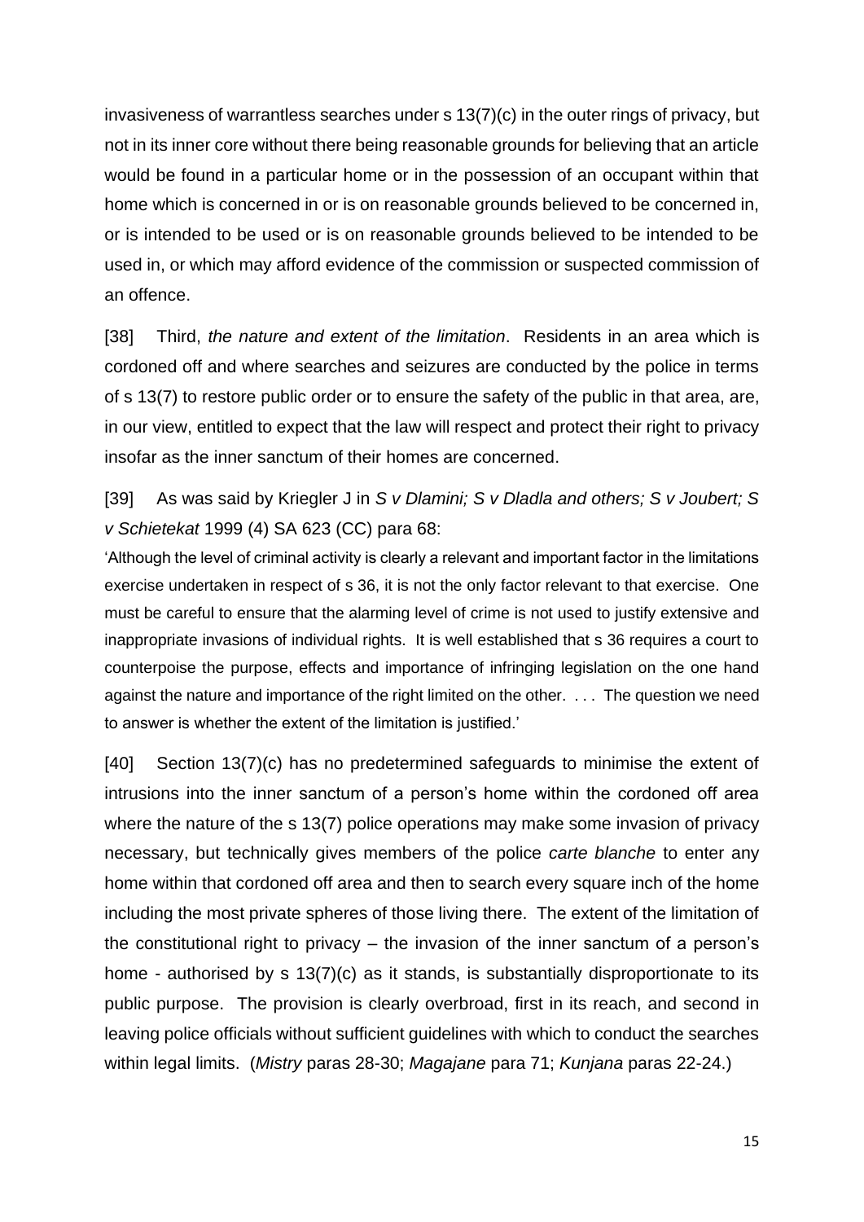invasiveness of warrantless searches under s 13(7)(c) in the outer rings of privacy, but not in its inner core without there being reasonable grounds for believing that an article would be found in a particular home or in the possession of an occupant within that home which is concerned in or is on reasonable grounds believed to be concerned in, or is intended to be used or is on reasonable grounds believed to be intended to be used in, or which may afford evidence of the commission or suspected commission of an offence.

[38] Third, *the nature and extent of the limitation*. Residents in an area which is cordoned off and where searches and seizures are conducted by the police in terms of s 13(7) to restore public order or to ensure the safety of the public in that area, are, in our view, entitled to expect that the law will respect and protect their right to privacy insofar as the inner sanctum of their homes are concerned.

[39] As was said by Kriegler J in *S v Dlamini; S v Dladla and others; S v Joubert; S v Schietekat* 1999 (4) SA 623 (CC) para 68:

'Although the level of criminal activity is clearly a relevant and important factor in the limitations exercise undertaken in respect of s 36, it is not the only factor relevant to that exercise. One must be careful to ensure that the alarming level of crime is not used to justify extensive and inappropriate invasions of individual rights. It is well established that s 36 requires a court to counterpoise the purpose, effects and importance of infringing legislation on the one hand against the nature and importance of the right limited on the other. . . . The question we need to answer is whether the extent of the limitation is justified.'

[40] Section 13(7)(c) has no predetermined safeguards to minimise the extent of intrusions into the inner sanctum of a person's home within the cordoned off area where the nature of the s 13(7) police operations may make some invasion of privacy necessary, but technically gives members of the police *carte blanche* to enter any home within that cordoned off area and then to search every square inch of the home including the most private spheres of those living there. The extent of the limitation of the constitutional right to privacy – the invasion of the inner sanctum of a person's home - authorised by s 13(7)(c) as it stands, is substantially disproportionate to its public purpose. The provision is clearly overbroad, first in its reach, and second in leaving police officials without sufficient guidelines with which to conduct the searches within legal limits. (*Mistry* paras 28-30; *Magajane* para 71; *Kunjana* paras 22-24.)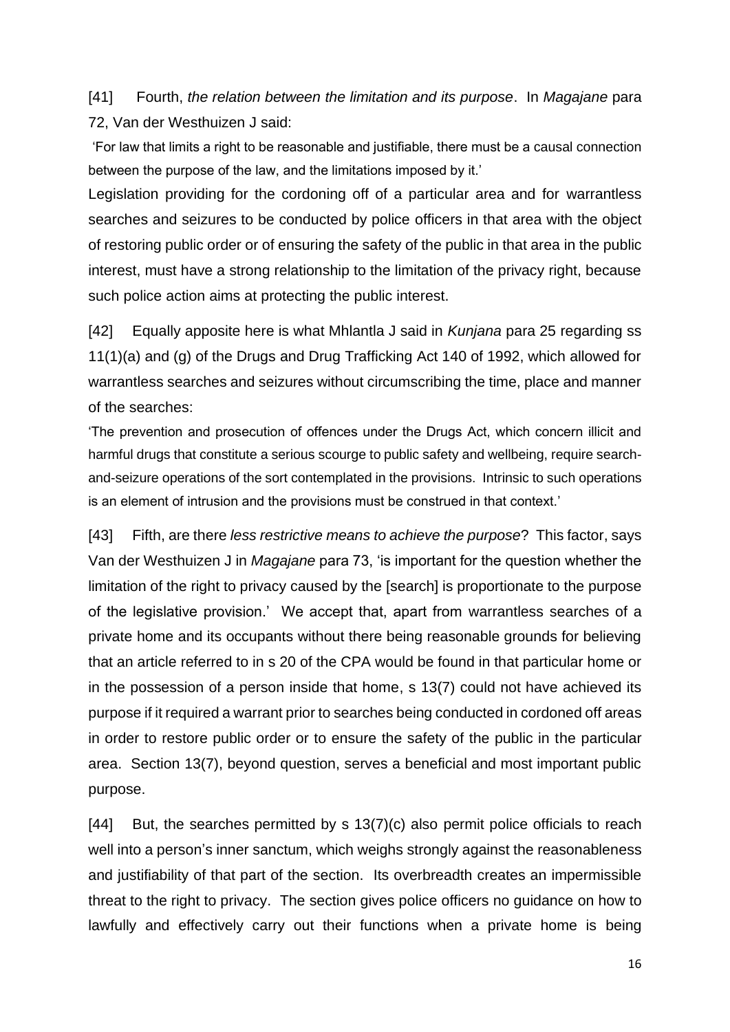[41] Fourth, *the relation between the limitation and its purpose*. In *Magajane* para 72, Van der Westhuizen J said:

> 'For law that limits a right to be reasonable and justifiable, there must be a causal connection between the purpose of the law, and the limitations imposed by it.'

Legislation providing for the cordoning off of a particular area and for warrantless searches and seizures to be conducted by police officers in that area with the object of restoring public order or of ensuring the safety of the public in that area in the public interest, must have a strong relationship to the limitation of the privacy right, because such police action aims at protecting the public interest.

[42] Equally apposite here is what Mhlantla J said in *Kunjana* para 25 regarding ss 11(1)(a) and (g) of the Drugs and Drug Trafficking Act 140 of 1992, which allowed for warrantless searches and seizures without circumscribing the time, place and manner of the searches:

> 'The prevention and prosecution of offences under the Drugs Act, which concern illicit and harmful drugs that constitute a serious scourge to public safety and wellbeing, require search-and-seizure operations of the sort contemplated in the provisions. Intrinsic to such operations is an element of intrusion and the provisions must be construed in that context.'

[43] Fifth, are there *less restrictive means to achieve the purpose*? This factor, says Van der Westhuizen J in *Magajane* para 73, 'is important for the question whether the limitation of the right to privacy caused by the [search] is proportionate to the purpose of the legislative provision.' We accept that, apart from warrantless searches of a private home and its occupants without there being reasonable grounds for believing that an article referred to in s 20 of the CPA would be found in that particular home or in the possession of a person inside that home, s 13(7) could not have achieved its purpose if it required a warrant prior to searches being conducted in cordoned off areas in order to restore public order or to ensure the safety of the public in the particular area. Section 13(7), beyond question, serves a beneficial and most important public purpose.

[44] But, the searches permitted by s 13(7)(c) also permit police officials to reach well into a person's inner sanctum, which weighs strongly against the reasonableness and justifiability of that part of the section. Its overbreadth creates an impermissible threat to the right to privacy. The section gives police officers no guidance on how to lawfully and effectively carry out their functions when a private home is being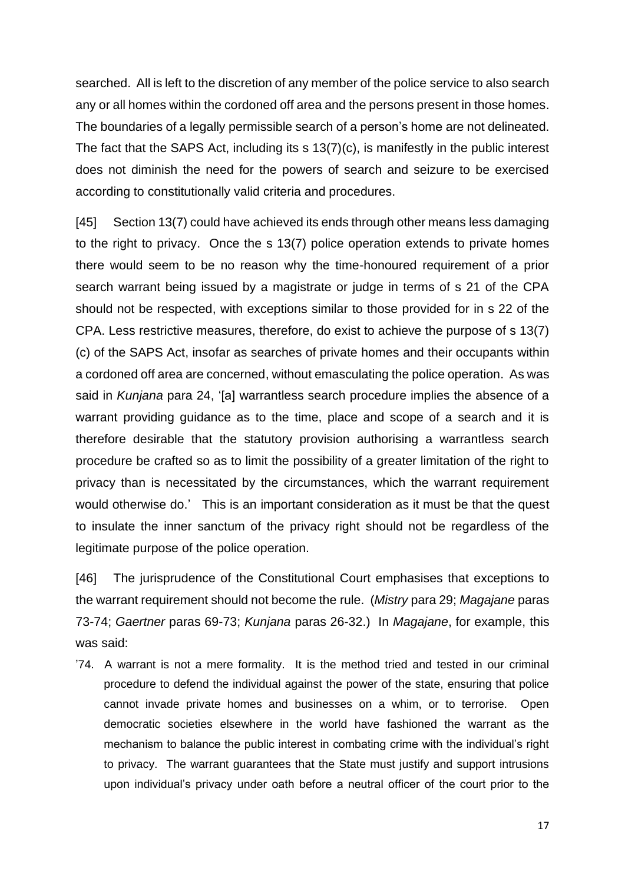searched. All is left to the discretion of any member of the police service to also search any or all homes within the cordoned off area and the persons present in those homes. The boundaries of a legally permissible search of a person's home are not delineated. The fact that the SAPS Act, including its s 13(7)(c), is manifestly in the public interest does not diminish the need for the powers of search and seizure to be exercised according to constitutionally valid criteria and procedures.

[45] Section 13(7) could have achieved its ends through other means less damaging to the right to privacy. Once the s 13(7) police operation extends to private homes there would seem to be no reason why the time-honoured requirement of a prior search warrant being issued by a magistrate or judge in terms of s 21 of the CPA should not be respected, with exceptions similar to those provided for in s 22 of the CPA. Less restrictive measures, therefore, do exist to achieve the purpose of s 13(7)(c) of the SAPS Act, insofar as searches of private homes and their occupants within a cordoned off area are concerned, without emasculating the police operation. As was said in *Kunjana* para 24, '[a] warrantless search procedure implies the absence of a warrant providing guidance as to the time, place and scope of a search and it is therefore desirable that the statutory provision authorising a warrantless search procedure be crafted so as to limit the possibility of a greater limitation of the right to privacy than is necessitated by the circumstances, which the warrant requirement would otherwise do.' This is an important consideration as it must be that the quest to insulate the inner sanctum of the privacy right should not be regardless of the legitimate purpose of the police operation.

[46] The jurisprudence of the Constitutional Court emphasises that exceptions to the warrant requirement should not become the rule. (*Mistry* para 29; *Magajane* paras 73-74; *Gaertner* paras 69-73; *Kunjana* paras 26-32.) In *Magajane*, for example, this was said:

> '74. A warrant is not a mere formality. It is the method tried and tested in our criminal procedure to defend the individual against the power of the state, ensuring that police cannot invade private homes and businesses on a whim, or to terrorise. Open democratic societies elsewhere in the world have fashioned the warrant as the mechanism to balance the public interest in combating crime with the individual's right to privacy. The warrant guarantees that the State must justify and support intrusions upon individual's privacy under oath before a neutral officer of the court prior to the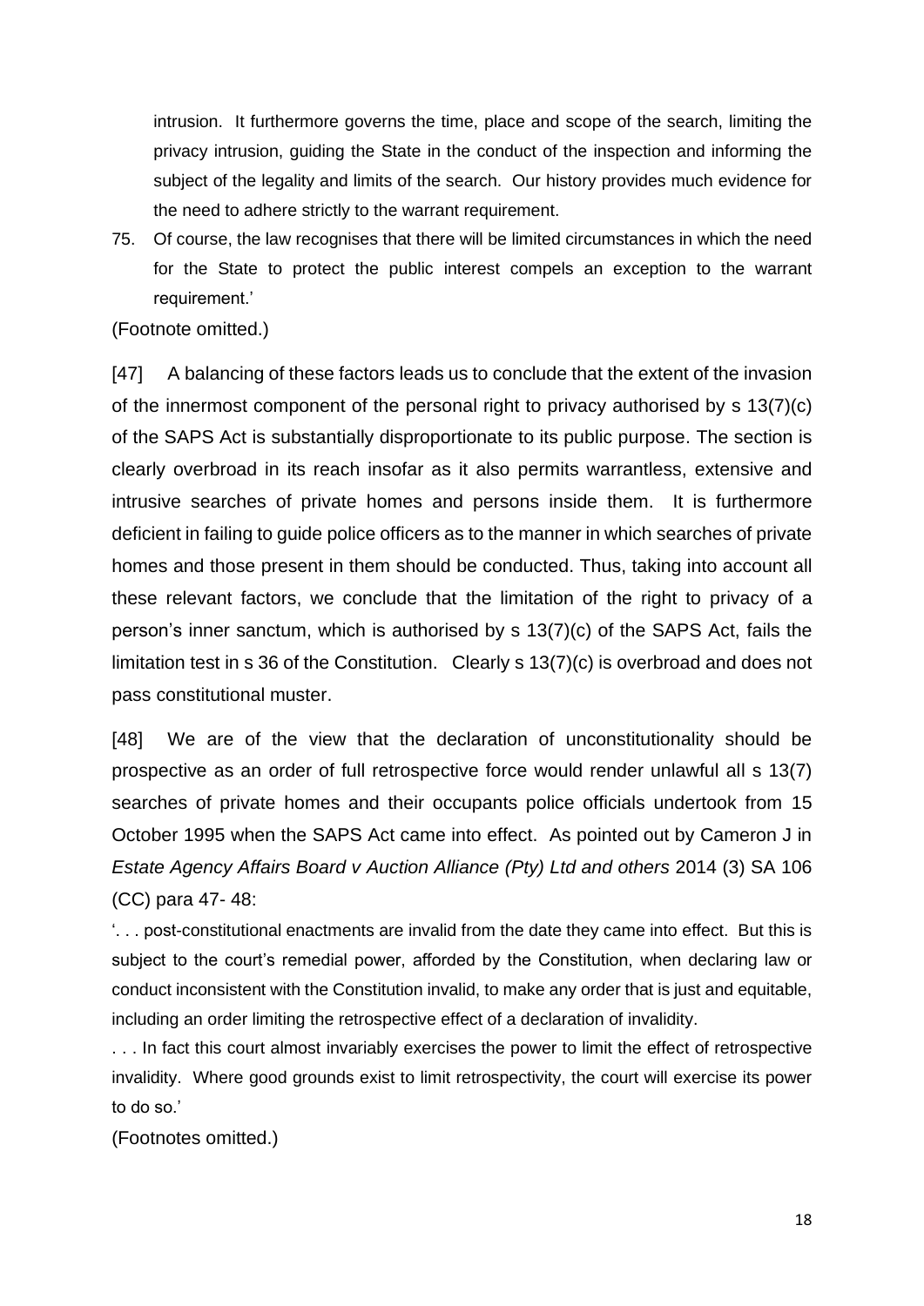intrusion. It furthermore governs the time, place and scope of the search, limiting the privacy intrusion, guiding the State in the conduct of the inspection and informing the subject of the legality and limits of the search. Our history provides much evidence for the need to adhere strictly to the warrant requirement.

75. Of course, the law recognises that there will be limited circumstances in which the need for the State to protect the public interest compels an exception to the warrant requirement.'

(Footnote omitted.)

[47] A balancing of these factors leads us to conclude that the extent of the invasion of the innermost component of the personal right to privacy authorised by s 13(7)(c) of the SAPS Act is substantially disproportionate to its public purpose. The section is clearly overbroad in its reach insofar as it also permits warrantless, extensive and intrusive searches of private homes and persons inside them. It is furthermore deficient in failing to guide police officers as to the manner in which searches of private homes and those present in them should be conducted. Thus, taking into account all these relevant factors, we conclude that the limitation of the right to privacy of a person's inner sanctum, which is authorised by s 13(7)(c) of the SAPS Act, fails the limitation test in s 36 of the Constitution. Clearly s 13(7)(c) is overbroad and does not pass constitutional muster.

[48] We are of the view that the declaration of unconstitutionality should be prospective as an order of full retrospective force would render unlawful all s 13(7) searches of private homes and their occupants police officials undertook from 15 October 1995 when the SAPS Act came into effect. As pointed out by Cameron J in *Estate Agency Affairs Board v Auction Alliance (Pty) Ltd and others* 2014 (3) SA 106 (CC) para 47- 48:

'. . . post-constitutional enactments are invalid from the date they came into effect. But this is subject to the court's remedial power, afforded by the Constitution, when declaring law or conduct inconsistent with the Constitution invalid, to make any order that is just and equitable, including an order limiting the retrospective effect of a declaration of invalidity.

. . . In fact this court almost invariably exercises the power to limit the effect of retrospective invalidity. Where good grounds exist to limit retrospectivity, the court will exercise its power to do so.'

(Footnotes omitted.)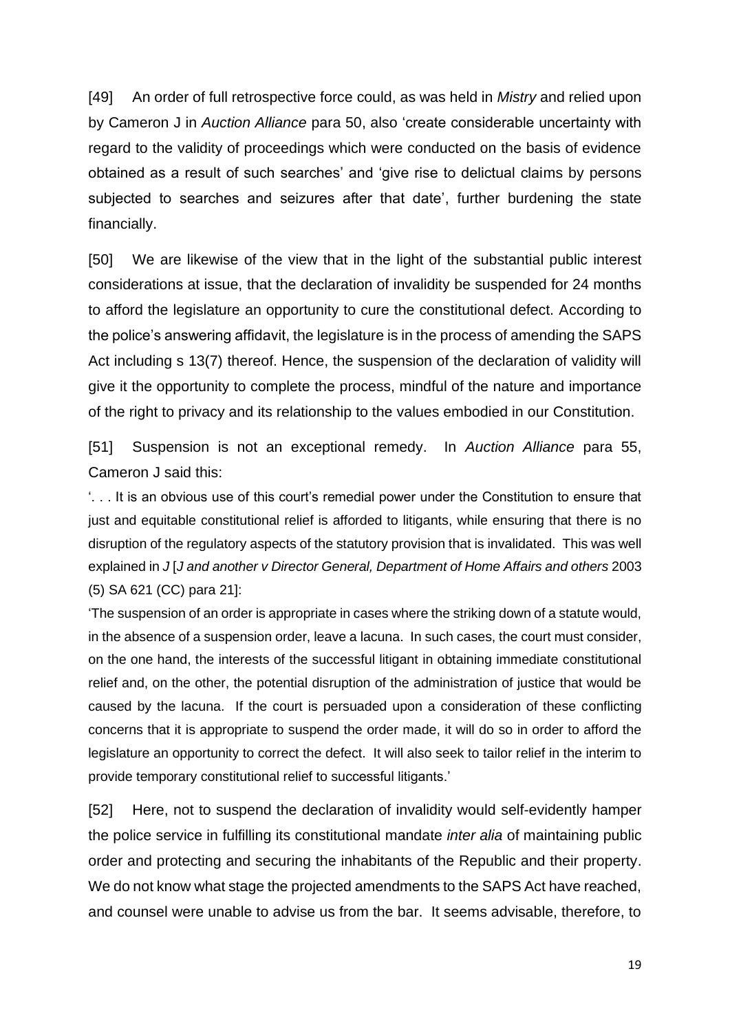[49] An order of full retrospective force could, as was held in *Mistry* and relied upon by Cameron J in *Auction Alliance* para 50, also 'create considerable uncertainty with regard to the validity of proceedings which were conducted on the basis of evidence obtained as a result of such searches' and 'give rise to delictual claims by persons subjected to searches and seizures after that date', further burdening the state financially.

[50] We are likewise of the view that in the light of the substantial public interest considerations at issue, that the declaration of invalidity be suspended for 24 months to afford the legislature an opportunity to cure the constitutional defect. According to the police's answering affidavit, the legislature is in the process of amending the SAPS Act including s 13(7) thereof. Hence, the suspension of the declaration of validity will give it the opportunity to complete the process, mindful of the nature and importance of the right to privacy and its relationship to the values embodied in our Constitution.

[51] Suspension is not an exceptional remedy. In *Auction Alliance* para 55, Cameron J said this:

'. . . It is an obvious use of this court's remedial power under the Constitution to ensure that just and equitable constitutional relief is afforded to litigants, while ensuring that there is no disruption of the regulatory aspects of the statutory provision that is invalidated. This was well explained in *J* [*J and another v Director General, Department of Home Affairs and others* 2003 (5) SA 621 (CC) para 21]:

'The suspension of an order is appropriate in cases where the striking down of a statute would, in the absence of a suspension order, leave a lacuna. In such cases, the court must consider, on the one hand, the interests of the successful litigant in obtaining immediate constitutional relief and, on the other, the potential disruption of the administration of justice that would be caused by the lacuna. If the court is persuaded upon a consideration of these conflicting concerns that it is appropriate to suspend the order made, it will do so in order to afford the legislature an opportunity to correct the defect. It will also seek to tailor relief in the interim to provide temporary constitutional relief to successful litigants.'

[52] Here, not to suspend the declaration of invalidity would self-evidently hamper the police service in fulfilling its constitutional mandate *inter alia* of maintaining public order and protecting and securing the inhabitants of the Republic and their property. We do not know what stage the projected amendments to the SAPS Act have reached, and counsel were unable to advise us from the bar. It seems advisable, therefore, to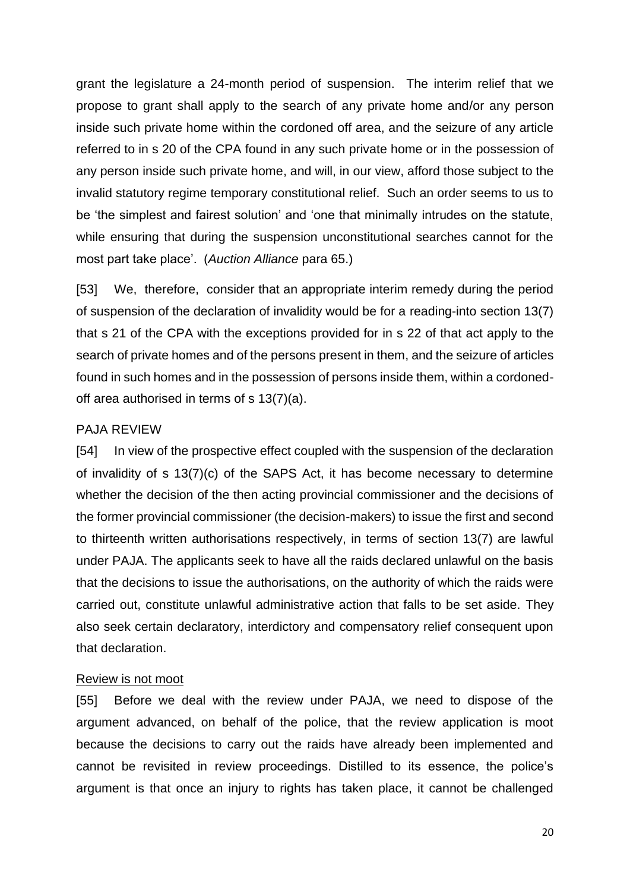grant the legislature a 24-month period of suspension. The interim relief that we propose to grant shall apply to the search of any private home and/or any person inside such private home within the cordoned off area, and the seizure of any article referred to in s 20 of the CPA found in any such private home or in the possession of any person inside such private home, and will, in our view, afford those subject to the invalid statutory regime temporary constitutional relief. Such an order seems to us to be 'the simplest and fairest solution' and 'one that minimally intrudes on the statute, while ensuring that during the suspension unconstitutional searches cannot for the most part take place'. (*Auction Alliance* para 65.)

[53] We, therefore, consider that an appropriate interim remedy during the period of suspension of the declaration of invalidity would be for a reading-into section 13(7) that s 21 of the CPA with the exceptions provided for in s 22 of that act apply to the search of private homes and of the persons present in them, and the seizure of articles found in such homes and in the possession of persons inside them, within a cordoned-off area authorised in terms of s 13(7)(a).

PAJA REVIEW

[54] In view of the prospective effect coupled with the suspension of the declaration of invalidity of s 13(7)(c) of the SAPS Act, it has become necessary to determine whether the decision of the then acting provincial commissioner and the decisions of the former provincial commissioner (the decision-makers) to issue the first and second to thirteenth written authorisations respectively, in terms of section 13(7) are lawful under PAJA. The applicants seek to have all the raids declared unlawful on the basis that the decisions to issue the authorisations, on the authority of which the raids were carried out, constitute unlawful administrative action that falls to be set aside. They also seek certain declaratory, interdictory and compensatory relief consequent upon that declaration.

Review is not moot

[55] Before we deal with the review under PAJA, we need to dispose of the argument advanced, on behalf of the police, that the review application is moot because the decisions to carry out the raids have already been implemented and cannot be revisited in review proceedings. Distilled to its essence, the police's argument is that once an injury to rights has taken place, it cannot be challenged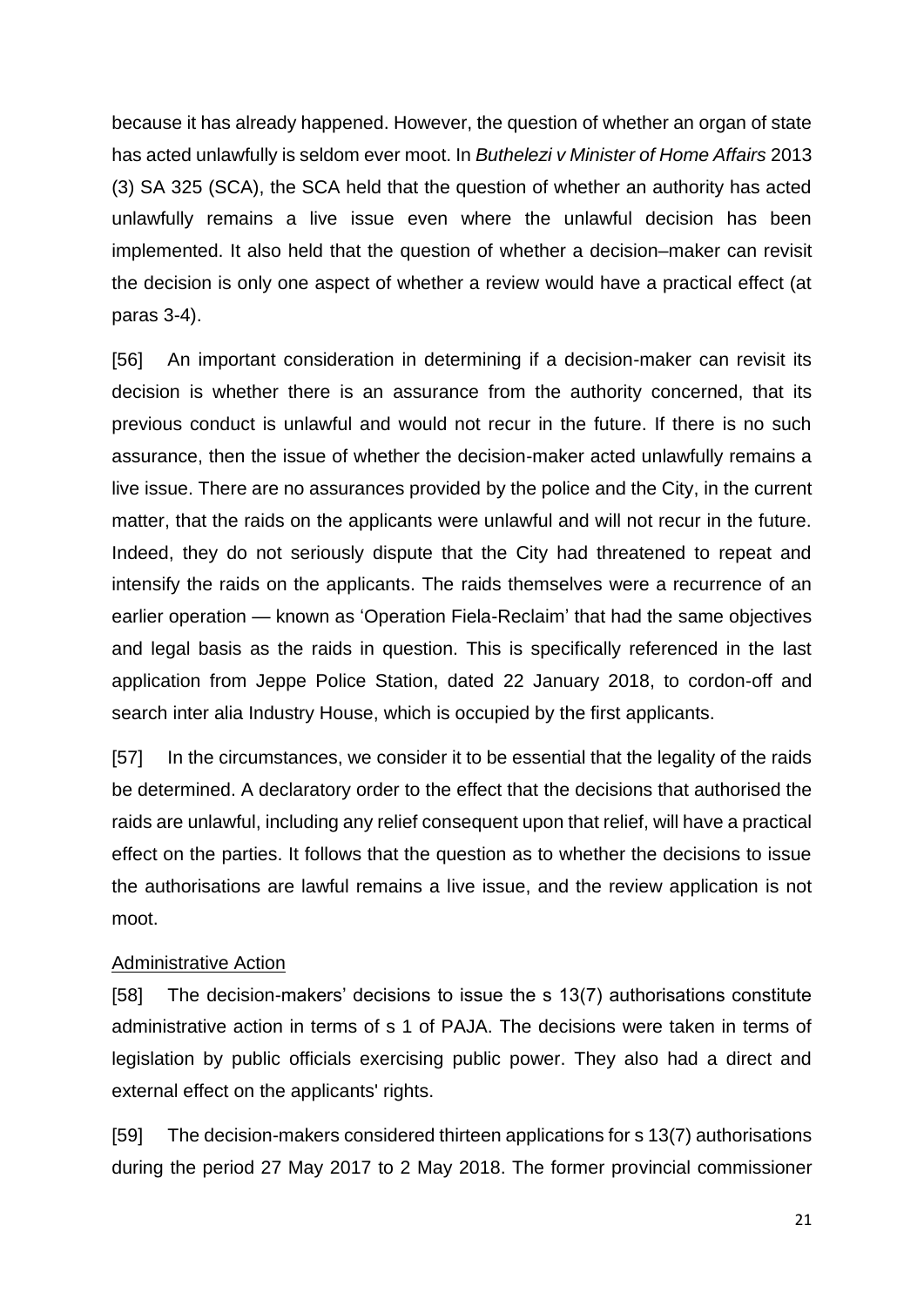because it has already happened. However, the question of whether an organ of state has acted unlawfully is seldom ever moot. In *Buthelezi v Minister of Home Affairs* 2013 (3) SA 325 (SCA), the SCA held that the question of whether an authority has acted unlawfully remains a live issue even where the unlawful decision has been implemented. It also held that the question of whether a decision–maker can revisit the decision is only one aspect of whether a review would have a practical effect (at paras 3-4).

[56] An important consideration in determining if a decision-maker can revisit its decision is whether there is an assurance from the authority concerned, that its previous conduct is unlawful and would not recur in the future. If there is no such assurance, then the issue of whether the decision-maker acted unlawfully remains a live issue. There are no assurances provided by the police and the City, in the current matter, that the raids on the applicants were unlawful and will not recur in the future. Indeed, they do not seriously dispute that the City had threatened to repeat and intensify the raids on the applicants. The raids themselves were a recurrence of an earlier operation — known as 'Operation Fiela-Reclaim' that had the same objectives and legal basis as the raids in question. This is specifically referenced in the last application from Jeppe Police Station, dated 22 January 2018, to cordon-off and search inter alia Industry House, which is occupied by the first applicants.

[57] In the circumstances, we consider it to be essential that the legality of the raids be determined. A declaratory order to the effect that the decisions that authorised the raids are unlawful, including any relief consequent upon that relief, will have a practical effect on the parties. It follows that the question as to whether the decisions to issue the authorisations are lawful remains a live issue, and the review application is not moot.

<u>Administrative Action</u>

[58] The decision-makers' decisions to issue the s 13(7) authorisations constitute administrative action in terms of s 1 of PAJA. The decisions were taken in terms of legislation by public officials exercising public power. They also had a direct and external effect on the applicants' rights.

[59] The decision-makers considered thirteen applications for s 13(7) authorisations during the period 27 May 2017 to 2 May 2018. The former provincial commissioner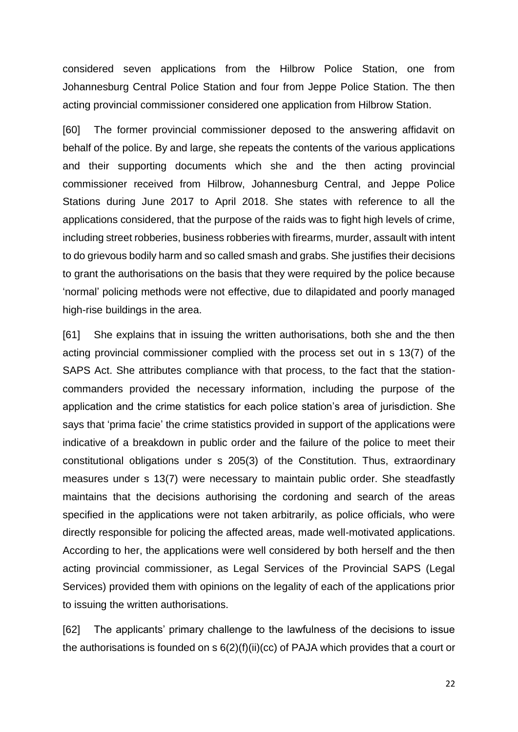considered seven applications from the Hilbrow Police Station, one from Johannesburg Central Police Station and four from Jeppe Police Station. The then acting provincial commissioner considered one application from Hilbrow Station.

[60] The former provincial commissioner deposed to the answering affidavit on behalf of the police. By and large, she repeats the contents of the various applications and their supporting documents which she and the then acting provincial commissioner received from Hilbrow, Johannesburg Central, and Jeppe Police Stations during June 2017 to April 2018. She states with reference to all the applications considered, that the purpose of the raids was to fight high levels of crime, including street robberies, business robberies with firearms, murder, assault with intent to do grievous bodily harm and so called smash and grabs. She justifies their decisions to grant the authorisations on the basis that they were required by the police because 'normal' policing methods were not effective, due to dilapidated and poorly managed high-rise buildings in the area.

[61] She explains that in issuing the written authorisations, both she and the then acting provincial commissioner complied with the process set out in s 13(7) of the SAPS Act. She attributes compliance with that process, to the fact that the station-commanders provided the necessary information, including the purpose of the application and the crime statistics for each police station's area of jurisdiction. She says that 'prima facie' the crime statistics provided in support of the applications were indicative of a breakdown in public order and the failure of the police to meet their constitutional obligations under s 205(3) of the Constitution. Thus, extraordinary measures under s 13(7) were necessary to maintain public order. She steadfastly maintains that the decisions authorising the cordoning and search of the areas specified in the applications were not taken arbitrarily, as police officials, who were directly responsible for policing the affected areas, made well-motivated applications. According to her, the applications were well considered by both herself and the then acting provincial commissioner, as Legal Services of the Provincial SAPS (Legal Services) provided them with opinions on the legality of each of the applications prior to issuing the written authorisations.

[62] The applicants' primary challenge to the lawfulness of the decisions to issue the authorisations is founded on s 6(2)(f)(ii)(cc) of PAJA which provides that a court or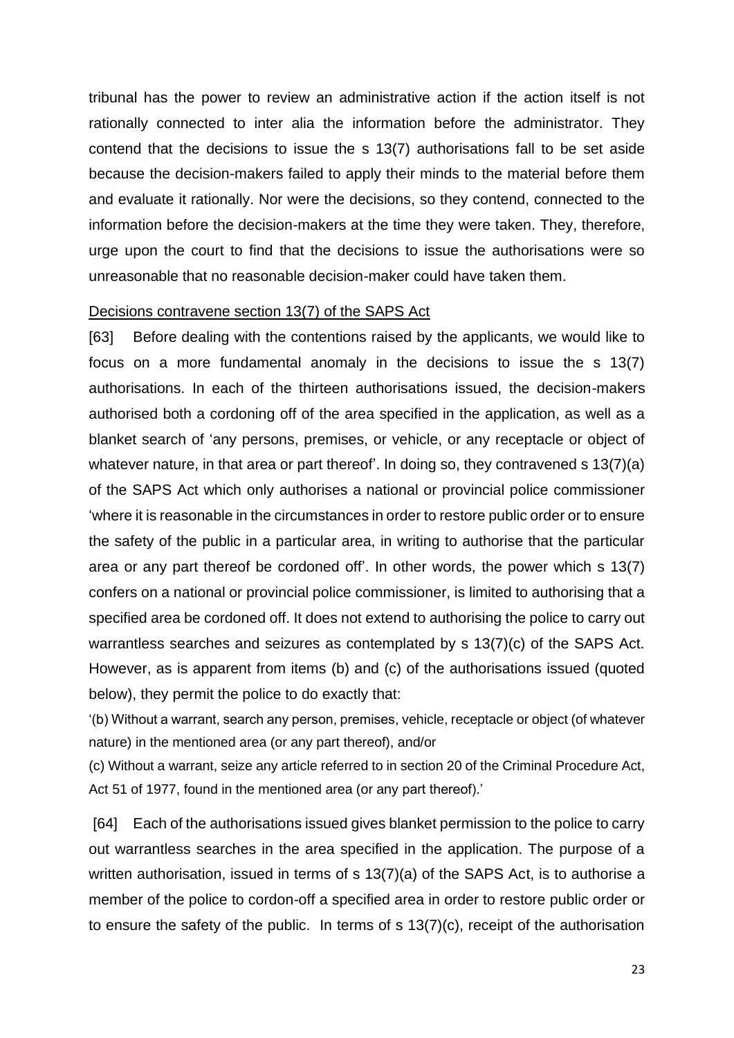tribunal has the power to review an administrative action if the action itself is not rationally connected to inter alia the information before the administrator. They contend that the decisions to issue the s 13(7) authorisations fall to be set aside because the decision-makers failed to apply their minds to the material before them and evaluate it rationally. Nor were the decisions, so they contend, connected to the information before the decision-makers at the time they were taken. They, therefore, urge upon the court to find that the decisions to issue the authorisations were so unreasonable that no reasonable decision-maker could have taken them.

<u>Decisions contravene section 13(7) of the SAPS Act</u>

[63] Before dealing with the contentions raised by the applicants, we would like to focus on a more fundamental anomaly in the decisions to issue the s 13(7) authorisations. In each of the thirteen authorisations issued, the decision-makers authorised both a cordoning off of the area specified in the application, as well as a blanket search of 'any persons, premises, or vehicle, or any receptacle or object of whatever nature, in that area or part thereof'. In doing so, they contravened s 13(7)(a) of the SAPS Act which only authorises a national or provincial police commissioner 'where it is reasonable in the circumstances in order to restore public order or to ensure the safety of the public in a particular area, in writing to authorise that the particular area or any part thereof be cordoned off'. In other words, the power which s 13(7) confers on a national or provincial police commissioner, is limited to authorising that a specified area be cordoned off. It does not extend to authorising the police to carry out warrantless searches and seizures as contemplated by s 13(7)(c) of the SAPS Act. However, as is apparent from items (b) and (c) of the authorisations issued (quoted below), they permit the police to do exactly that:

'(b) Without a warrant, search any person, premises, vehicle, receptacle or object (of whatever nature) in the mentioned area (or any part thereof), and/or

(c) Without a warrant, seize any article referred to in section 20 of the Criminal Procedure Act, Act 51 of 1977, found in the mentioned area (or any part thereof).'

[64] Each of the authorisations issued gives blanket permission to the police to carry out warrantless searches in the area specified in the application. The purpose of a written authorisation, issued in terms of s 13(7)(a) of the SAPS Act, is to authorise a member of the police to cordon-off a specified area in order to restore public order or to ensure the safety of the public. In terms of s 13(7)(c), receipt of the authorisation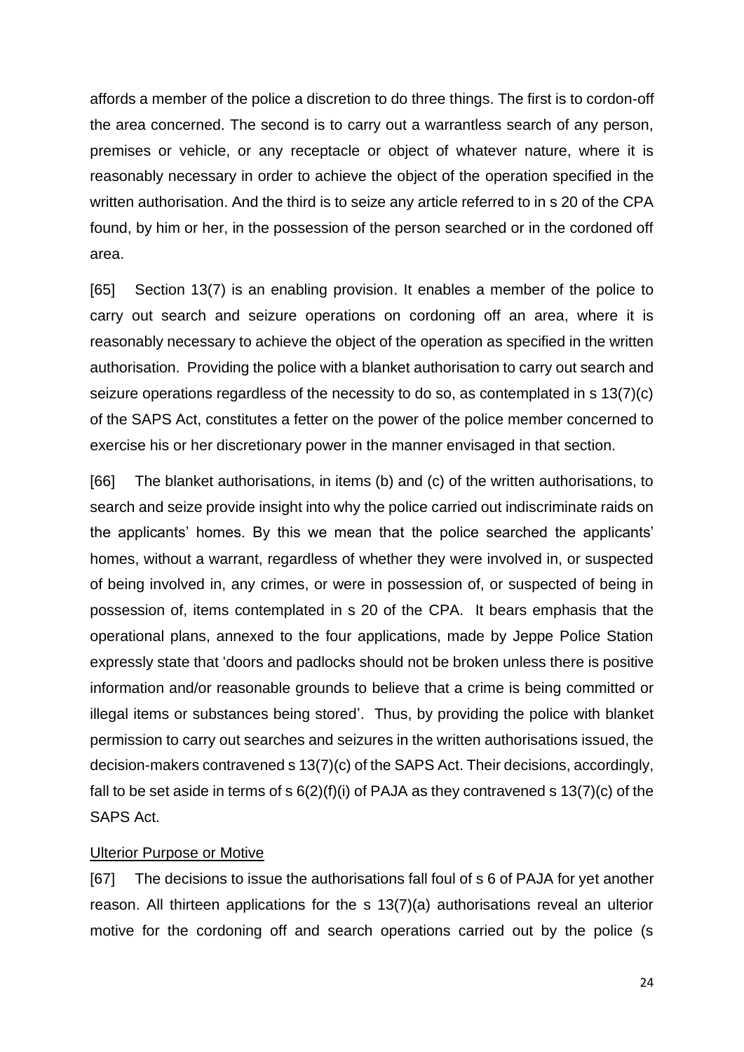affords a member of the police a discretion to do three things. The first is to cordon-off the area concerned. The second is to carry out a warrantless search of any person, premises or vehicle, or any receptacle or object of whatever nature, where it is reasonably necessary in order to achieve the object of the operation specified in the written authorisation. And the third is to seize any article referred to in s 20 of the CPA found, by him or her, in the possession of the person searched or in the cordoned off area.

[65] Section 13(7) is an enabling provision. It enables a member of the police to carry out search and seizure operations on cordoning off an area, where it is reasonably necessary to achieve the object of the operation as specified in the written authorisation. Providing the police with a blanket authorisation to carry out search and seizure operations regardless of the necessity to do so, as contemplated in s 13(7)(c) of the SAPS Act, constitutes a fetter on the power of the police member concerned to exercise his or her discretionary power in the manner envisaged in that section.

[66] The blanket authorisations, in items (b) and (c) of the written authorisations, to search and seize provide insight into why the police carried out indiscriminate raids on the applicants' homes. By this we mean that the police searched the applicants' homes, without a warrant, regardless of whether they were involved in, or suspected of being involved in, any crimes, or were in possession of, or suspected of being in possession of, items contemplated in s 20 of the CPA. It bears emphasis that the operational plans, annexed to the four applications, made by Jeppe Police Station expressly state that 'doors and padlocks should not be broken unless there is positive information and/or reasonable grounds to believe that a crime is being committed or illegal items or substances being stored'. Thus, by providing the police with blanket permission to carry out searches and seizures in the written authorisations issued, the decision-makers contravened s 13(7)(c) of the SAPS Act. Their decisions, accordingly, fall to be set aside in terms of s 6(2)(f)(i) of PAJA as they contravened s 13(7)(c) of the SAPS Act.

<u>Ulterior Purpose or Motive</u>

[67] The decisions to issue the authorisations fall foul of s 6 of PAJA for yet another reason. All thirteen applications for the s 13(7)(a) authorisations reveal an ulterior motive for the cordoning off and search operations carried out by the police (s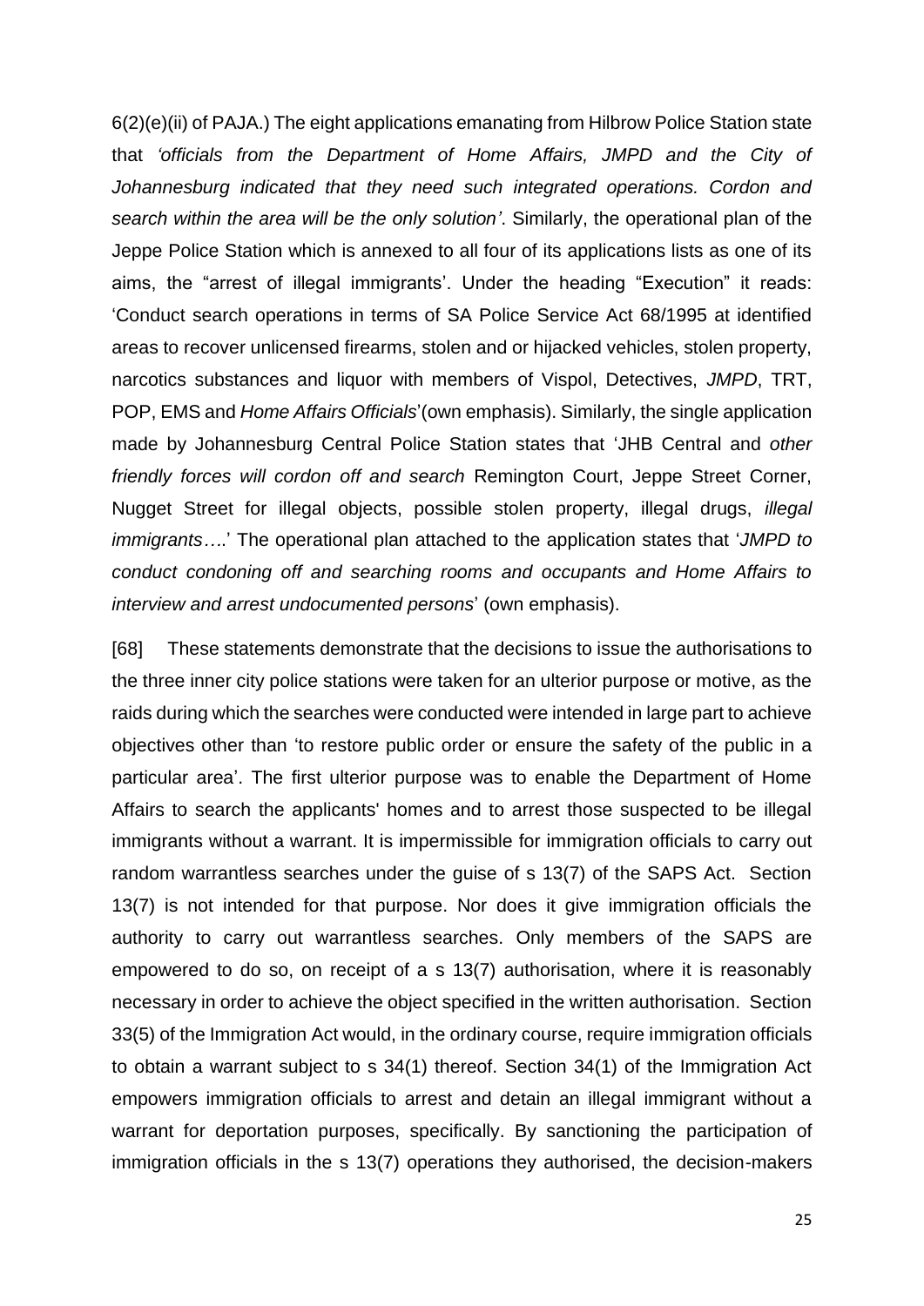6(2)(e)(ii) of PAJA.) The eight applications emanating from Hilbrow Police Station state that *'officials from the Department of Home Affairs, JMPD and the City of Johannesburg indicated that they need such integrated operations. Cordon and search within the area will be the only solution'*. Similarly, the operational plan of the Jeppe Police Station which is annexed to all four of its applications lists as one of its aims, the "arrest of illegal immigrants'. Under the heading "Execution" it reads: 'Conduct search operations in terms of SA Police Service Act 68/1995 at identified areas to recover unlicensed firearms, stolen and or hijacked vehicles, stolen property, narcotics substances and liquor with members of Vispol, Detectives, *JMPD*, TRT, POP, EMS and *Home Affairs Officials*'(own emphasis). Similarly, the single application made by Johannesburg Central Police Station states that 'JHB Central and *other friendly forces will cordon off and search* Remington Court, Jeppe Street Corner, Nugget Street for illegal objects, possible stolen property, illegal drugs, *illegal immigrants*….' The operational plan attached to the application states that '*JMPD to conduct condoning off and searching rooms and occupants and Home Affairs to interview and arrest undocumented persons*' (own emphasis).

[68] These statements demonstrate that the decisions to issue the authorisations to the three inner city police stations were taken for an ulterior purpose or motive, as the raids during which the searches were conducted were intended in large part to achieve objectives other than 'to restore public order or ensure the safety of the public in a particular area'. The first ulterior purpose was to enable the Department of Home Affairs to search the applicants' homes and to arrest those suspected to be illegal immigrants without a warrant. It is impermissible for immigration officials to carry out random warrantless searches under the guise of s 13(7) of the SAPS Act. Section 13(7) is not intended for that purpose. Nor does it give immigration officials the authority to carry out warrantless searches. Only members of the SAPS are empowered to do so, on receipt of a s 13(7) authorisation, where it is reasonably necessary in order to achieve the object specified in the written authorisation. Section 33(5) of the Immigration Act would, in the ordinary course, require immigration officials to obtain a warrant subject to s 34(1) thereof. Section 34(1) of the Immigration Act empowers immigration officials to arrest and detain an illegal immigrant without a warrant for deportation purposes, specifically. By sanctioning the participation of immigration officials in the s 13(7) operations they authorised, the decision-makers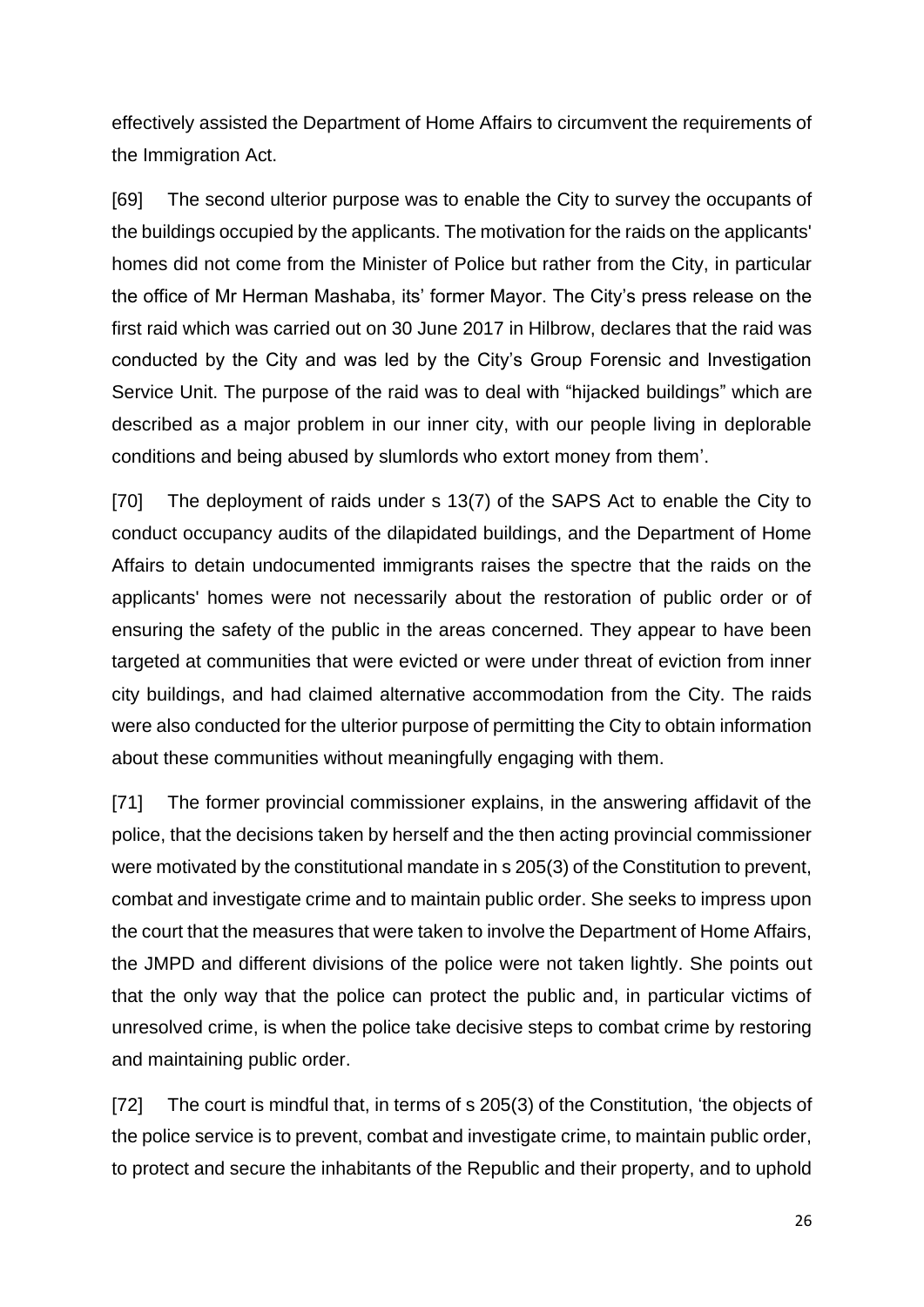effectively assisted the Department of Home Affairs to circumvent the requirements of the Immigration Act.

[69] The second ulterior purpose was to enable the City to survey the occupants of the buildings occupied by the applicants. The motivation for the raids on the applicants' homes did not come from the Minister of Police but rather from the City, in particular the office of Mr Herman Mashaba, its' former Mayor. The City's press release on the first raid which was carried out on 30 June 2017 in Hilbrow, declares that the raid was conducted by the City and was led by the City's Group Forensic and Investigation Service Unit. The purpose of the raid was to deal with "hijacked buildings" which are described as a major problem in our inner city, with our people living in deplorable conditions and being abused by slumlords who extort money from them'.

[70] The deployment of raids under s 13(7) of the SAPS Act to enable the City to conduct occupancy audits of the dilapidated buildings, and the Department of Home Affairs to detain undocumented immigrants raises the spectre that the raids on the applicants' homes were not necessarily about the restoration of public order or of ensuring the safety of the public in the areas concerned. They appear to have been targeted at communities that were evicted or were under threat of eviction from inner city buildings, and had claimed alternative accommodation from the City. The raids were also conducted for the ulterior purpose of permitting the City to obtain information about these communities without meaningfully engaging with them.

[71] The former provincial commissioner explains, in the answering affidavit of the police, that the decisions taken by herself and the then acting provincial commissioner were motivated by the constitutional mandate in s 205(3) of the Constitution to prevent, combat and investigate crime and to maintain public order. She seeks to impress upon the court that the measures that were taken to involve the Department of Home Affairs, the JMPD and different divisions of the police were not taken lightly. She points out that the only way that the police can protect the public and, in particular victims of unresolved crime, is when the police take decisive steps to combat crime by restoring and maintaining public order.

[72] The court is mindful that, in terms of s 205(3) of the Constitution, 'the objects of the police service is to prevent, combat and investigate crime, to maintain public order, to protect and secure the inhabitants of the Republic and their property, and to uphold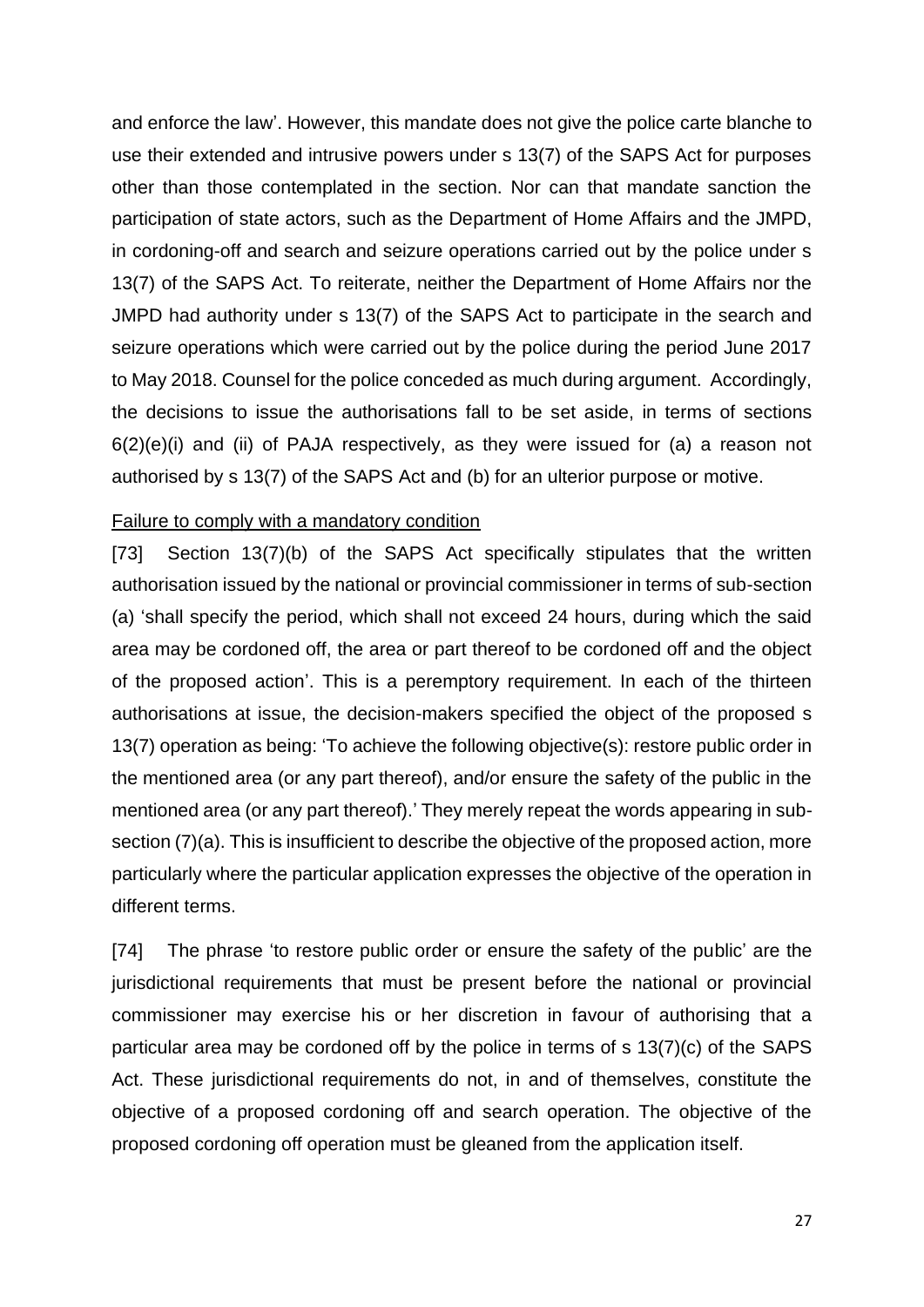and enforce the law'. However, this mandate does not give the police carte blanche to use their extended and intrusive powers under s 13(7) of the SAPS Act for purposes other than those contemplated in the section. Nor can that mandate sanction the participation of state actors, such as the Department of Home Affairs and the JMPD, in cordoning-off and search and seizure operations carried out by the police under s 13(7) of the SAPS Act. To reiterate, neither the Department of Home Affairs nor the JMPD had authority under s 13(7) of the SAPS Act to participate in the search and seizure operations which were carried out by the police during the period June 2017 to May 2018. Counsel for the police conceded as much during argument. Accordingly, the decisions to issue the authorisations fall to be set aside, in terms of sections 6(2)(e)(i) and (ii) of PAJA respectively, as they were issued for (a) a reason not authorised by s 13(7) of the SAPS Act and (b) for an ulterior purpose or motive.

Failure to comply with a mandatory condition

[73] Section 13(7)(b) of the SAPS Act specifically stipulates that the written authorisation issued by the national or provincial commissioner in terms of sub-section (a) 'shall specify the period, which shall not exceed 24 hours, during which the said area may be cordoned off, the area or part thereof to be cordoned off and the object of the proposed action'. This is a peremptory requirement. In each of the thirteen authorisations at issue, the decision-makers specified the object of the proposed s 13(7) operation as being: 'To achieve the following objective(s): restore public order in the mentioned area (or any part thereof), and/or ensure the safety of the public in the mentioned area (or any part thereof).' They merely repeat the words appearing in sub-section (7)(a). This is insufficient to describe the objective of the proposed action, more particularly where the particular application expresses the objective of the operation in different terms.

[74] The phrase 'to restore public order or ensure the safety of the public' are the jurisdictional requirements that must be present before the national or provincial commissioner may exercise his or her discretion in favour of authorising that a particular area may be cordoned off by the police in terms of s 13(7)(c) of the SAPS Act. These jurisdictional requirements do not, in and of themselves, constitute the objective of a proposed cordoning off and search operation. The objective of the proposed cordoning off operation must be gleaned from the application itself.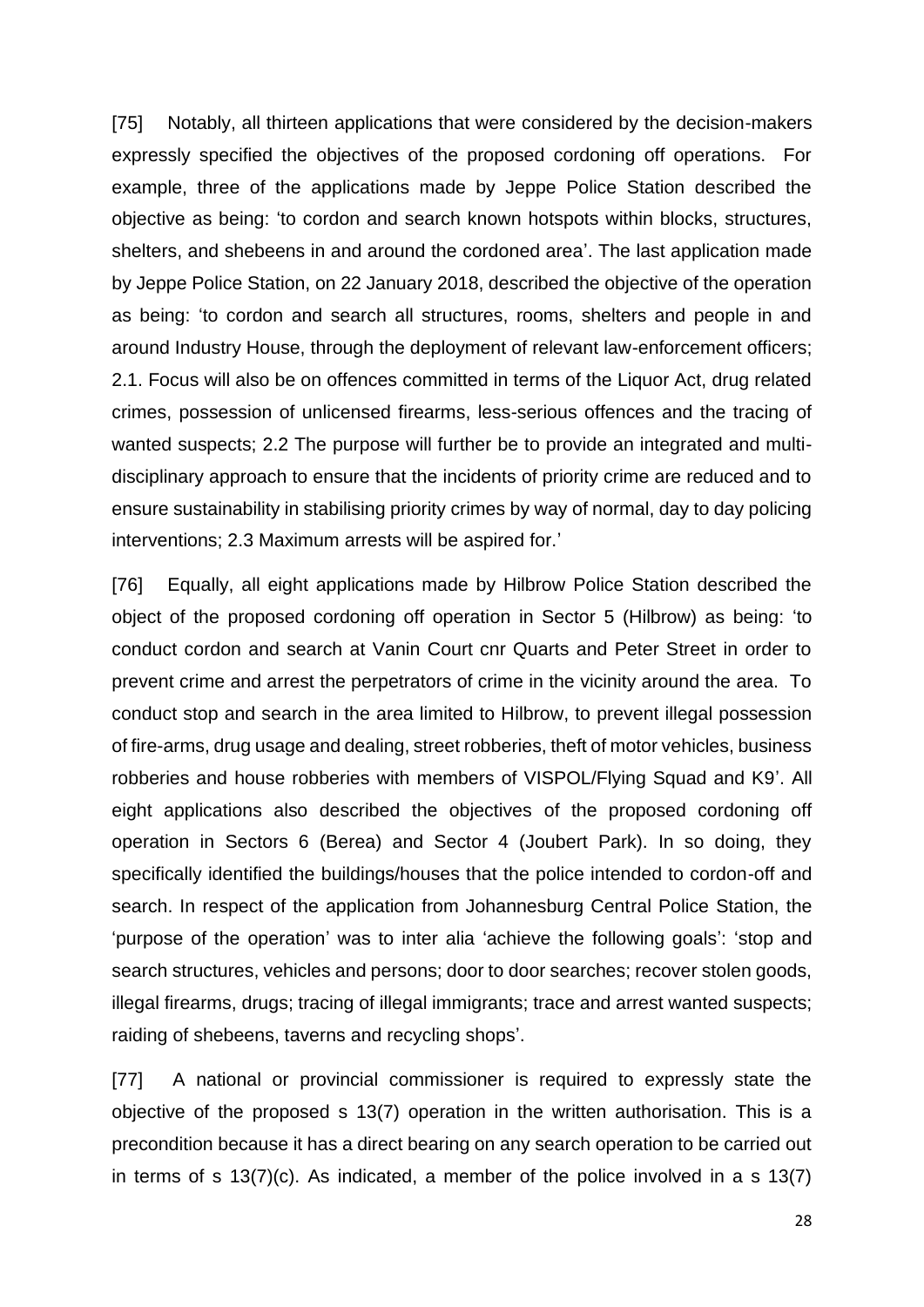[75] Notably, all thirteen applications that were considered by the decision-makers expressly specified the objectives of the proposed cordoning off operations. For example, three of the applications made by Jeppe Police Station described the objective as being: 'to cordon and search known hotspots within blocks, structures, shelters, and shebeens in and around the cordoned area'. The last application made by Jeppe Police Station, on 22 January 2018, described the objective of the operation as being: 'to cordon and search all structures, rooms, shelters and people in and around Industry House, through the deployment of relevant law-enforcement officers; 2.1. Focus will also be on offences committed in terms of the Liquor Act, drug related crimes, possession of unlicensed firearms, less-serious offences and the tracing of wanted suspects; 2.2 The purpose will further be to provide an integrated and multi-disciplinary approach to ensure that the incidents of priority crime are reduced and to ensure sustainability in stabilising priority crimes by way of normal, day to day policing interventions; 2.3 Maximum arrests will be aspired for.'

[76] Equally, all eight applications made by Hilbrow Police Station described the object of the proposed cordoning off operation in Sector 5 (Hilbrow) as being: 'to conduct cordon and search at Vanin Court cnr Quarts and Peter Street in order to prevent crime and arrest the perpetrators of crime in the vicinity around the area. To conduct stop and search in the area limited to Hilbrow, to prevent illegal possession of fire-arms, drug usage and dealing, street robberies, theft of motor vehicles, business robberies and house robberies with members of VISPOL/Flying Squad and K9'. All eight applications also described the objectives of the proposed cordoning off operation in Sectors 6 (Berea) and Sector 4 (Joubert Park). In so doing, they specifically identified the buildings/houses that the police intended to cordon-off and search. In respect of the application from Johannesburg Central Police Station, the 'purpose of the operation' was to inter alia 'achieve the following goals': 'stop and search structures, vehicles and persons; door to door searches; recover stolen goods, illegal firearms, drugs; tracing of illegal immigrants; trace and arrest wanted suspects; raiding of shebeens, taverns and recycling shops'.

[77] A national or provincial commissioner is required to expressly state the objective of the proposed s 13(7) operation in the written authorisation. This is a precondition because it has a direct bearing on any search operation to be carried out in terms of s 13(7)(c). As indicated, a member of the police involved in a s 13(7)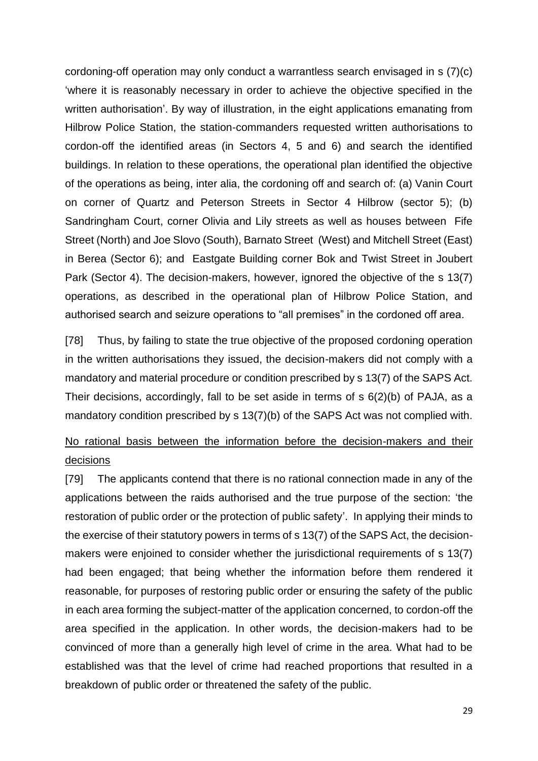cordoning-off operation may only conduct a warrantless search envisaged in s (7)(c) 'where it is reasonably necessary in order to achieve the objective specified in the written authorisation'. By way of illustration, in the eight applications emanating from Hilbrow Police Station, the station-commanders requested written authorisations to cordon-off the identified areas (in Sectors 4, 5 and 6) and search the identified buildings. In relation to these operations, the operational plan identified the objective of the operations as being, inter alia, the cordoning off and search of: (a) Vanin Court on corner of Quartz and Peterson Streets in Sector 4 Hilbrow (sector 5); (b) Sandringham Court, corner Olivia and Lily streets as well as houses between Fife Street (North) and Joe Slovo (South), Barnato Street (West) and Mitchell Street (East) in Berea (Sector 6); and Eastgate Building corner Bok and Twist Street in Joubert Park (Sector 4). The decision-makers, however, ignored the objective of the s 13(7) operations, as described in the operational plan of Hilbrow Police Station, and authorised search and seizure operations to "all premises" in the cordoned off area.

[78] Thus, by failing to state the true objective of the proposed cordoning operation in the written authorisations they issued, the decision-makers did not comply with a mandatory and material procedure or condition prescribed by s 13(7) of the SAPS Act. Their decisions, accordingly, fall to be set aside in terms of s 6(2)(b) of PAJA, as a mandatory condition prescribed by s 13(7)(b) of the SAPS Act was not complied with.

<u>No rational basis between the information before the decision-makers and their decisions</u>

[79] The applicants contend that there is no rational connection made in any of the applications between the raids authorised and the true purpose of the section: 'the restoration of public order or the protection of public safety'. In applying their minds to the exercise of their statutory powers in terms of s 13(7) of the SAPS Act, the decision-makers were enjoined to consider whether the jurisdictional requirements of s 13(7) had been engaged; that being whether the information before them rendered it reasonable, for purposes of restoring public order or ensuring the safety of the public in each area forming the subject-matter of the application concerned, to cordon-off the area specified in the application. In other words, the decision-makers had to be convinced of more than a generally high level of crime in the area. What had to be established was that the level of crime had reached proportions that resulted in a breakdown of public order or threatened the safety of the public.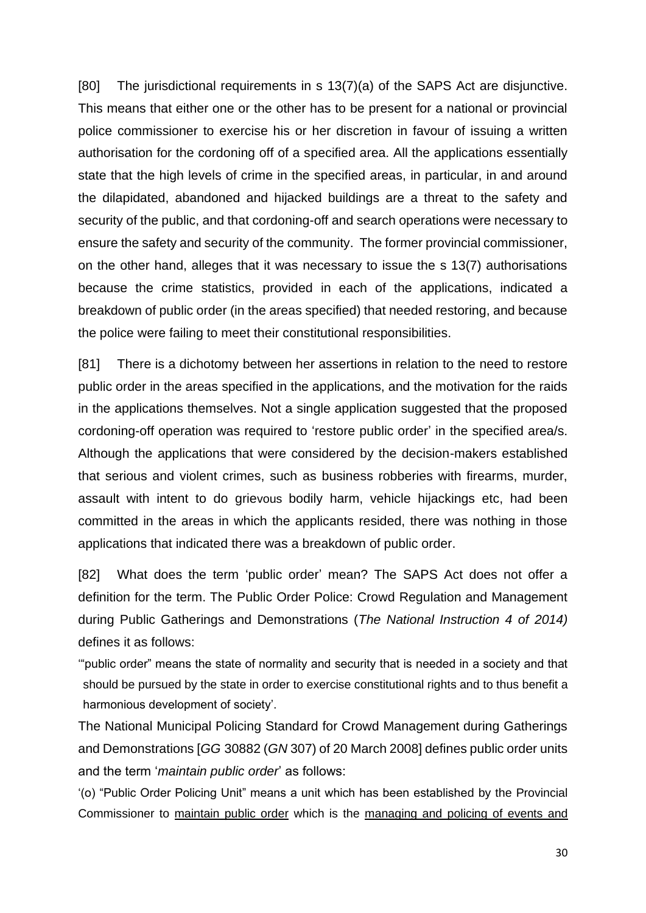[80] The jurisdictional requirements in s 13(7)(a) of the SAPS Act are disjunctive. This means that either one or the other has to be present for a national or provincial police commissioner to exercise his or her discretion in favour of issuing a written authorisation for the cordoning off of a specified area. All the applications essentially state that the high levels of crime in the specified areas, in particular, in and around the dilapidated, abandoned and hijacked buildings are a threat to the safety and security of the public, and that cordoning-off and search operations were necessary to ensure the safety and security of the community. The former provincial commissioner, on the other hand, alleges that it was necessary to issue the s 13(7) authorisations because the crime statistics, provided in each of the applications, indicated a breakdown of public order (in the areas specified) that needed restoring, and because the police were failing to meet their constitutional responsibilities.

[81] There is a dichotomy between her assertions in relation to the need to restore public order in the areas specified in the applications, and the motivation for the raids in the applications themselves. Not a single application suggested that the proposed cordoning-off operation was required to 'restore public order' in the specified area/s. Although the applications that were considered by the decision-makers established that serious and violent crimes, such as business robberies with firearms, murder, assault with intent to do grievous bodily harm, vehicle hijackings etc, had been committed in the areas in which the applicants resided, there was nothing in those applications that indicated there was a breakdown of public order.

[82] What does the term 'public order' mean? The SAPS Act does not offer a definition for the term. The Public Order Police: Crowd Regulation and Management during Public Gatherings and Demonstrations (*The National Instruction 4 of 2014)* defines it as follows:

'"public order" means the state of normality and security that is needed in a society and that should be pursued by the state in order to exercise constitutional rights and to thus benefit a harmonious development of society'.

The National Municipal Policing Standard for Crowd Management during Gatherings and Demonstrations [*GG* 30882 (*GN* 307) of 20 March 2008] defines public order units and the term '*maintain public order*' as follows:

'(o) "Public Order Policing Unit" means a unit which has been established by the Provincial Commissioner to <u>maintain public order</u> which is the <u>managing and policing of events and</u>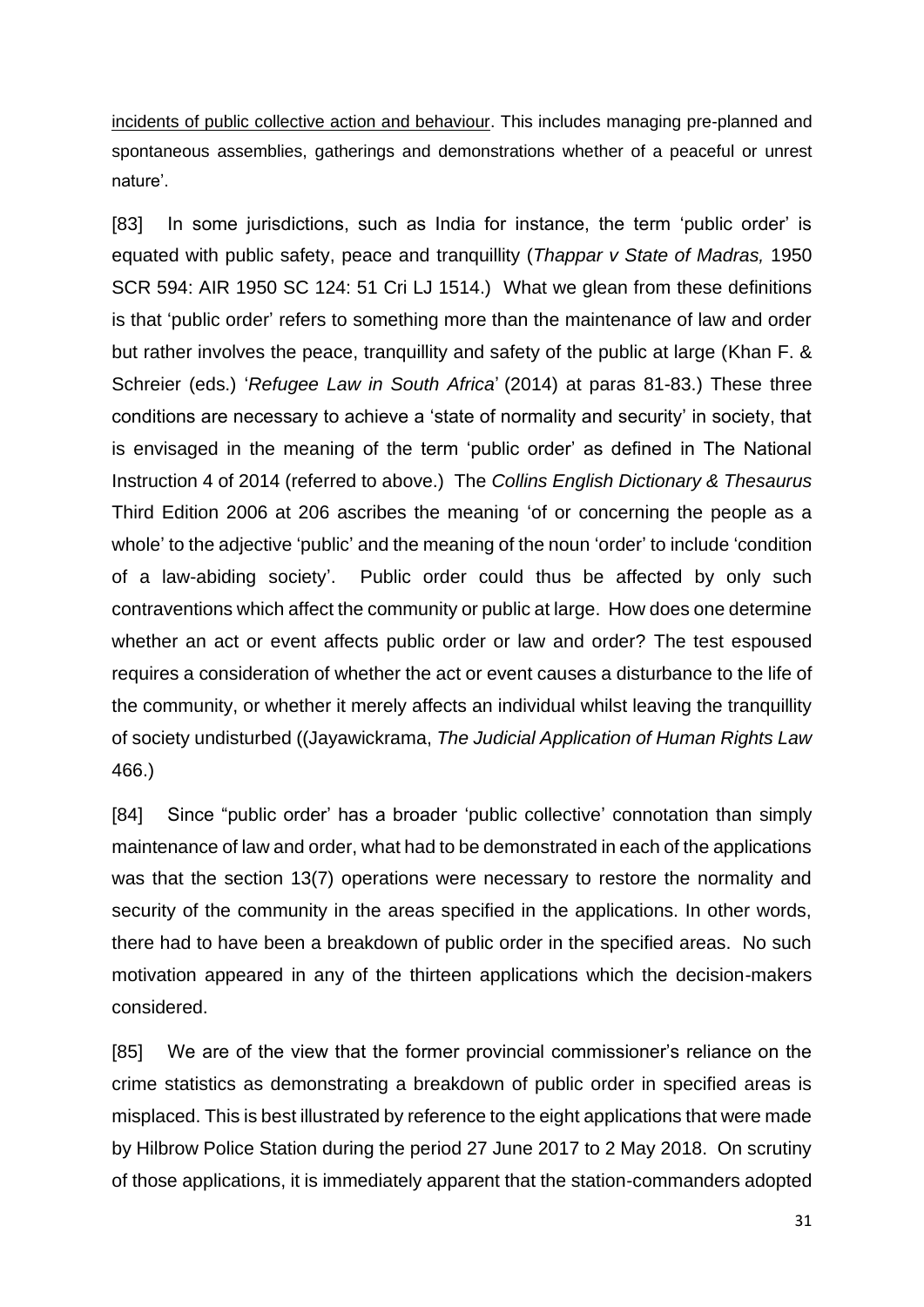incidents of public collective action and behaviour. This includes managing pre-planned and spontaneous assemblies, gatherings and demonstrations whether of a peaceful or unrest nature'.

[83] In some jurisdictions, such as India for instance, the term 'public order' is equated with public safety, peace and tranquillity (*Thappar v State of Madras,* 1950 SCR 594: AIR 1950 SC 124: 51 Cri LJ 1514.) What we glean from these definitions is that 'public order' refers to something more than the maintenance of law and order but rather involves the peace, tranquillity and safety of the public at large (Khan F. & Schreier (eds.) '*Refugee Law in South Africa*' (2014) at paras 81-83.) These three conditions are necessary to achieve a 'state of normality and security' in society, that is envisaged in the meaning of the term 'public order' as defined in The National Instruction 4 of 2014 (referred to above.) The *Collins English Dictionary & Thesaurus* Third Edition 2006 at 206 ascribes the meaning 'of or concerning the people as a whole' to the adjective 'public' and the meaning of the noun 'order' to include 'condition of a law-abiding society'. Public order could thus be affected by only such contraventions which affect the community or public at large. How does one determine whether an act or event affects public order or law and order? The test espoused requires a consideration of whether the act or event causes a disturbance to the life of the community, or whether it merely affects an individual whilst leaving the tranquillity of society undisturbed ((Jayawickrama, *The Judicial Application of Human Rights Law* 466.)

[84] Since "public order' has a broader 'public collective' connotation than simply maintenance of law and order, what had to be demonstrated in each of the applications was that the section 13(7) operations were necessary to restore the normality and security of the community in the areas specified in the applications. In other words, there had to have been a breakdown of public order in the specified areas. No such motivation appeared in any of the thirteen applications which the decision-makers considered.

[85] We are of the view that the former provincial commissioner's reliance on the crime statistics as demonstrating a breakdown of public order in specified areas is misplaced. This is best illustrated by reference to the eight applications that were made by Hilbrow Police Station during the period 27 June 2017 to 2 May 2018. On scrutiny of those applications, it is immediately apparent that the station-commanders adopted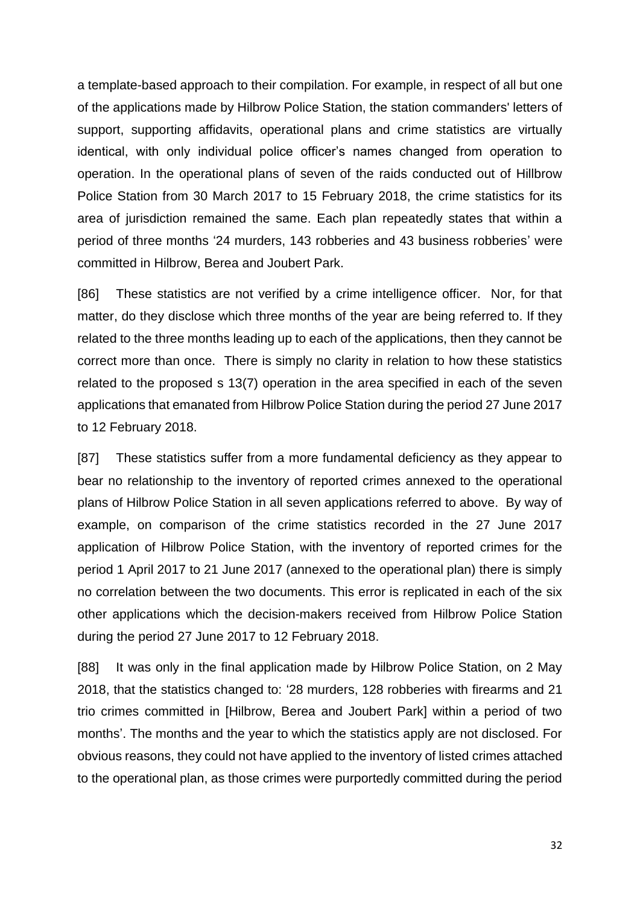a template-based approach to their compilation. For example, in respect of all but one of the applications made by Hilbrow Police Station, the station commanders' letters of support, supporting affidavits, operational plans and crime statistics are virtually identical, with only individual police officer's names changed from operation to operation. In the operational plans of seven of the raids conducted out of Hillbrow Police Station from 30 March 2017 to 15 February 2018, the crime statistics for its area of jurisdiction remained the same. Each plan repeatedly states that within a period of three months '24 murders, 143 robberies and 43 business robberies' were committed in Hilbrow, Berea and Joubert Park.

[86] These statistics are not verified by a crime intelligence officer. Nor, for that matter, do they disclose which three months of the year are being referred to. If they related to the three months leading up to each of the applications, then they cannot be correct more than once. There is simply no clarity in relation to how these statistics related to the proposed s 13(7) operation in the area specified in each of the seven applications that emanated from Hilbrow Police Station during the period 27 June 2017 to 12 February 2018.

[87] These statistics suffer from a more fundamental deficiency as they appear to bear no relationship to the inventory of reported crimes annexed to the operational plans of Hilbrow Police Station in all seven applications referred to above. By way of example, on comparison of the crime statistics recorded in the 27 June 2017 application of Hilbrow Police Station, with the inventory of reported crimes for the period 1 April 2017 to 21 June 2017 (annexed to the operational plan) there is simply no correlation between the two documents. This error is replicated in each of the six other applications which the decision-makers received from Hilbrow Police Station during the period 27 June 2017 to 12 February 2018.

[88] It was only in the final application made by Hilbrow Police Station, on 2 May 2018, that the statistics changed to: '28 murders, 128 robberies with firearms and 21 trio crimes committed in [Hilbrow, Berea and Joubert Park] within a period of two months'. The months and the year to which the statistics apply are not disclosed. For obvious reasons, they could not have applied to the inventory of listed crimes attached to the operational plan, as those crimes were purportedly committed during the period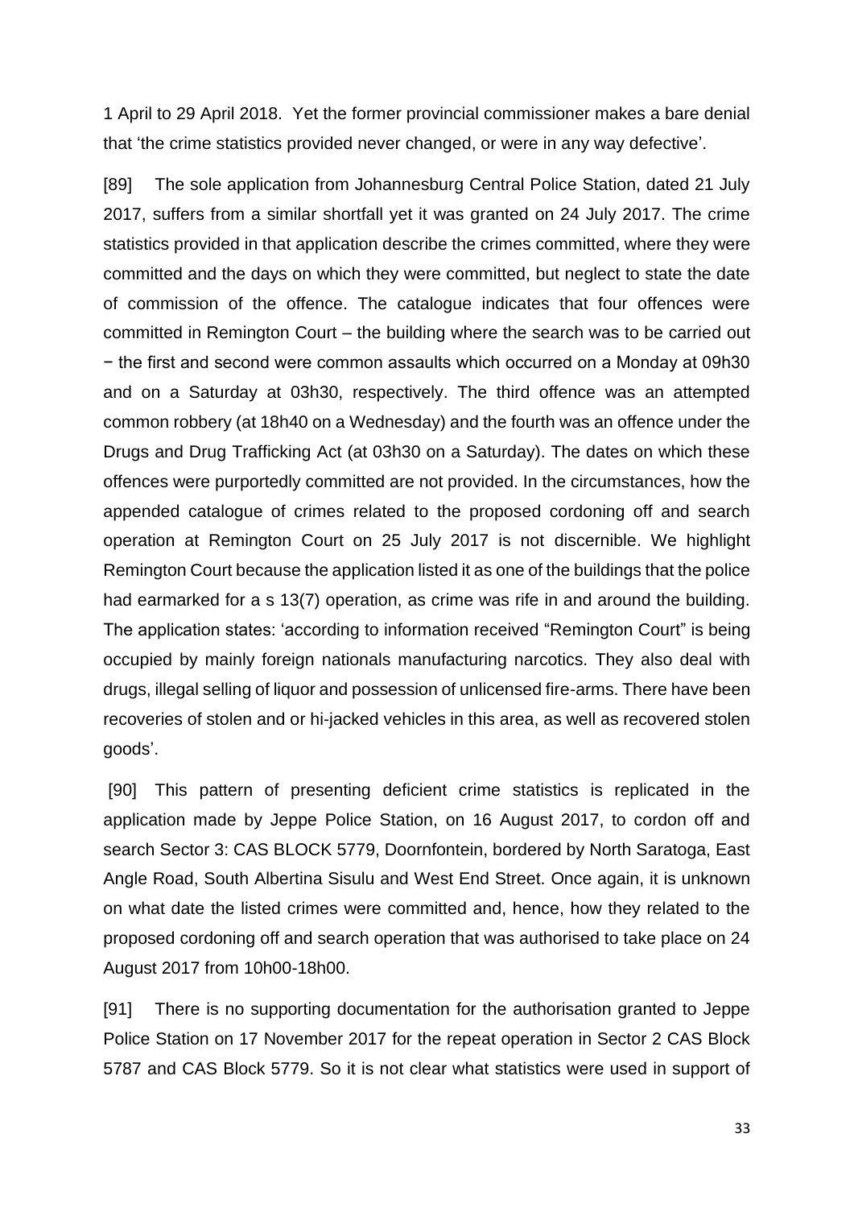1 April to 29 April 2018. Yet the former provincial commissioner makes a bare denial that 'the crime statistics provided never changed, or were in any way defective'.

[89] The sole application from Johannesburg Central Police Station, dated 21 July 2017, suffers from a similar shortfall yet it was granted on 24 July 2017. The crime statistics provided in that application describe the crimes committed, where they were committed and the days on which they were committed, but neglect to state the date of commission of the offence. The catalogue indicates that four offences were committed in Remington Court – the building where the search was to be carried out − the first and second were common assaults which occurred on a Monday at 09h30 and on a Saturday at 03h30, respectively. The third offence was an attempted common robbery (at 18h40 on a Wednesday) and the fourth was an offence under the Drugs and Drug Trafficking Act (at 03h30 on a Saturday). The dates on which these offences were purportedly committed are not provided. In the circumstances, how the appended catalogue of crimes related to the proposed cordoning off and search operation at Remington Court on 25 July 2017 is not discernible. We highlight Remington Court because the application listed it as one of the buildings that the police had earmarked for a s 13(7) operation, as crime was rife in and around the building. The application states: 'according to information received "Remington Court" is being occupied by mainly foreign nationals manufacturing narcotics. They also deal with drugs, illegal selling of liquor and possession of unlicensed fire-arms. There have been recoveries of stolen and or hi-jacked vehicles in this area, as well as recovered stolen goods'.

[90] This pattern of presenting deficient crime statistics is replicated in the application made by Jeppe Police Station, on 16 August 2017, to cordon off and search Sector 3: CAS BLOCK 5779, Doornfontein, bordered by North Saratoga, East Angle Road, South Albertina Sisulu and West End Street. Once again, it is unknown on what date the listed crimes were committed and, hence, how they related to the proposed cordoning off and search operation that was authorised to take place on 24 August 2017 from 10h00-18h00.

[91] There is no supporting documentation for the authorisation granted to Jeppe Police Station on 17 November 2017 for the repeat operation in Sector 2 CAS Block 5787 and CAS Block 5779. So it is not clear what statistics were used in support of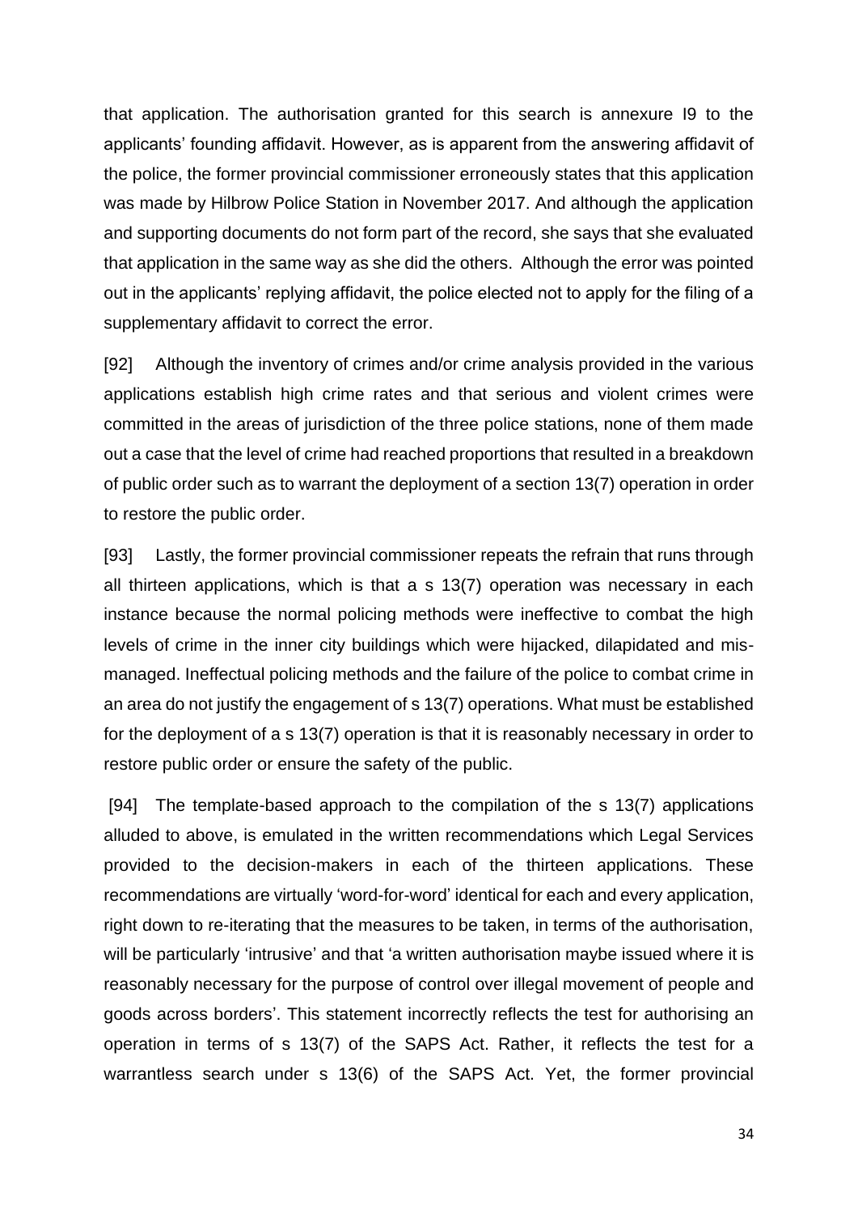that application. The authorisation granted for this search is annexure I9 to the applicants' founding affidavit. However, as is apparent from the answering affidavit of the police, the former provincial commissioner erroneously states that this application was made by Hilbrow Police Station in November 2017. And although the application and supporting documents do not form part of the record, she says that she evaluated that application in the same way as she did the others. Although the error was pointed out in the applicants' replying affidavit, the police elected not to apply for the filing of a supplementary affidavit to correct the error.

[92] Although the inventory of crimes and/or crime analysis provided in the various applications establish high crime rates and that serious and violent crimes were committed in the areas of jurisdiction of the three police stations, none of them made out a case that the level of crime had reached proportions that resulted in a breakdown of public order such as to warrant the deployment of a section 13(7) operation in order to restore the public order.

[93] Lastly, the former provincial commissioner repeats the refrain that runs through all thirteen applications, which is that a s 13(7) operation was necessary in each instance because the normal policing methods were ineffective to combat the high levels of crime in the inner city buildings which were hijacked, dilapidated and mis-managed. Ineffectual policing methods and the failure of the police to combat crime in an area do not justify the engagement of s 13(7) operations. What must be established for the deployment of a s 13(7) operation is that it is reasonably necessary in order to restore public order or ensure the safety of the public.

[94] The template-based approach to the compilation of the s 13(7) applications alluded to above, is emulated in the written recommendations which Legal Services provided to the decision-makers in each of the thirteen applications. These recommendations are virtually 'word-for-word' identical for each and every application, right down to re-iterating that the measures to be taken, in terms of the authorisation, will be particularly 'intrusive' and that 'a written authorisation maybe issued where it is reasonably necessary for the purpose of control over illegal movement of people and goods across borders'. This statement incorrectly reflects the test for authorising an operation in terms of s 13(7) of the SAPS Act. Rather, it reflects the test for a warrantless search under s 13(6) of the SAPS Act. Yet, the former provincial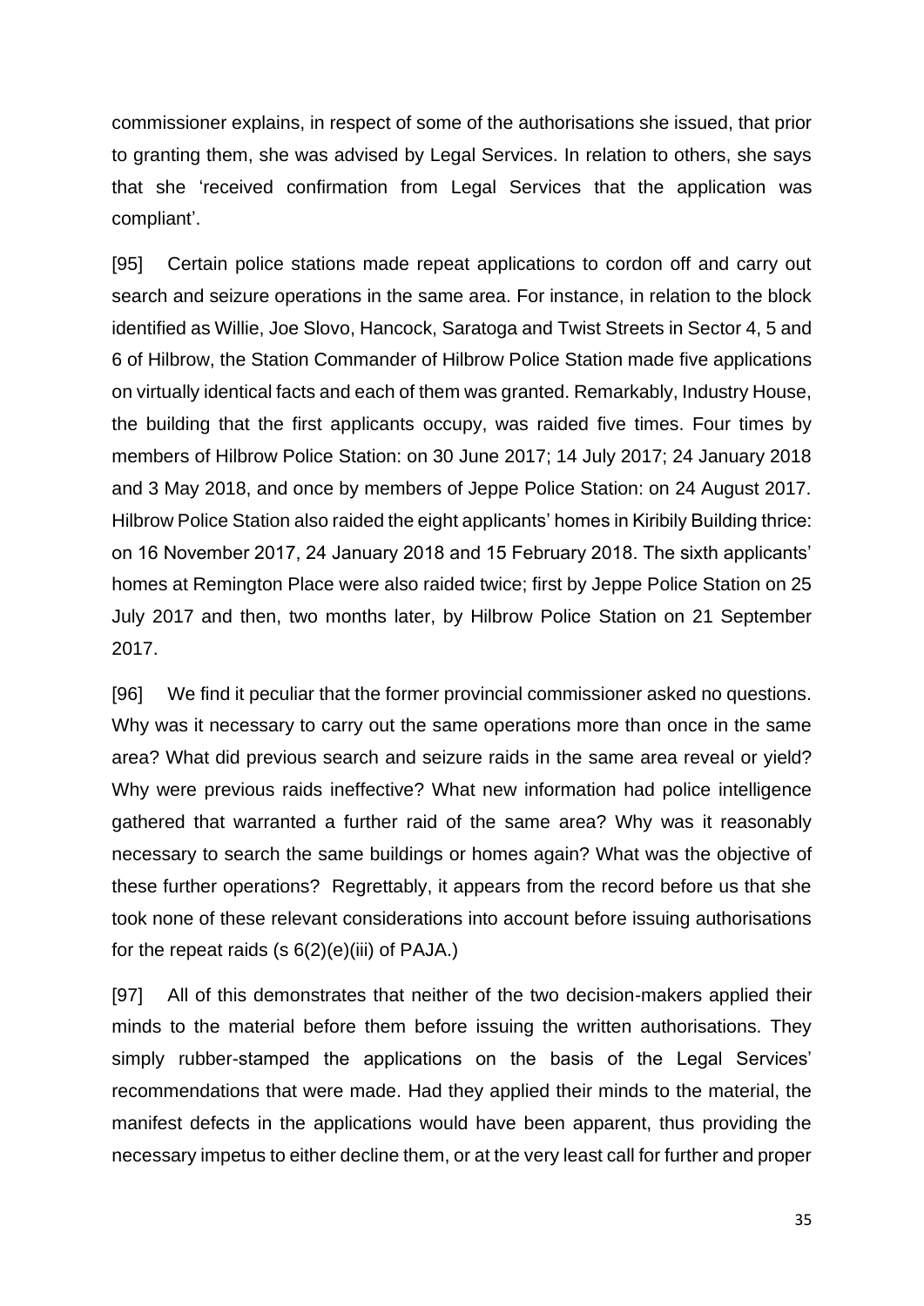commissioner explains, in respect of some of the authorisations she issued, that prior to granting them, she was advised by Legal Services. In relation to others, she says that she 'received confirmation from Legal Services that the application was compliant'.

[95] Certain police stations made repeat applications to cordon off and carry out search and seizure operations in the same area. For instance, in relation to the block identified as Willie, Joe Slovo, Hancock, Saratoga and Twist Streets in Sector 4, 5 and 6 of Hilbrow, the Station Commander of Hilbrow Police Station made five applications on virtually identical facts and each of them was granted. Remarkably, Industry House, the building that the first applicants occupy, was raided five times. Four times by members of Hilbrow Police Station: on 30 June 2017; 14 July 2017; 24 January 2018 and 3 May 2018, and once by members of Jeppe Police Station: on 24 August 2017. Hilbrow Police Station also raided the eight applicants' homes in Kiribily Building thrice: on 16 November 2017, 24 January 2018 and 15 February 2018. The sixth applicants' homes at Remington Place were also raided twice; first by Jeppe Police Station on 25 July 2017 and then, two months later, by Hilbrow Police Station on 21 September 2017.

[96] We find it peculiar that the former provincial commissioner asked no questions. Why was it necessary to carry out the same operations more than once in the same area? What did previous search and seizure raids in the same area reveal or yield? Why were previous raids ineffective? What new information had police intelligence gathered that warranted a further raid of the same area? Why was it reasonably necessary to search the same buildings or homes again? What was the objective of these further operations? Regrettably, it appears from the record before us that she took none of these relevant considerations into account before issuing authorisations for the repeat raids (s 6(2)(e)(iii) of PAJA.)

[97] All of this demonstrates that neither of the two decision-makers applied their minds to the material before them before issuing the written authorisations. They simply rubber-stamped the applications on the basis of the Legal Services' recommendations that were made. Had they applied their minds to the material, the manifest defects in the applications would have been apparent, thus providing the necessary impetus to either decline them, or at the very least call for further and proper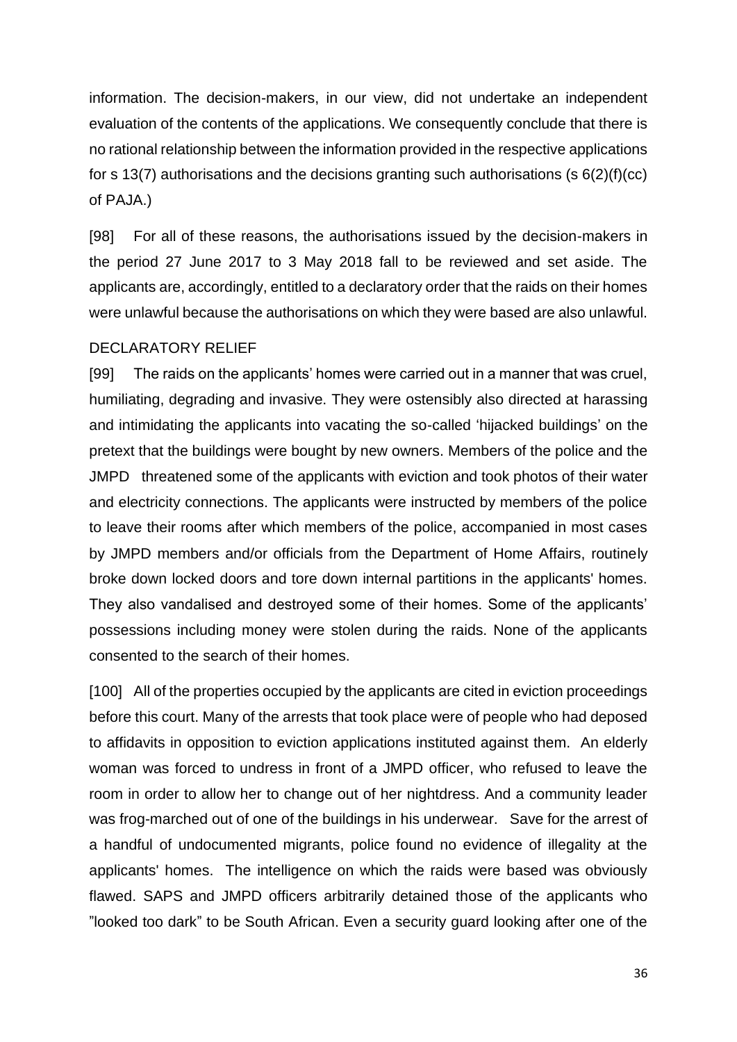information. The decision-makers, in our view, did not undertake an independent evaluation of the contents of the applications. We consequently conclude that there is no rational relationship between the information provided in the respective applications for s 13(7) authorisations and the decisions granting such authorisations (s 6(2)(f)(cc) of PAJA.)

[98] For all of these reasons, the authorisations issued by the decision-makers in the period 27 June 2017 to 3 May 2018 fall to be reviewed and set aside. The applicants are, accordingly, entitled to a declaratory order that the raids on their homes were unlawful because the authorisations on which they were based are also unlawful.

## DECLARATORY RELIEF

[99] The raids on the applicants' homes were carried out in a manner that was cruel, humiliating, degrading and invasive. They were ostensibly also directed at harassing and intimidating the applicants into vacating the so-called 'hijacked buildings' on the pretext that the buildings were bought by new owners. Members of the police and the JMPD threatened some of the applicants with eviction and took photos of their water and electricity connections. The applicants were instructed by members of the police to leave their rooms after which members of the police, accompanied in most cases by JMPD members and/or officials from the Department of Home Affairs, routinely broke down locked doors and tore down internal partitions in the applicants' homes. They also vandalised and destroyed some of their homes. Some of the applicants' possessions including money were stolen during the raids. None of the applicants consented to the search of their homes.

[100] All of the properties occupied by the applicants are cited in eviction proceedings before this court. Many of the arrests that took place were of people who had deposed to affidavits in opposition to eviction applications instituted against them. An elderly woman was forced to undress in front of a JMPD officer, who refused to leave the room in order to allow her to change out of her nightdress. And a community leader was frog-marched out of one of the buildings in his underwear. Save for the arrest of a handful of undocumented migrants, police found no evidence of illegality at the applicants' homes. The intelligence on which the raids were based was obviously flawed. SAPS and JMPD officers arbitrarily detained those of the applicants who "looked too dark" to be South African. Even a security guard looking after one of the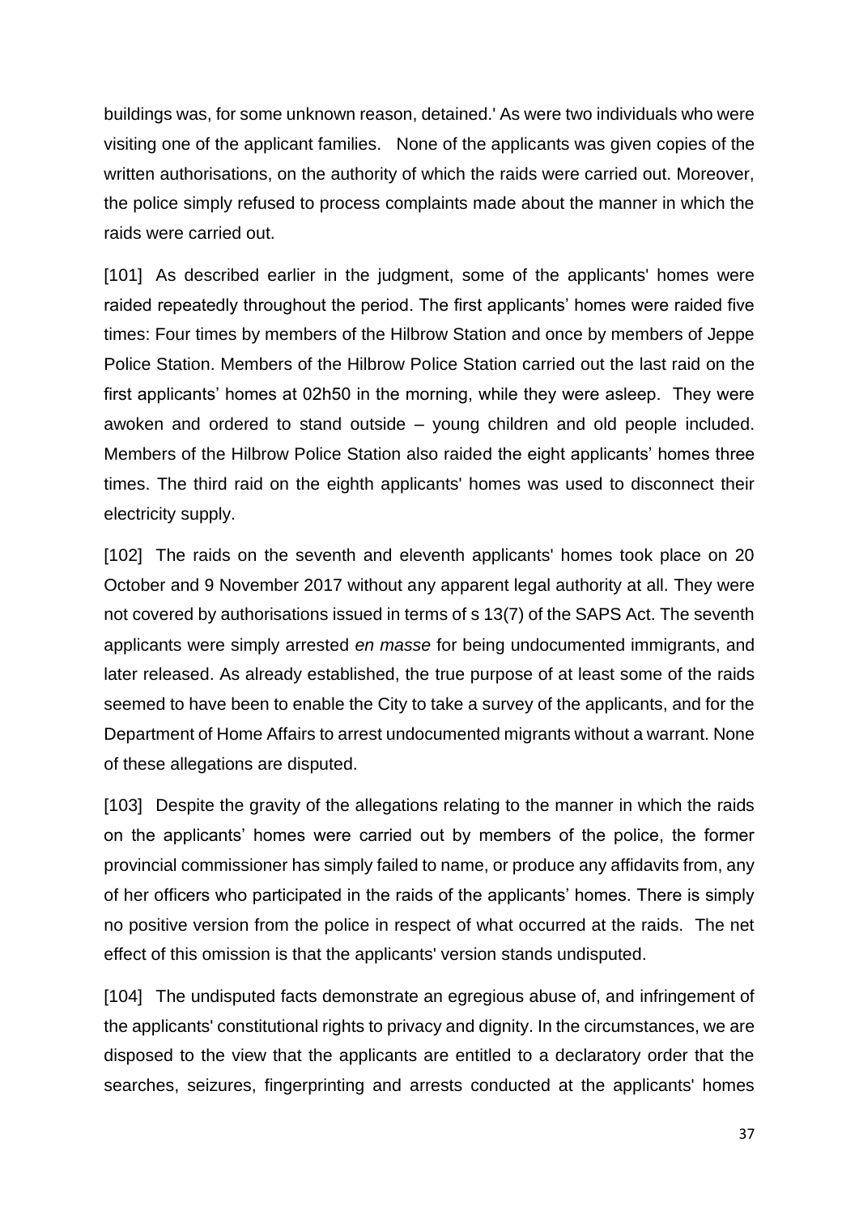buildings was, for some unknown reason, detained.' As were two individuals who were visiting one of the applicant families. None of the applicants was given copies of the written authorisations, on the authority of which the raids were carried out. Moreover, the police simply refused to process complaints made about the manner in which the raids were carried out.

[101] As described earlier in the judgment, some of the applicants' homes were raided repeatedly throughout the period. The first applicants' homes were raided five times: Four times by members of the Hilbrow Station and once by members of Jeppe Police Station. Members of the Hilbrow Police Station carried out the last raid on the first applicants' homes at 02h50 in the morning, while they were asleep. They were awoken and ordered to stand outside – young children and old people included. Members of the Hilbrow Police Station also raided the eight applicants' homes three times. The third raid on the eighth applicants' homes was used to disconnect their electricity supply.

[102] The raids on the seventh and eleventh applicants' homes took place on 20 October and 9 November 2017 without any apparent legal authority at all. They were not covered by authorisations issued in terms of s 13(7) of the SAPS Act. The seventh applicants were simply arrested *en masse* for being undocumented immigrants, and later released. As already established, the true purpose of at least some of the raids seemed to have been to enable the City to take a survey of the applicants, and for the Department of Home Affairs to arrest undocumented migrants without a warrant. None of these allegations are disputed.

[103] Despite the gravity of the allegations relating to the manner in which the raids on the applicants' homes were carried out by members of the police, the former provincial commissioner has simply failed to name, or produce any affidavits from, any of her officers who participated in the raids of the applicants' homes. There is simply no positive version from the police in respect of what occurred at the raids. The net effect of this omission is that the applicants' version stands undisputed.

[104] The undisputed facts demonstrate an egregious abuse of, and infringement of the applicants' constitutional rights to privacy and dignity. In the circumstances, we are disposed to the view that the applicants are entitled to a declaratory order that the searches, seizures, fingerprinting and arrests conducted at the applicants' homes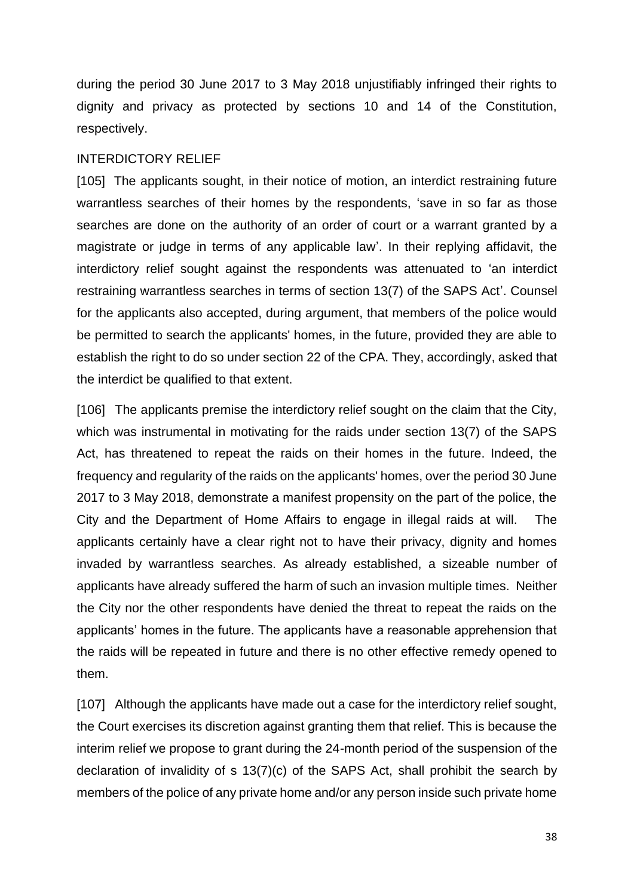during the period 30 June 2017 to 3 May 2018 unjustifiably infringed their rights to dignity and privacy as protected by sections 10 and 14 of the Constitution, respectively.

INTERDICTORY RELIEF

[105] The applicants sought, in their notice of motion, an interdict restraining future warrantless searches of their homes by the respondents, 'save in so far as those searches are done on the authority of an order of court or a warrant granted by a magistrate or judge in terms of any applicable law'. In their replying affidavit, the interdictory relief sought against the respondents was attenuated to 'an interdict restraining warrantless searches in terms of section 13(7) of the SAPS Act'. Counsel for the applicants also accepted, during argument, that members of the police would be permitted to search the applicants' homes, in the future, provided they are able to establish the right to do so under section 22 of the CPA. They, accordingly, asked that the interdict be qualified to that extent.

[106] The applicants premise the interdictory relief sought on the claim that the City, which was instrumental in motivating for the raids under section 13(7) of the SAPS Act, has threatened to repeat the raids on their homes in the future. Indeed, the frequency and regularity of the raids on the applicants' homes, over the period 30 June 2017 to 3 May 2018, demonstrate a manifest propensity on the part of the police, the City and the Department of Home Affairs to engage in illegal raids at will. The applicants certainly have a clear right not to have their privacy, dignity and homes invaded by warrantless searches. As already established, a sizeable number of applicants have already suffered the harm of such an invasion multiple times. Neither the City nor the other respondents have denied the threat to repeat the raids on the applicants' homes in the future. The applicants have a reasonable apprehension that the raids will be repeated in future and there is no other effective remedy opened to them.

[107] Although the applicants have made out a case for the interdictory relief sought, the Court exercises its discretion against granting them that relief. This is because the interim relief we propose to grant during the 24-month period of the suspension of the declaration of invalidity of s 13(7)(c) of the SAPS Act, shall prohibit the search by members of the police of any private home and/or any person inside such private home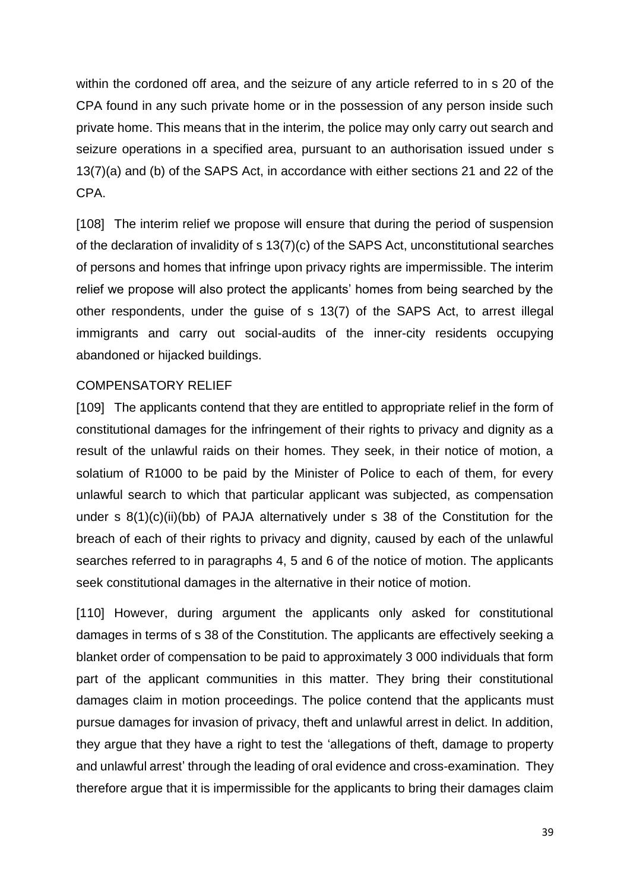within the cordoned off area, and the seizure of any article referred to in s 20 of the CPA found in any such private home or in the possession of any person inside such private home. This means that in the interim, the police may only carry out search and seizure operations in a specified area, pursuant to an authorisation issued under s 13(7)(a) and (b) of the SAPS Act, in accordance with either sections 21 and 22 of the CPA.

[108] The interim relief we propose will ensure that during the period of suspension of the declaration of invalidity of s 13(7)(c) of the SAPS Act, unconstitutional searches of persons and homes that infringe upon privacy rights are impermissible. The interim relief we propose will also protect the applicants' homes from being searched by the other respondents, under the guise of s 13(7) of the SAPS Act, to arrest illegal immigrants and carry out social-audits of the inner-city residents occupying abandoned or hijacked buildings.

COMPENSATORY RELIEF

[109] The applicants contend that they are entitled to appropriate relief in the form of constitutional damages for the infringement of their rights to privacy and dignity as a result of the unlawful raids on their homes. They seek, in their notice of motion, a solatium of R1000 to be paid by the Minister of Police to each of them, for every unlawful search to which that particular applicant was subjected, as compensation under s 8(1)(c)(ii)(bb) of PAJA alternatively under s 38 of the Constitution for the breach of each of their rights to privacy and dignity, caused by each of the unlawful searches referred to in paragraphs 4, 5 and 6 of the notice of motion. The applicants seek constitutional damages in the alternative in their notice of motion.

[110] However, during argument the applicants only asked for constitutional damages in terms of s 38 of the Constitution. The applicants are effectively seeking a blanket order of compensation to be paid to approximately 3 000 individuals that form part of the applicant communities in this matter. They bring their constitutional damages claim in motion proceedings. The police contend that the applicants must pursue damages for invasion of privacy, theft and unlawful arrest in delict. In addition, they argue that they have a right to test the 'allegations of theft, damage to property and unlawful arrest' through the leading of oral evidence and cross-examination. They therefore argue that it is impermissible for the applicants to bring their damages claim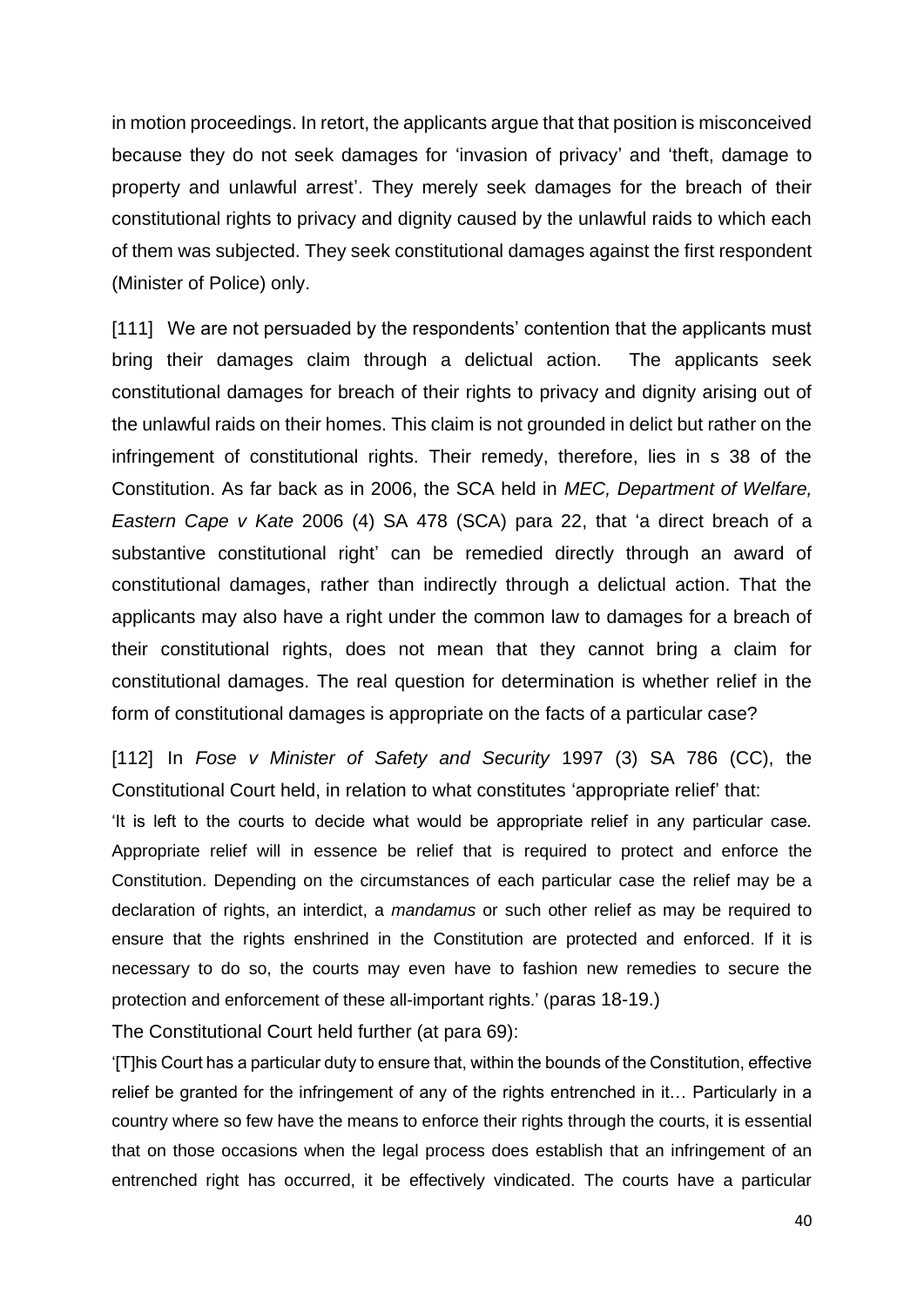in motion proceedings. In retort, the applicants argue that that position is misconceived because they do not seek damages for 'invasion of privacy' and 'theft, damage to property and unlawful arrest'. They merely seek damages for the breach of their constitutional rights to privacy and dignity caused by the unlawful raids to which each of them was subjected. They seek constitutional damages against the first respondent (Minister of Police) only.

[111] We are not persuaded by the respondents' contention that the applicants must bring their damages claim through a delictual action. The applicants seek constitutional damages for breach of their rights to privacy and dignity arising out of the unlawful raids on their homes. This claim is not grounded in delict but rather on the infringement of constitutional rights. Their remedy, therefore, lies in s 38 of the Constitution. As far back as in 2006, the SCA held in *MEC, Department of Welfare, Eastern Cape v Kate* 2006 (4) SA 478 (SCA) para 22, that 'a direct breach of a substantive constitutional right' can be remedied directly through an award of constitutional damages, rather than indirectly through a delictual action. That the applicants may also have a right under the common law to damages for a breach of their constitutional rights, does not mean that they cannot bring a claim for constitutional damages. The real question for determination is whether relief in the form of constitutional damages is appropriate on the facts of a particular case?

[112] In *Fose v Minister of Safety and Security* 1997 (3) SA 786 (CC), the Constitutional Court held, in relation to what constitutes 'appropriate relief' that:

'It is left to the courts to decide what would be appropriate relief in any particular case. Appropriate relief will in essence be relief that is required to protect and enforce the Constitution. Depending on the circumstances of each particular case the relief may be a declaration of rights, an interdict, a *mandamus* or such other relief as may be required to ensure that the rights enshrined in the Constitution are protected and enforced. If it is necessary to do so, the courts may even have to fashion new remedies to secure the protection and enforcement of these all-important rights.' (paras 18-19.)

The Constitutional Court held further (at para 69):

'[T]his Court has a particular duty to ensure that, within the bounds of the Constitution, effective relief be granted for the infringement of any of the rights entrenched in it… Particularly in a country where so few have the means to enforce their rights through the courts, it is essential that on those occasions when the legal process does establish that an infringement of an entrenched right has occurred, it be effectively vindicated. The courts have a particular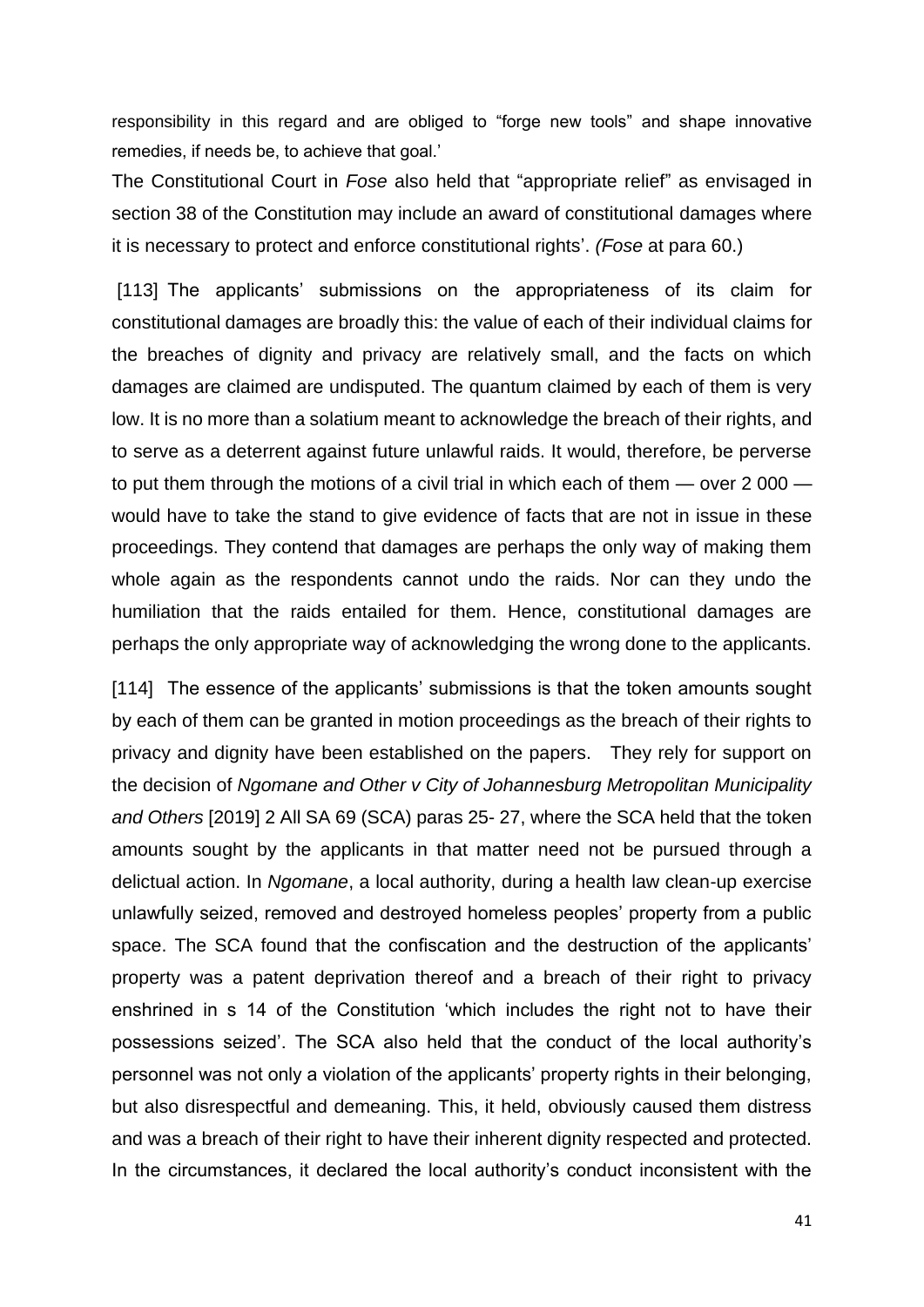responsibility in this regard and are obliged to "forge new tools" and shape innovative remedies, if needs be, to achieve that goal.'

The Constitutional Court in *Fose* also held that "appropriate relief" as envisaged in section 38 of the Constitution may include an award of constitutional damages where it is necessary to protect and enforce constitutional rights'. *(Fose* at para 60.)

[113] The applicants' submissions on the appropriateness of its claim for constitutional damages are broadly this: the value of each of their individual claims for the breaches of dignity and privacy are relatively small, and the facts on which damages are claimed are undisputed. The quantum claimed by each of them is very low. It is no more than a solatium meant to acknowledge the breach of their rights, and to serve as a deterrent against future unlawful raids. It would, therefore, be perverse to put them through the motions of a civil trial in which each of them — over 2 000 — would have to take the stand to give evidence of facts that are not in issue in these proceedings. They contend that damages are perhaps the only way of making them whole again as the respondents cannot undo the raids. Nor can they undo the humiliation that the raids entailed for them. Hence, constitutional damages are perhaps the only appropriate way of acknowledging the wrong done to the applicants.

[114] The essence of the applicants' submissions is that the token amounts sought by each of them can be granted in motion proceedings as the breach of their rights to privacy and dignity have been established on the papers. They rely for support on the decision of *Ngomane and Other v City of Johannesburg Metropolitan Municipality and Others* [2019] 2 All SA 69 (SCA) paras 25- 27, where the SCA held that the token amounts sought by the applicants in that matter need not be pursued through a delictual action. In *Ngomane*, a local authority, during a health law clean-up exercise unlawfully seized, removed and destroyed homeless peoples' property from a public space. The SCA found that the confiscation and the destruction of the applicants' property was a patent deprivation thereof and a breach of their right to privacy enshrined in s 14 of the Constitution 'which includes the right not to have their possessions seized'. The SCA also held that the conduct of the local authority's personnel was not only a violation of the applicants' property rights in their belonging, but also disrespectful and demeaning. This, it held, obviously caused them distress and was a breach of their right to have their inherent dignity respected and protected. In the circumstances, it declared the local authority's conduct inconsistent with the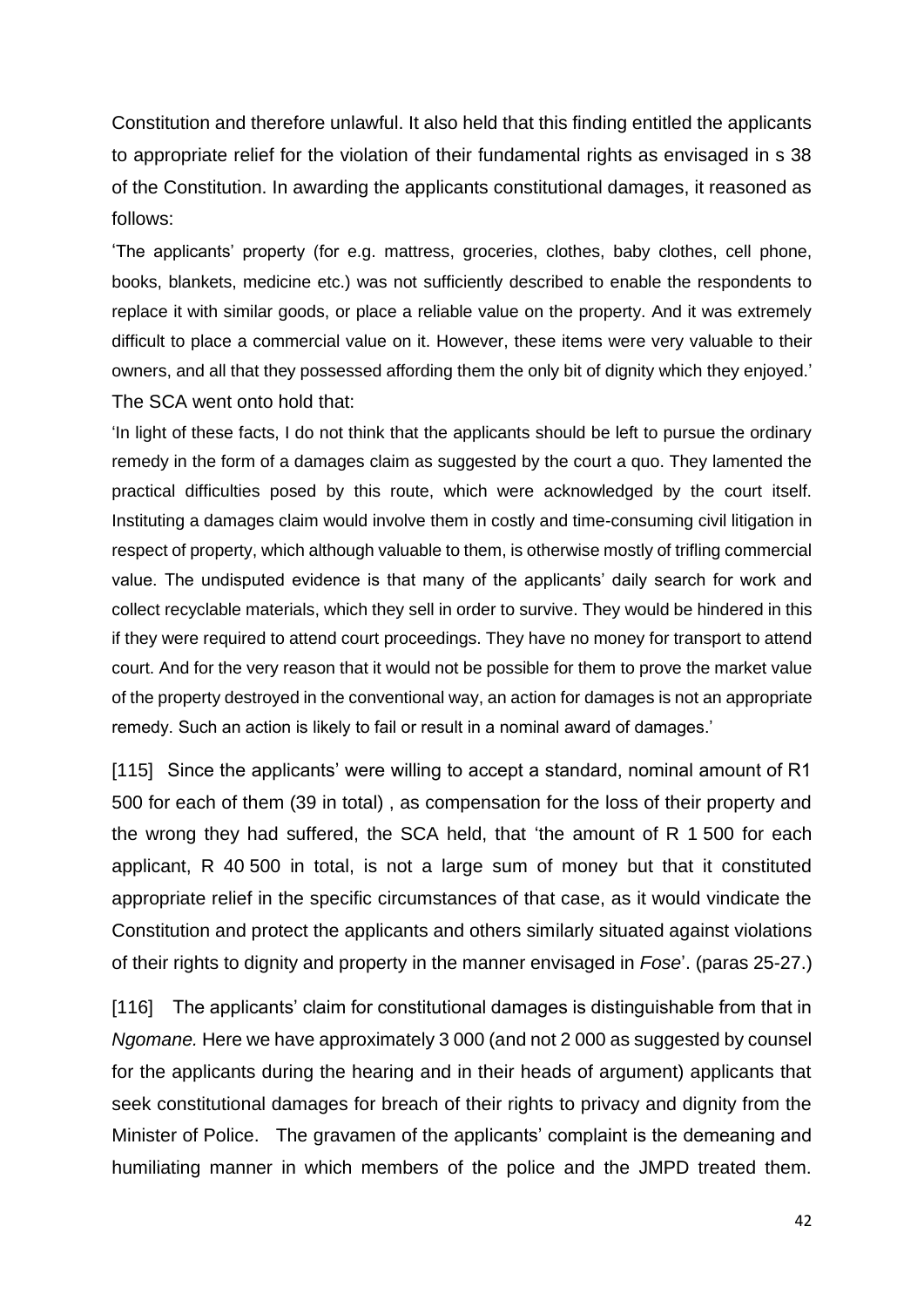Constitution and therefore unlawful. It also held that this finding entitled the applicants to appropriate relief for the violation of their fundamental rights as envisaged in s 38 of the Constitution. In awarding the applicants constitutional damages, it reasoned as follows:

'The applicants' property (for e.g. mattress, groceries, clothes, baby clothes, cell phone, books, blankets, medicine etc.) was not sufficiently described to enable the respondents to replace it with similar goods, or place a reliable value on the property. And it was extremely difficult to place a commercial value on it. However, these items were very valuable to their owners, and all that they possessed affording them the only bit of dignity which they enjoyed.'

The SCA went onto hold that:

'In light of these facts, I do not think that the applicants should be left to pursue the ordinary remedy in the form of a damages claim as suggested by the court a quo. They lamented the practical difficulties posed by this route, which were acknowledged by the court itself. Instituting a damages claim would involve them in costly and time-consuming civil litigation in respect of property, which although valuable to them, is otherwise mostly of trifling commercial value. The undisputed evidence is that many of the applicants' daily search for work and collect recyclable materials, which they sell in order to survive. They would be hindered in this if they were required to attend court proceedings. They have no money for transport to attend court. And for the very reason that it would not be possible for them to prove the market value of the property destroyed in the conventional way, an action for damages is not an appropriate remedy. Such an action is likely to fail or result in a nominal award of damages.'

[115] Since the applicants' were willing to accept a standard, nominal amount of R1 500 for each of them (39 in total) , as compensation for the loss of their property and the wrong they had suffered, the SCA held, that 'the amount of R 1 500 for each applicant, R 40 500 in total, is not a large sum of money but that it constituted appropriate relief in the specific circumstances of that case, as it would vindicate the Constitution and protect the applicants and others similarly situated against violations of their rights to dignity and property in the manner envisaged in *Fose*'. (paras 25-27.)

[116] The applicants' claim for constitutional damages is distinguishable from that in *Ngomane.* Here we have approximately 3 000 (and not 2 000 as suggested by counsel for the applicants during the hearing and in their heads of argument) applicants that seek constitutional damages for breach of their rights to privacy and dignity from the Minister of Police. The gravamen of the applicants' complaint is the demeaning and humiliating manner in which members of the police and the JMPD treated them.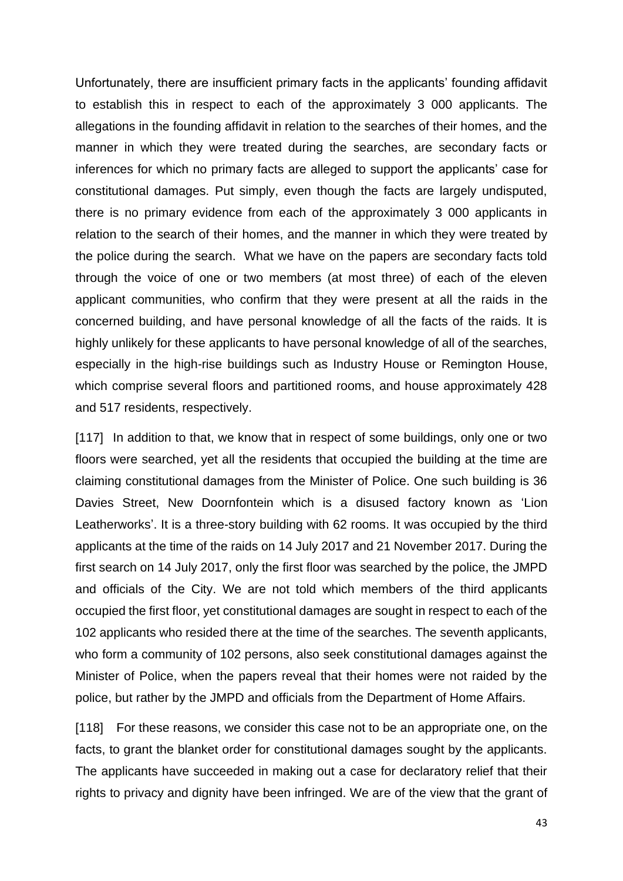Unfortunately, there are insufficient primary facts in the applicants' founding affidavit to establish this in respect to each of the approximately 3 000 applicants. The allegations in the founding affidavit in relation to the searches of their homes, and the manner in which they were treated during the searches, are secondary facts or inferences for which no primary facts are alleged to support the applicants' case for constitutional damages. Put simply, even though the facts are largely undisputed, there is no primary evidence from each of the approximately 3 000 applicants in relation to the search of their homes, and the manner in which they were treated by the police during the search. What we have on the papers are secondary facts told through the voice of one or two members (at most three) of each of the eleven applicant communities, who confirm that they were present at all the raids in the concerned building, and have personal knowledge of all the facts of the raids. It is highly unlikely for these applicants to have personal knowledge of all of the searches, especially in the high-rise buildings such as Industry House or Remington House, which comprise several floors and partitioned rooms, and house approximately 428 and 517 residents, respectively.

[117] In addition to that, we know that in respect of some buildings, only one or two floors were searched, yet all the residents that occupied the building at the time are claiming constitutional damages from the Minister of Police. One such building is 36 Davies Street, New Doornfontein which is a disused factory known as 'Lion Leatherworks'. It is a three-story building with 62 rooms. It was occupied by the third applicants at the time of the raids on 14 July 2017 and 21 November 2017. During the first search on 14 July 2017, only the first floor was searched by the police, the JMPD and officials of the City. We are not told which members of the third applicants occupied the first floor, yet constitutional damages are sought in respect to each of the 102 applicants who resided there at the time of the searches. The seventh applicants, who form a community of 102 persons, also seek constitutional damages against the Minister of Police, when the papers reveal that their homes were not raided by the police, but rather by the JMPD and officials from the Department of Home Affairs.

[118] For these reasons, we consider this case not to be an appropriate one, on the facts, to grant the blanket order for constitutional damages sought by the applicants. The applicants have succeeded in making out a case for declaratory relief that their rights to privacy and dignity have been infringed. We are of the view that the grant of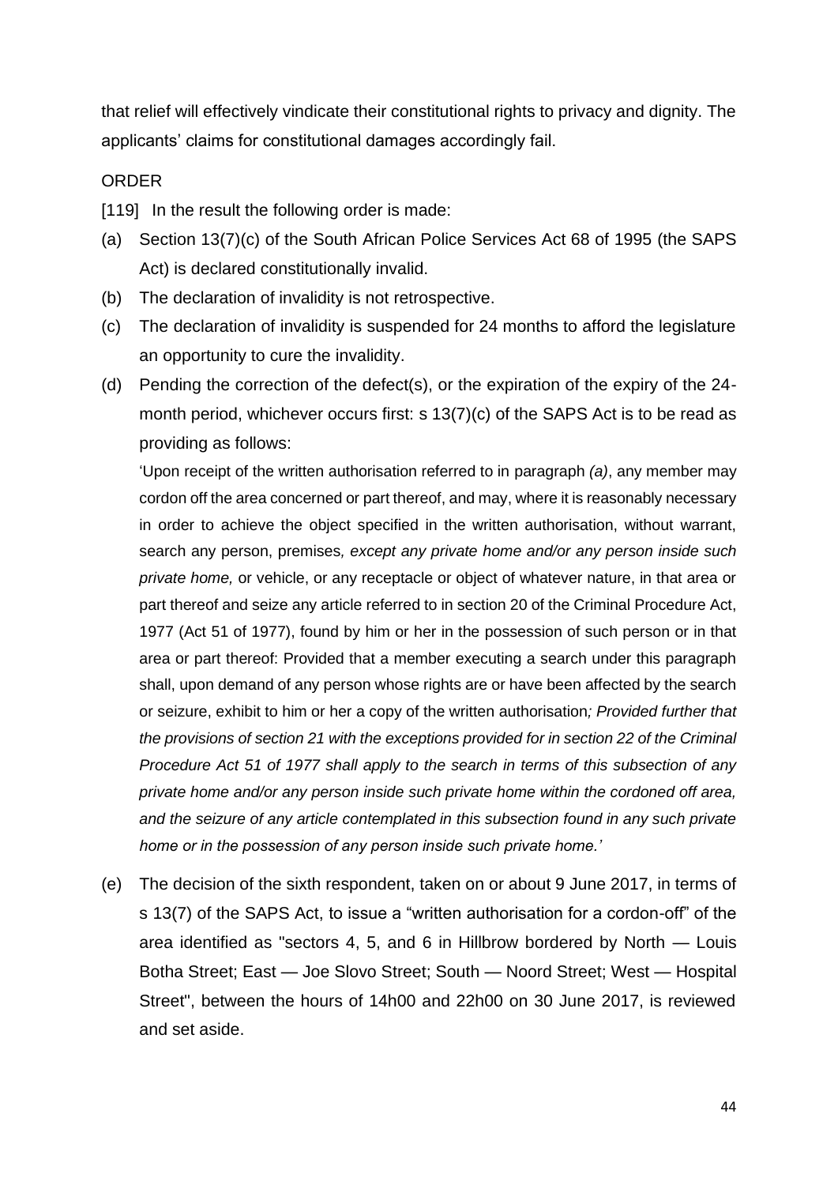that relief will effectively vindicate their constitutional rights to privacy and dignity. The applicants' claims for constitutional damages accordingly fail.

ORDER

[119] In the result the following order is made:

(a) Section 13(7)(c) of the South African Police Services Act 68 of 1995 (the SAPS Act) is declared constitutionally invalid.

(b) The declaration of invalidity is not retrospective.

(c) The declaration of invalidity is suspended for 24 months to afford the legislature an opportunity to cure the invalidity.

(d) Pending the correction of the defect(s), or the expiration of the expiry of the 24-month period, whichever occurs first: s 13(7)(c) of the SAPS Act is to be read as providing as follows:

'Upon receipt of the written authorisation referred to in paragraph *(a)*, any member may cordon off the area concerned or part thereof, and may, where it is reasonably necessary in order to achieve the object specified in the written authorisation, without warrant, search any person, premises*, except any private home and/or any person inside such private home,* or vehicle, or any receptacle or object of whatever nature, in that area or part thereof and seize any article referred to in section 20 of the Criminal Procedure Act, 1977 (Act 51 of 1977), found by him or her in the possession of such person or in that area or part thereof: Provided that a member executing a search under this paragraph shall, upon demand of any person whose rights are or have been affected by the search or seizure, exhibit to him or her a copy of the written authorisation*; Provided further that the provisions of section 21 with the exceptions provided for in section 22 of the Criminal Procedure Act 51 of 1977 shall apply to the search in terms of this subsection of any private home and/or any person inside such private home within the cordoned off area, and the seizure of any article contemplated in this subsection found in any such private home or in the possession of any person inside such private home.'*

(e) The decision of the sixth respondent, taken on or about 9 June 2017, in terms of s 13(7) of the SAPS Act, to issue a "written authorisation for a cordon-off" of the area identified as "sectors 4, 5, and 6 in Hillbrow bordered by North — Louis Botha Street; East — Joe Slovo Street; South — Noord Street; West — Hospital Street", between the hours of 14h00 and 22h00 on 30 June 2017, is reviewed and set aside.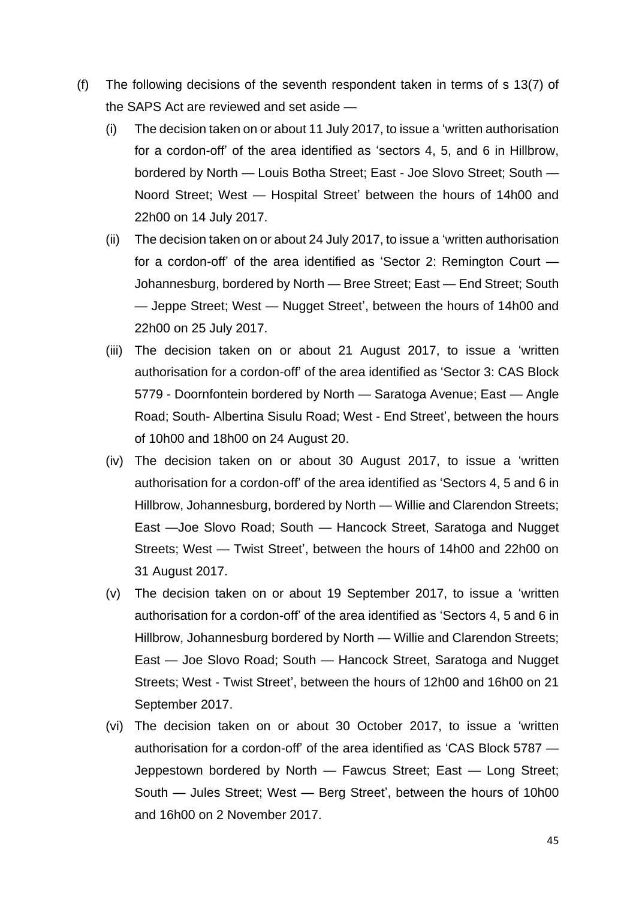(f) The following decisions of the seventh respondent taken in terms of s 13(7) of the SAPS Act are reviewed and set aside —

 (i) The decision taken on or about 11 July 2017, to issue a 'written authorisation for a cordon-off' of the area identified as 'sectors 4, 5, and 6 in Hillbrow, bordered by North — Louis Botha Street; East - Joe Slovo Street; South — Noord Street; West — Hospital Street' between the hours of 14h00 and 22h00 on 14 July 2017.

 (ii) The decision taken on or about 24 July 2017, to issue a 'written authorisation for a cordon-off' of the area identified as 'Sector 2: Remington Court — Johannesburg, bordered by North — Bree Street; East — End Street; South — Jeppe Street; West — Nugget Street', between the hours of 14h00 and 22h00 on 25 July 2017.

 (iii) The decision taken on or about 21 August 2017, to issue a 'written authorisation for a cordon-off' of the area identified as 'Sector 3: CAS Block 5779 - Doornfontein bordered by North — Saratoga Avenue; East — Angle Road; South- Albertina Sisulu Road; West - End Street', between the hours of 10h00 and 18h00 on 24 August 20.

 (iv) The decision taken on or about 30 August 2017, to issue a 'written authorisation for a cordon-off' of the area identified as 'Sectors 4, 5 and 6 in Hillbrow, Johannesburg, bordered by North — Willie and Clarendon Streets; East —Joe Slovo Road; South — Hancock Street, Saratoga and Nugget Streets; West — Twist Street', between the hours of 14h00 and 22h00 on 31 August 2017.

 (v) The decision taken on or about 19 September 2017, to issue a 'written authorisation for a cordon-off' of the area identified as 'Sectors 4, 5 and 6 in Hillbrow, Johannesburg bordered by North — Willie and Clarendon Streets; East — Joe Slovo Road; South — Hancock Street, Saratoga and Nugget Streets; West - Twist Street', between the hours of 12h00 and 16h00 on 21 September 2017.

 (vi) The decision taken on or about 30 October 2017, to issue a 'written authorisation for a cordon-off' of the area identified as 'CAS Block 5787 — Jeppestown bordered by North — Fawcus Street; East — Long Street; South — Jules Street; West — Berg Street', between the hours of 10h00 and 16h00 on 2 November 2017.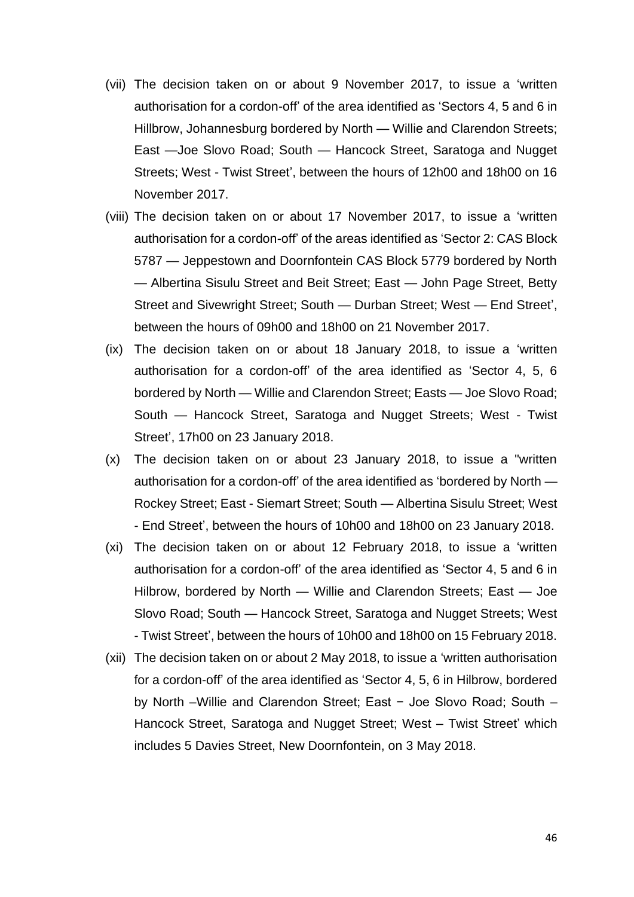(vii) The decision taken on or about 9 November 2017, to issue a 'written authorisation for a cordon-off' of the area identified as 'Sectors 4, 5 and 6 in Hillbrow, Johannesburg bordered by North — Willie and Clarendon Streets; East —Joe Slovo Road; South — Hancock Street, Saratoga and Nugget Streets; West - Twist Street', between the hours of 12h00 and 18h00 on 16 November 2017.

(viii) The decision taken on or about 17 November 2017, to issue a 'written authorisation for a cordon-off' of the areas identified as 'Sector 2: CAS Block 5787 — Jeppestown and Doornfontein CAS Block 5779 bordered by North — Albertina Sisulu Street and Beit Street; East — John Page Street, Betty Street and Sivewright Street; South — Durban Street; West — End Street', between the hours of 09h00 and 18h00 on 21 November 2017.

(ix) The decision taken on or about 18 January 2018, to issue a 'written authorisation for a cordon-off' of the area identified as 'Sector 4, 5, 6 bordered by North — Willie and Clarendon Street; Easts — Joe Slovo Road; South — Hancock Street, Saratoga and Nugget Streets; West - Twist Street', 17h00 on 23 January 2018.

(x) The decision taken on or about 23 January 2018, to issue a "written authorisation for a cordon-off' of the area identified as 'bordered by North — Rockey Street; East - Siemart Street; South — Albertina Sisulu Street; West - End Street', between the hours of 10h00 and 18h00 on 23 January 2018.

(xi) The decision taken on or about 12 February 2018, to issue a 'written authorisation for a cordon-off' of the area identified as 'Sector 4, 5 and 6 in Hilbrow, bordered by North — Willie and Clarendon Streets; East — Joe Slovo Road; South — Hancock Street, Saratoga and Nugget Streets; West - Twist Street', between the hours of 10h00 and 18h00 on 15 February 2018.

(xii) The decision taken on or about 2 May 2018, to issue a 'written authorisation for a cordon-off' of the area identified as 'Sector 4, 5, 6 in Hilbrow, bordered by North –Willie and Clarendon Street; East − Joe Slovo Road; South – Hancock Street, Saratoga and Nugget Street; West – Twist Street' which includes 5 Davies Street, New Doornfontein, on 3 May 2018.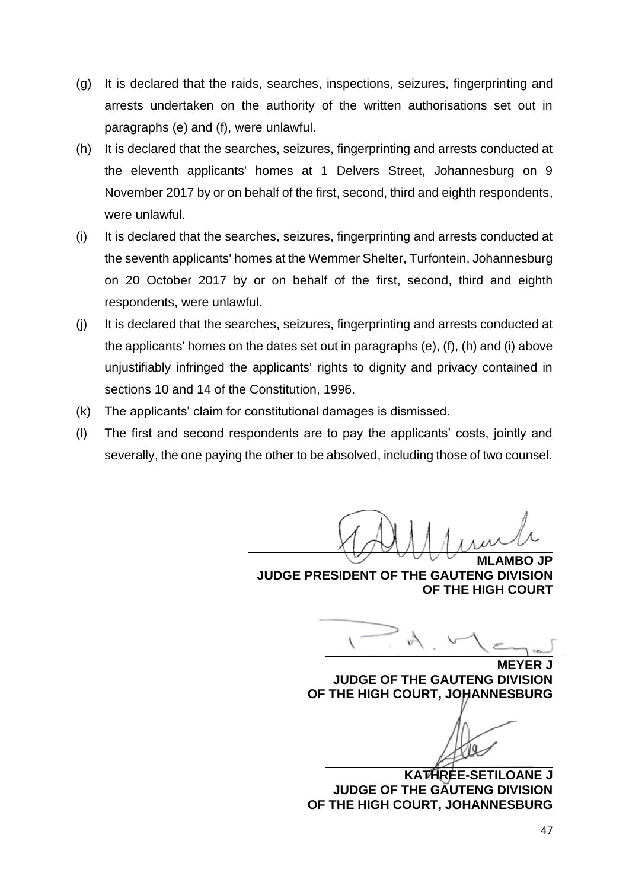(g) It is declared that the raids, searches, inspections, seizures, fingerprinting and arrests undertaken on the authority of the written authorisations set out in paragraphs (e) and (f), were unlawful.

(h) It is declared that the searches, seizures, fingerprinting and arrests conducted at the eleventh applicants' homes at 1 Delvers Street, Johannesburg on 9 November 2017 by or on behalf of the first, second, third and eighth respondents, were unlawful.

(i) It is declared that the searches, seizures, fingerprinting and arrests conducted at the seventh applicants' homes at the Wemmer Shelter, Turfontein, Johannesburg on 20 October 2017 by or on behalf of the first, second, third and eighth respondents, were unlawful.

(j) It is declared that the searches, seizures, fingerprinting and arrests conducted at the applicants' homes on the dates set out in paragraphs (e), (f), (h) and (i) above unjustifiably infringed the applicants' rights to dignity and privacy contained in sections 10 and 14 of the Constitution, 1996.

(k) The applicants' claim for constitutional damages is dismissed.

(l) The first and second respondents are to pay the applicants' costs, jointly and severally, the one paying the other to be absolved, including those of two counsel.

**MLAMBO JP**
**JUDGE PRESIDENT OF THE GAUTENG DIVISION OF THE HIGH COURT**

**MEYER J**
**JUDGE OF THE GAUTENG DIVISION OF THE HIGH COURT, JOHANNESBURG**

**KATHREE-SETILOANE J**
**JUDGE OF THE GAUTENG DIVISION OF THE HIGH COURT, JOHANNESBURG**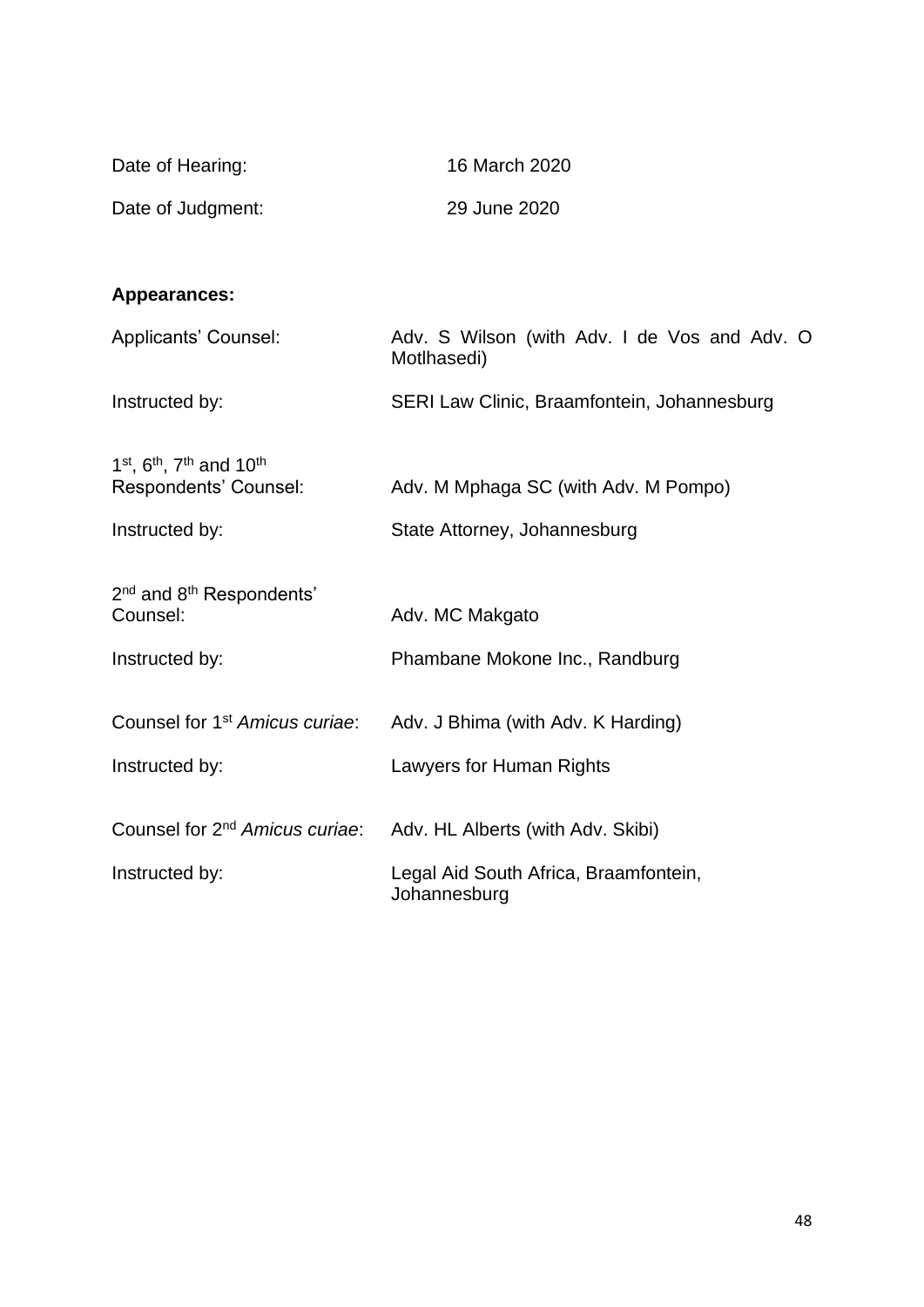Date of Hearing: 16 March 2020

Date of Judgment: 29 June 2020

**Appearances:**

| | |
|---|---|
| Applicants' Counsel: | Adv. S Wilson (with Adv. I de Vos and Adv. O Motlhasedi) |
| Instructed by: | SERI Law Clinic, Braamfontein, Johannesburg |
| 1st, 6th, 7th and 10th Respondents' Counsel: | Adv. M Mphaga SC (with Adv. M Pompo) |
| Instructed by: | State Attorney, Johannesburg |
| 2nd and 8th Respondents' Counsel: | Adv. MC Makgato |
| Instructed by: | Phambane Mokone Inc., Randburg |
| Counsel for 1st *Amicus curiae*: | Adv. J Bhima (with Adv. K Harding) |
| Instructed by: | Lawyers for Human Rights |
| Counsel for 2nd *Amicus curiae*: | Adv. HL Alberts (with Adv. Skibi) |
| Instructed by: | Legal Aid South Africa, Braamfontein, Johannesburg |